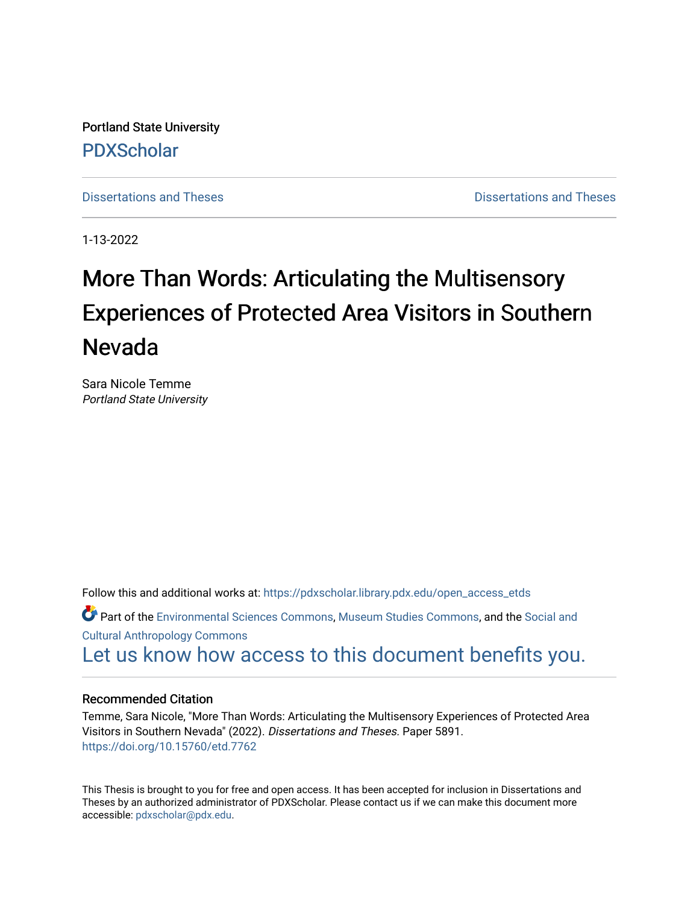Portland State University

PDXScholar

Dissertations and Theses Dissertations and Theses

1-13-2022

# More Than Words: Articulating the Multisensory Experiences of Protected Area Visitors in Southern Nevada

Sara Nicole Temme
*Portland State University*

Follow this and additional works at: https://pdxscholar.library.pdx.edu/open_access_etds

Part of the Environmental Sciences Commons, Museum Studies Commons, and the Social and Cultural Anthropology Commons

Let us know how access to this document benefits you.

## Recommended Citation

Temme, Sara Nicole, "More Than Words: Articulating the Multisensory Experiences of Protected Area Visitors in Southern Nevada" (2022). *Dissertations and Theses.* Paper 5891.
https://doi.org/10.15760/etd.7762

This Thesis is brought to you for free and open access. It has been accepted for inclusion in Dissertations and Theses by an authorized administrator of PDXScholar. Please contact us if we can make this document more accessible: pdxscholar@pdx.edu.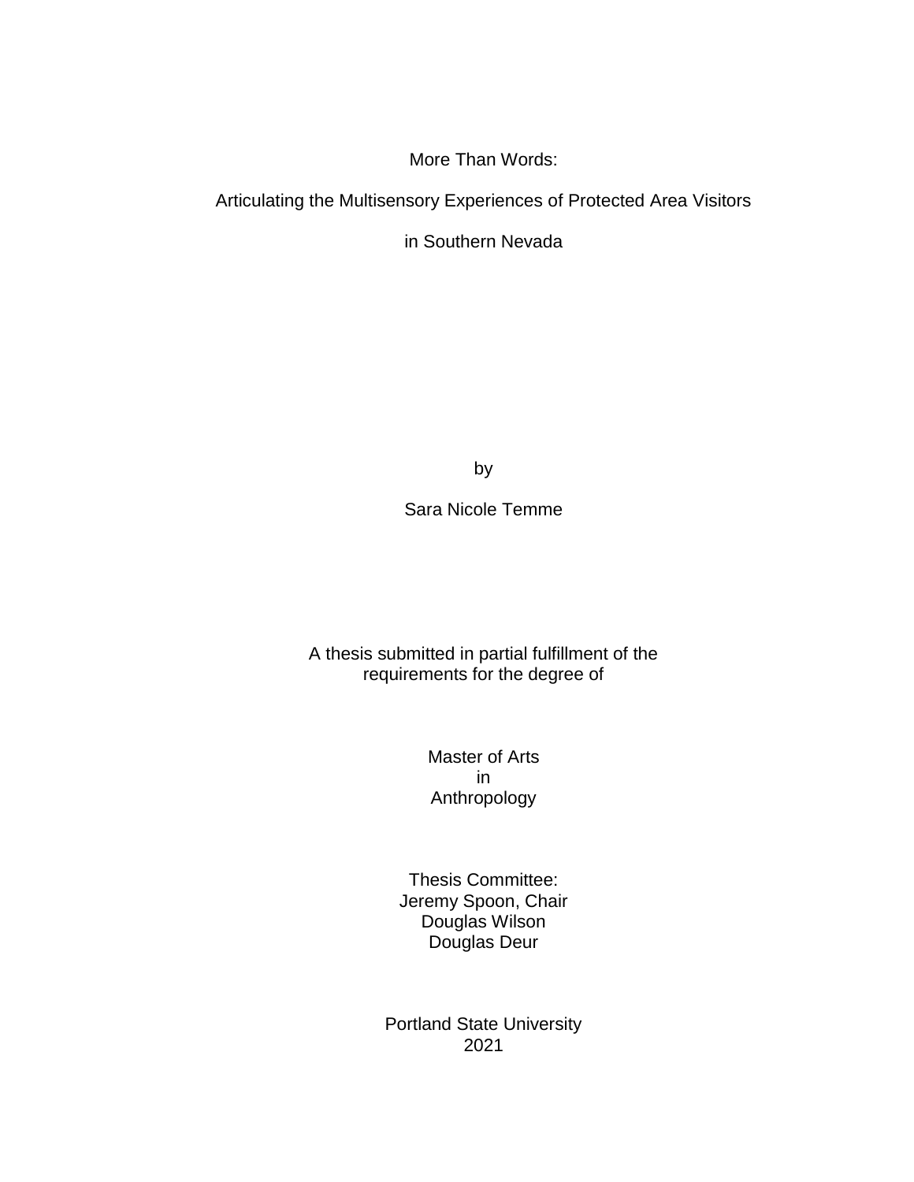# More Than Words:

# Articulating the Multisensory Experiences of Protected Area Visitors

# in Southern Nevada

by

Sara Nicole Temme

A thesis submitted in partial fulfillment of the requirements for the degree of

Master of Arts
in
Anthropology

Thesis Committee:
Jeremy Spoon, Chair
Douglas Wilson
Douglas Deur

Portland State University
2021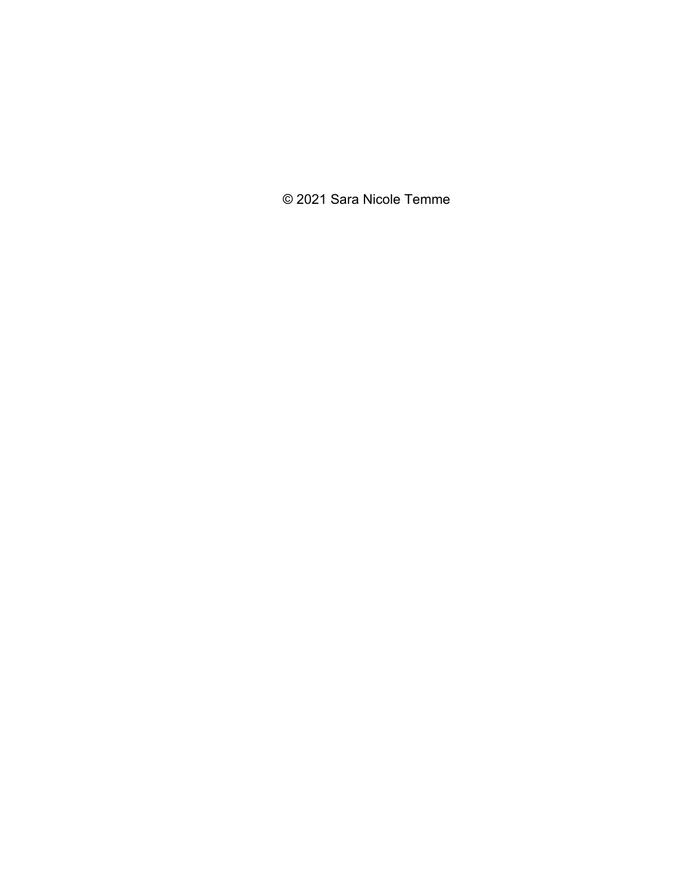© 2021 Sara Nicole Temme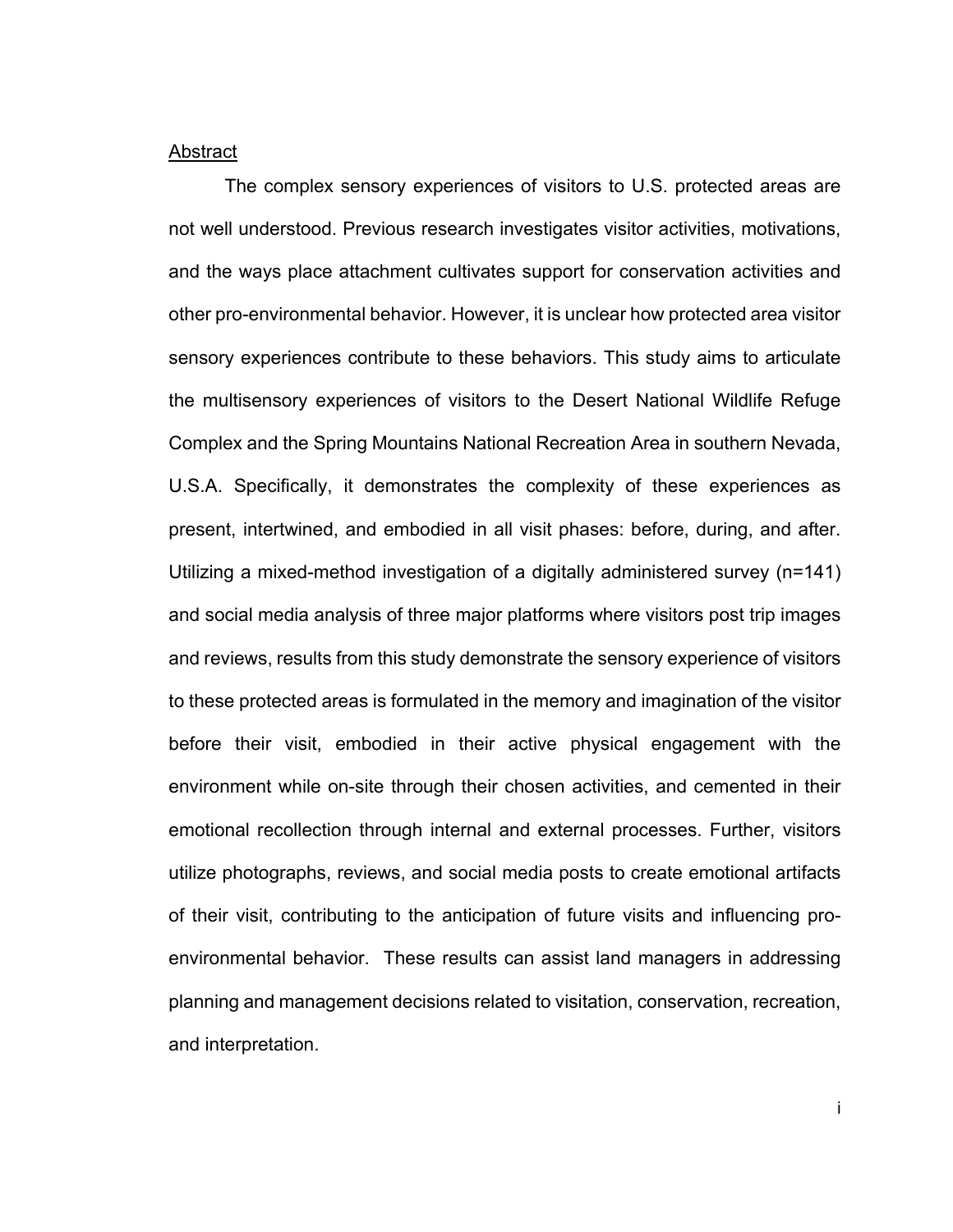## Abstract

The complex sensory experiences of visitors to U.S. protected areas are not well understood. Previous research investigates visitor activities, motivations, and the ways place attachment cultivates support for conservation activities and other pro-environmental behavior. However, it is unclear how protected area visitor sensory experiences contribute to these behaviors. This study aims to articulate the multisensory experiences of visitors to the Desert National Wildlife Refuge Complex and the Spring Mountains National Recreation Area in southern Nevada, U.S.A. Specifically, it demonstrates the complexity of these experiences as present, intertwined, and embodied in all visit phases: before, during, and after. Utilizing a mixed-method investigation of a digitally administered survey (n=141) and social media analysis of three major platforms where visitors post trip images and reviews, results from this study demonstrate the sensory experience of visitors to these protected areas is formulated in the memory and imagination of the visitor before their visit, embodied in their active physical engagement with the environment while on-site through their chosen activities, and cemented in their emotional recollection through internal and external processes. Further, visitors utilize photographs, reviews, and social media posts to create emotional artifacts of their visit, contributing to the anticipation of future visits and influencing pro-environmental behavior. These results can assist land managers in addressing planning and management decisions related to visitation, conservation, recreation, and interpretation.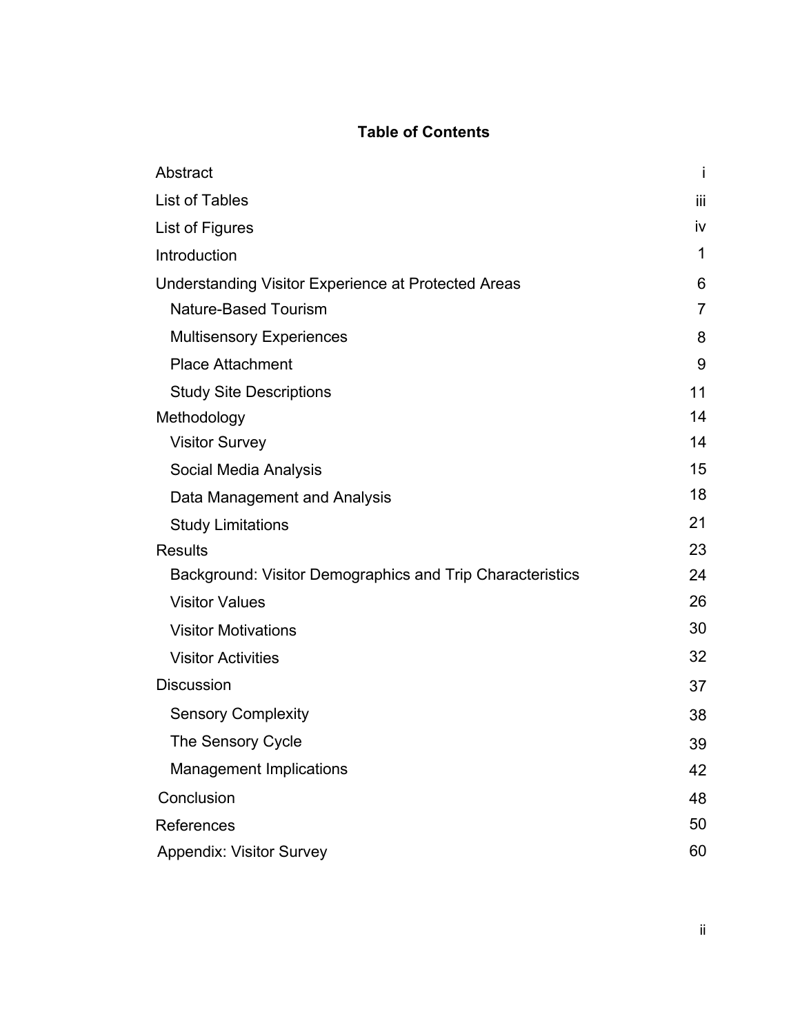## Table of Contents

| | |
|---|---|
| Abstract | i |
| List of Tables | iii |
| List of Figures | iv |
| Introduction | 1 |
| Understanding Visitor Experience at Protected Areas | 6 |
| Nature-Based Tourism | 7 |
| Multisensory Experiences | 8 |
| Place Attachment | 9 |
| Study Site Descriptions | 11 |
| Methodology | 14 |
| Visitor Survey | 14 |
| Social Media Analysis | 15 |
| Data Management and Analysis | 18 |
| Study Limitations | 21 |
| Results | 23 |
| Background: Visitor Demographics and Trip Characteristics | 24 |
| Visitor Values | 26 |
| Visitor Motivations | 30 |
| Visitor Activities | 32 |
| Discussion | 37 |
| Sensory Complexity | 38 |
| The Sensory Cycle | 39 |
| Management Implications | 42 |
| Conclusion | 48 |
| References | 50 |
| Appendix: Visitor Survey | 60 |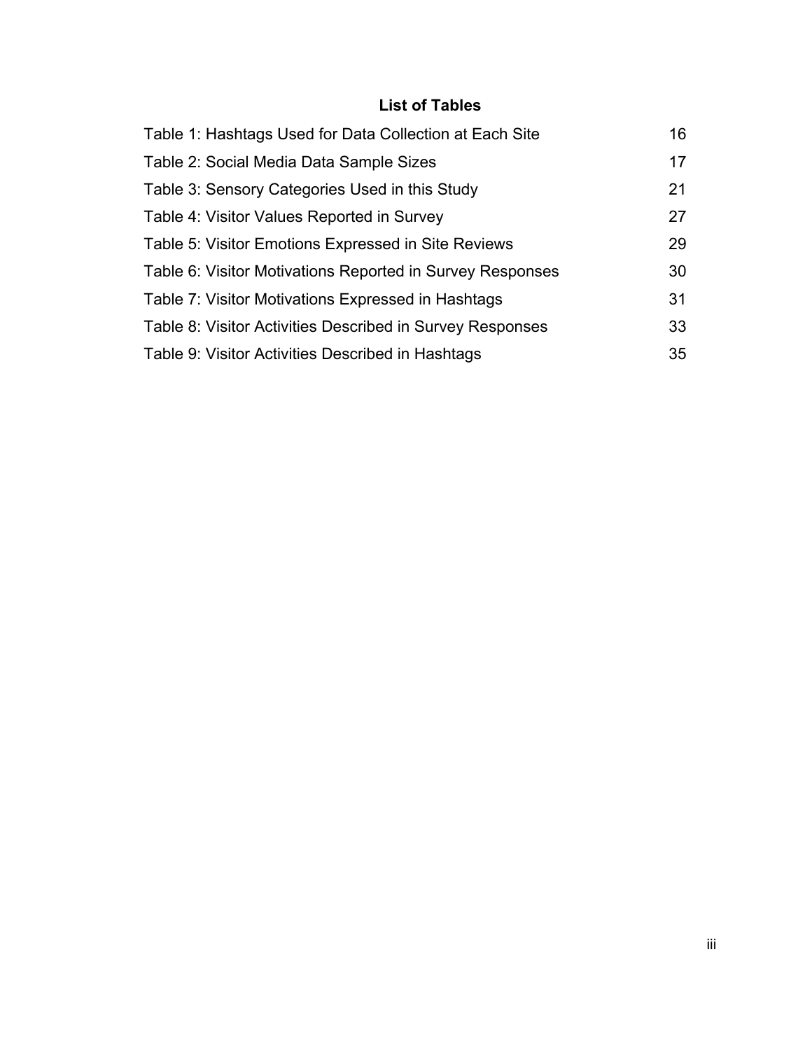## List of Tables

| | |
|---|---|
| Table 1: Hashtags Used for Data Collection at Each Site | 16 |
| Table 2: Social Media Data Sample Sizes | 17 |
| Table 3: Sensory Categories Used in this Study | 21 |
| Table 4: Visitor Values Reported in Survey | 27 |
| Table 5: Visitor Emotions Expressed in Site Reviews | 29 |
| Table 6: Visitor Motivations Reported in Survey Responses | 30 |
| Table 7: Visitor Motivations Expressed in Hashtags | 31 |
| Table 8: Visitor Activities Described in Survey Responses | 33 |
| Table 9: Visitor Activities Described in Hashtags | 35 |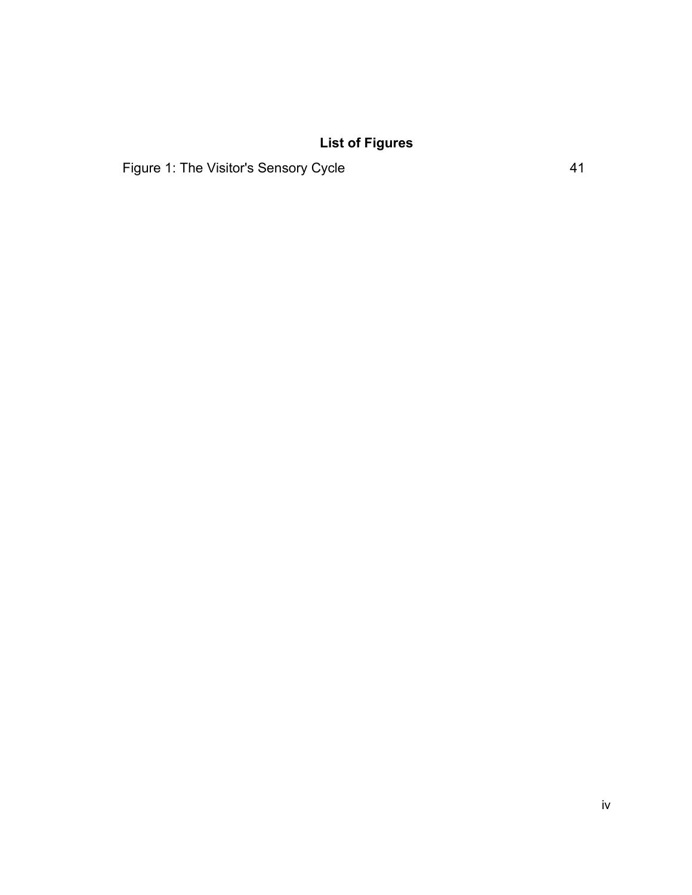## List of Figures

Figure 1: The Visitor's Sensory Cycle 41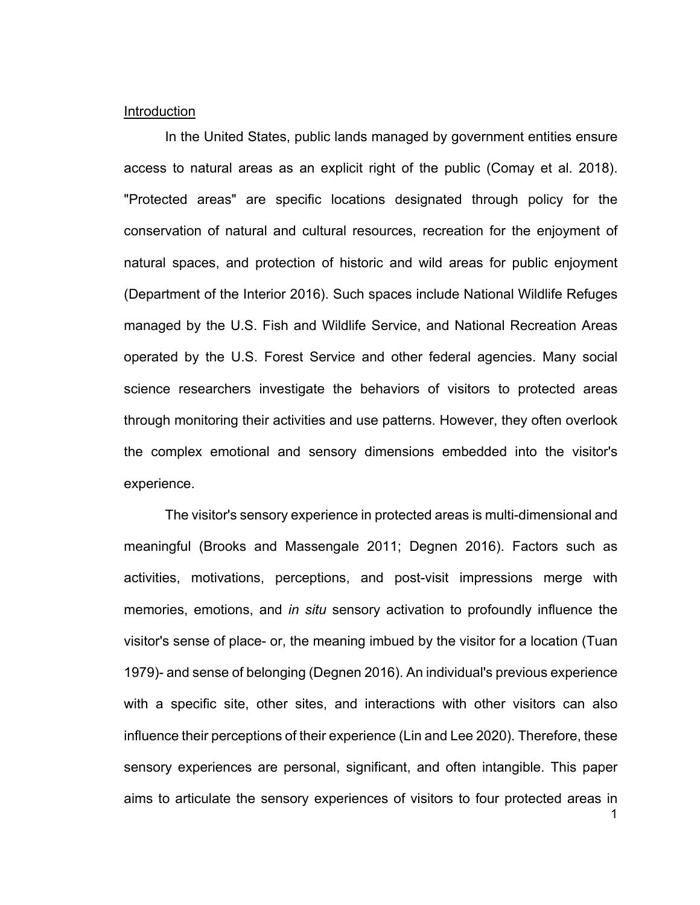## Introduction

In the United States, public lands managed by government entities ensure access to natural areas as an explicit right of the public (Comay et al. 2018). "Protected areas" are specific locations designated through policy for the conservation of natural and cultural resources, recreation for the enjoyment of natural spaces, and protection of historic and wild areas for public enjoyment (Department of the Interior 2016). Such spaces include National Wildlife Refuges managed by the U.S. Fish and Wildlife Service, and National Recreation Areas operated by the U.S. Forest Service and other federal agencies. Many social science researchers investigate the behaviors of visitors to protected areas through monitoring their activities and use patterns. However, they often overlook the complex emotional and sensory dimensions embedded into the visitor's experience.

The visitor's sensory experience in protected areas is multi-dimensional and meaningful (Brooks and Massengale 2011; Degnen 2016). Factors such as activities, motivations, perceptions, and post-visit impressions merge with memories, emotions, and *in situ* sensory activation to profoundly influence the visitor's sense of place- or, the meaning imbued by the visitor for a location (Tuan 1979)- and sense of belonging (Degnen 2016). An individual's previous experience with a specific site, other sites, and interactions with other visitors can also influence their perceptions of their experience (Lin and Lee 2020). Therefore, these sensory experiences are personal, significant, and often intangible. This paper aims to articulate the sensory experiences of visitors to four protected areas in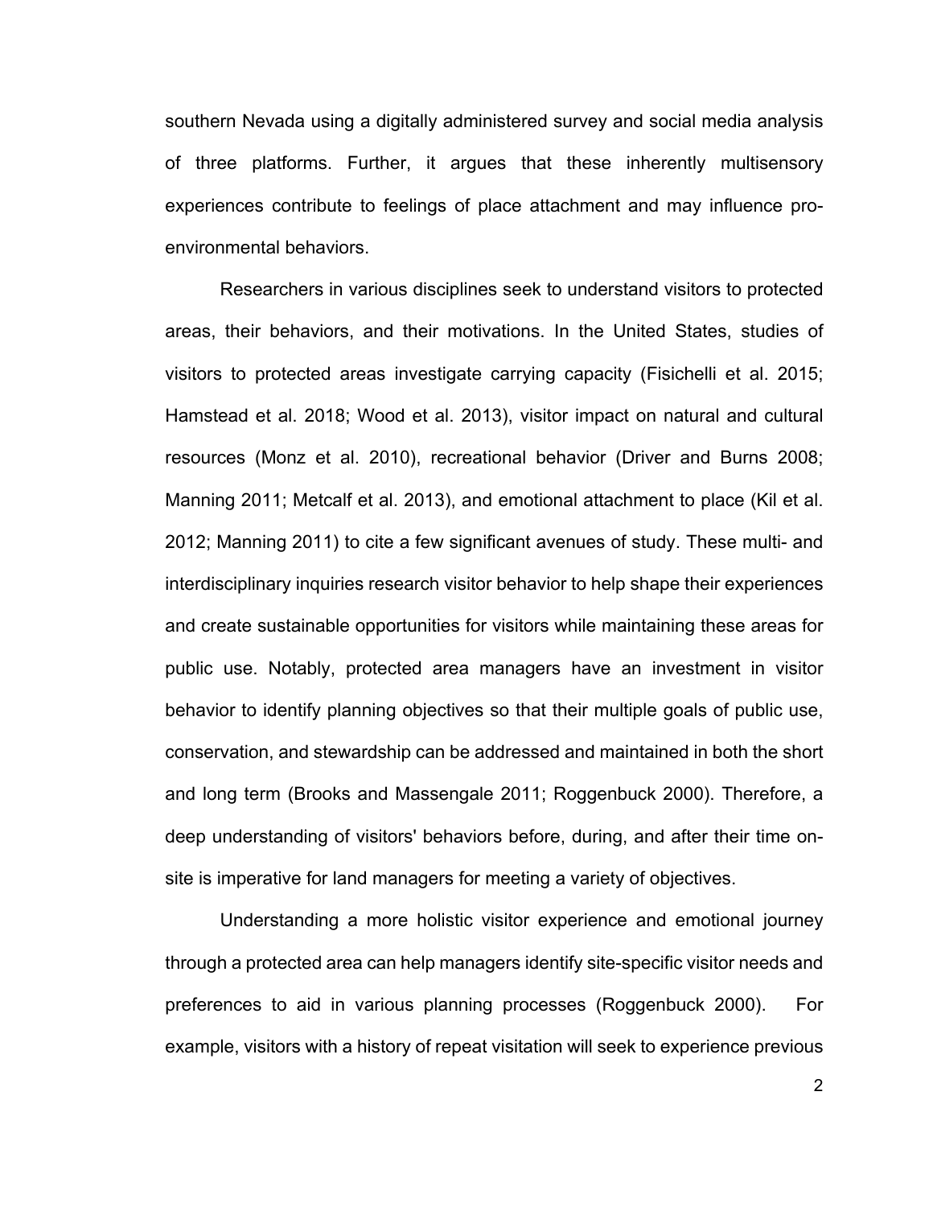southern Nevada using a digitally administered survey and social media analysis of three platforms. Further, it argues that these inherently multisensory experiences contribute to feelings of place attachment and may influence pro-environmental behaviors.

Researchers in various disciplines seek to understand visitors to protected areas, their behaviors, and their motivations. In the United States, studies of visitors to protected areas investigate carrying capacity (Fisichelli et al. 2015; Hamstead et al. 2018; Wood et al. 2013), visitor impact on natural and cultural resources (Monz et al. 2010), recreational behavior (Driver and Burns 2008; Manning 2011; Metcalf et al. 2013), and emotional attachment to place (Kil et al. 2012; Manning 2011) to cite a few significant avenues of study. These multi- and interdisciplinary inquiries research visitor behavior to help shape their experiences and create sustainable opportunities for visitors while maintaining these areas for public use. Notably, protected area managers have an investment in visitor behavior to identify planning objectives so that their multiple goals of public use, conservation, and stewardship can be addressed and maintained in both the short and long term (Brooks and Massengale 2011; Roggenbuck 2000). Therefore, a deep understanding of visitors' behaviors before, during, and after their time on-site is imperative for land managers for meeting a variety of objectives.

Understanding a more holistic visitor experience and emotional journey through a protected area can help managers identify site-specific visitor needs and preferences to aid in various planning processes (Roggenbuck 2000). For example, visitors with a history of repeat visitation will seek to experience previous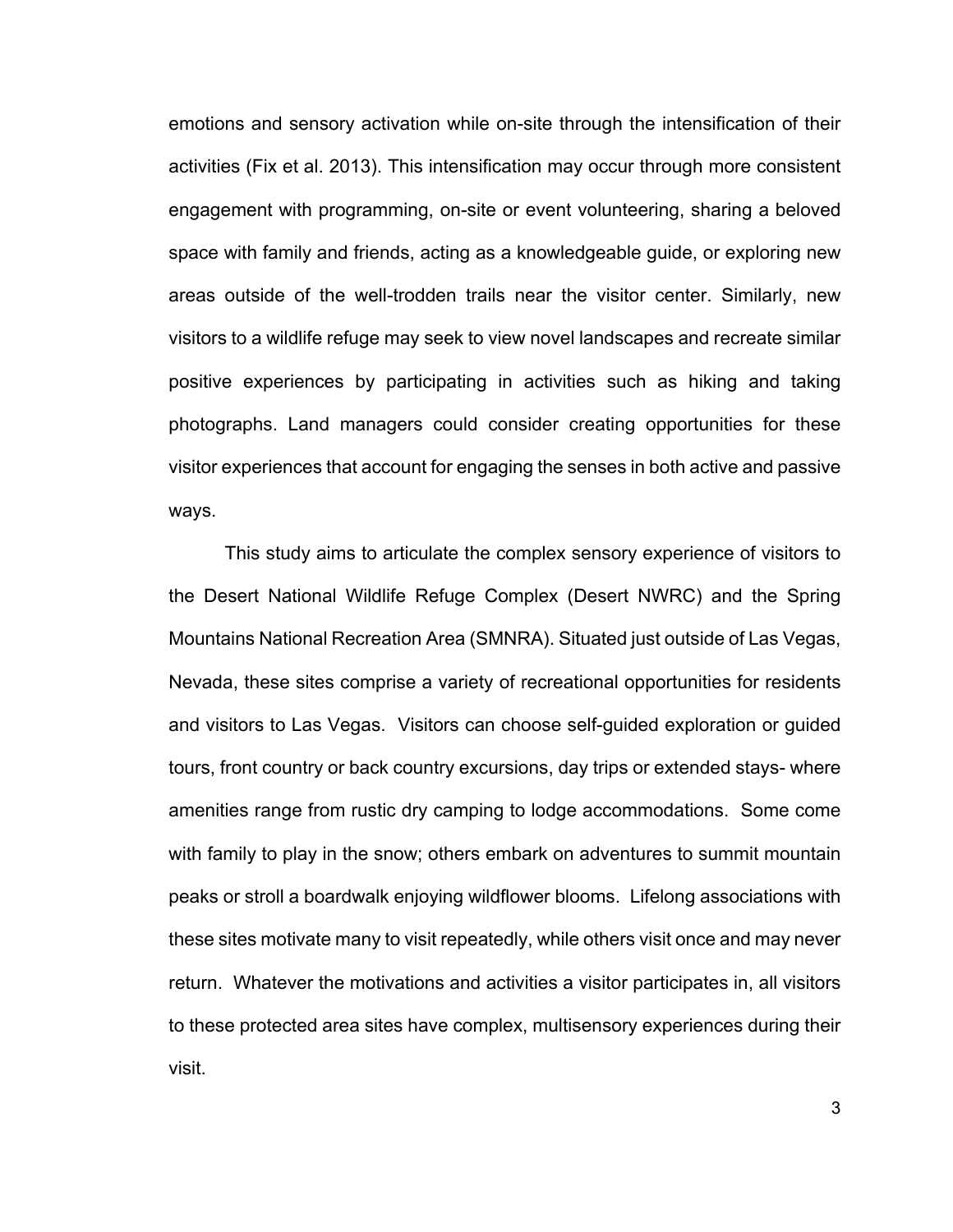emotions and sensory activation while on-site through the intensification of their activities (Fix et al. 2013). This intensification may occur through more consistent engagement with programming, on-site or event volunteering, sharing a beloved space with family and friends, acting as a knowledgeable guide, or exploring new areas outside of the well-trodden trails near the visitor center. Similarly, new visitors to a wildlife refuge may seek to view novel landscapes and recreate similar positive experiences by participating in activities such as hiking and taking photographs. Land managers could consider creating opportunities for these visitor experiences that account for engaging the senses in both active and passive ways.

This study aims to articulate the complex sensory experience of visitors to the Desert National Wildlife Refuge Complex (Desert NWRC) and the Spring Mountains National Recreation Area (SMNRA). Situated just outside of Las Vegas, Nevada, these sites comprise a variety of recreational opportunities for residents and visitors to Las Vegas. Visitors can choose self-guided exploration or guided tours, front country or back country excursions, day trips or extended stays- where amenities range from rustic dry camping to lodge accommodations. Some come with family to play in the snow; others embark on adventures to summit mountain peaks or stroll a boardwalk enjoying wildflower blooms. Lifelong associations with these sites motivate many to visit repeatedly, while others visit once and may never return. Whatever the motivations and activities a visitor participates in, all visitors to these protected area sites have complex, multisensory experiences during their visit.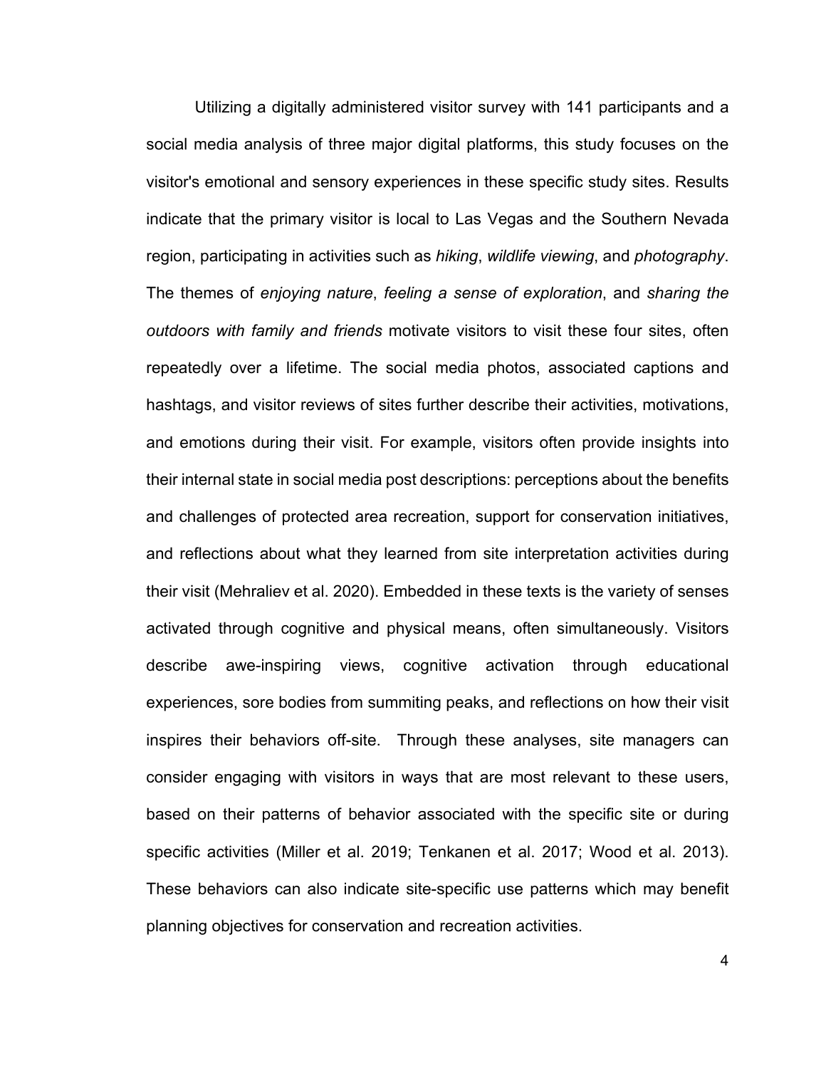Utilizing a digitally administered visitor survey with 141 participants and a social media analysis of three major digital platforms, this study focuses on the visitor's emotional and sensory experiences in these specific study sites. Results indicate that the primary visitor is local to Las Vegas and the Southern Nevada region, participating in activities such as *hiking*, *wildlife viewing*, and *photography*. The themes of *enjoying nature*, *feeling a sense of exploration*, and *sharing the outdoors with family and friends* motivate visitors to visit these four sites, often repeatedly over a lifetime. The social media photos, associated captions and hashtags, and visitor reviews of sites further describe their activities, motivations, and emotions during their visit. For example, visitors often provide insights into their internal state in social media post descriptions: perceptions about the benefits and challenges of protected area recreation, support for conservation initiatives, and reflections about what they learned from site interpretation activities during their visit (Mehraliev et al. 2020). Embedded in these texts is the variety of senses activated through cognitive and physical means, often simultaneously. Visitors describe awe-inspiring views, cognitive activation through educational experiences, sore bodies from summiting peaks, and reflections on how their visit inspires their behaviors off-site. Through these analyses, site managers can consider engaging with visitors in ways that are most relevant to these users, based on their patterns of behavior associated with the specific site or during specific activities (Miller et al. 2019; Tenkanen et al. 2017; Wood et al. 2013). These behaviors can also indicate site-specific use patterns which may benefit planning objectives for conservation and recreation activities.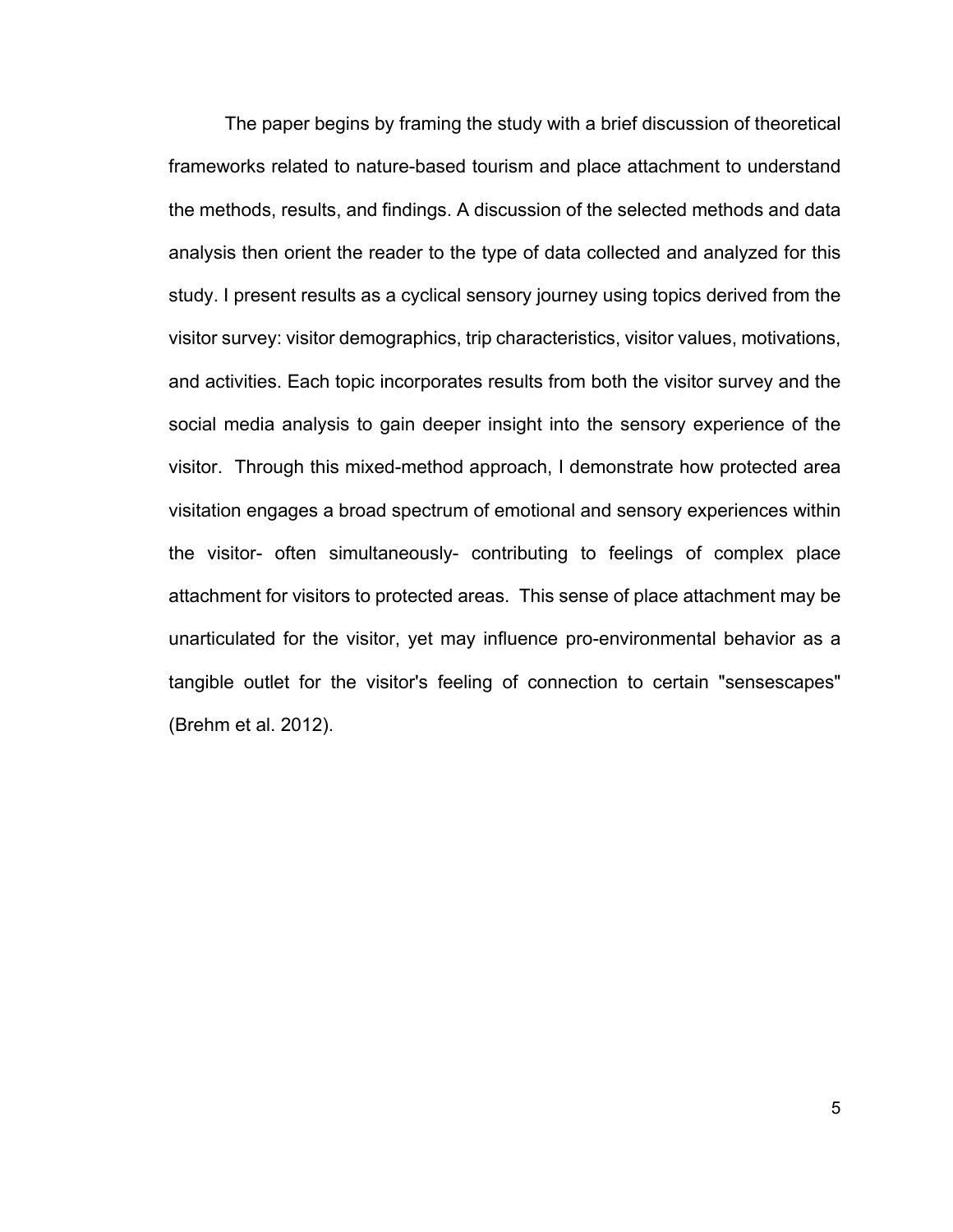The paper begins by framing the study with a brief discussion of theoretical frameworks related to nature-based tourism and place attachment to understand the methods, results, and findings. A discussion of the selected methods and data analysis then orient the reader to the type of data collected and analyzed for this study. I present results as a cyclical sensory journey using topics derived from the visitor survey: visitor demographics, trip characteristics, visitor values, motivations, and activities. Each topic incorporates results from both the visitor survey and the social media analysis to gain deeper insight into the sensory experience of the visitor. Through this mixed-method approach, I demonstrate how protected area visitation engages a broad spectrum of emotional and sensory experiences within the visitor- often simultaneously- contributing to feelings of complex place attachment for visitors to protected areas. This sense of place attachment may be unarticulated for the visitor, yet may influence pro-environmental behavior as a tangible outlet for the visitor's feeling of connection to certain "sensescapes" (Brehm et al. 2012).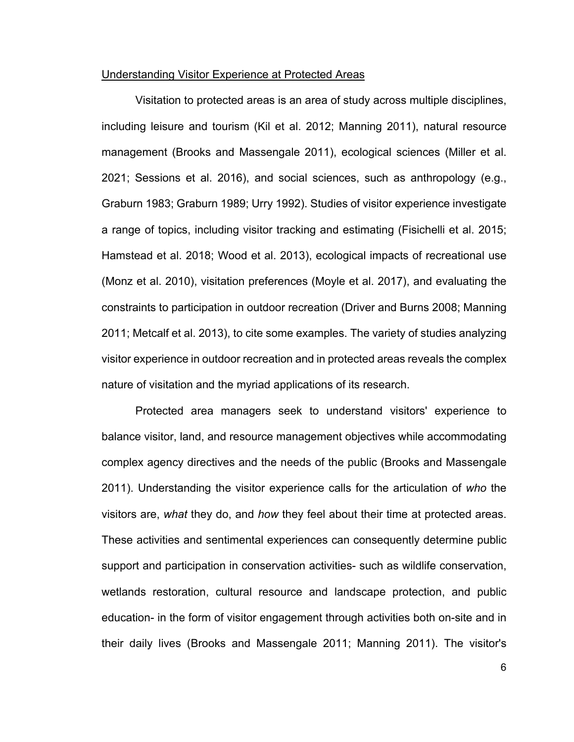Understanding Visitor Experience at Protected Areas

Visitation to protected areas is an area of study across multiple disciplines, including leisure and tourism (Kil et al. 2012; Manning 2011), natural resource management (Brooks and Massengale 2011), ecological sciences (Miller et al. 2021; Sessions et al. 2016), and social sciences, such as anthropology (e.g., Graburn 1983; Graburn 1989; Urry 1992). Studies of visitor experience investigate a range of topics, including visitor tracking and estimating (Fisichelli et al. 2015; Hamstead et al. 2018; Wood et al. 2013), ecological impacts of recreational use (Monz et al. 2010), visitation preferences (Moyle et al. 2017), and evaluating the constraints to participation in outdoor recreation (Driver and Burns 2008; Manning 2011; Metcalf et al. 2013), to cite some examples. The variety of studies analyzing visitor experience in outdoor recreation and in protected areas reveals the complex nature of visitation and the myriad applications of its research.

Protected area managers seek to understand visitors' experience to balance visitor, land, and resource management objectives while accommodating complex agency directives and the needs of the public (Brooks and Massengale 2011). Understanding the visitor experience calls for the articulation of *who* the visitors are, *what* they do, and *how* they feel about their time at protected areas. These activities and sentimental experiences can consequently determine public support and participation in conservation activities- such as wildlife conservation, wetlands restoration, cultural resource and landscape protection, and public education- in the form of visitor engagement through activities both on-site and in their daily lives (Brooks and Massengale 2011; Manning 2011). The visitor's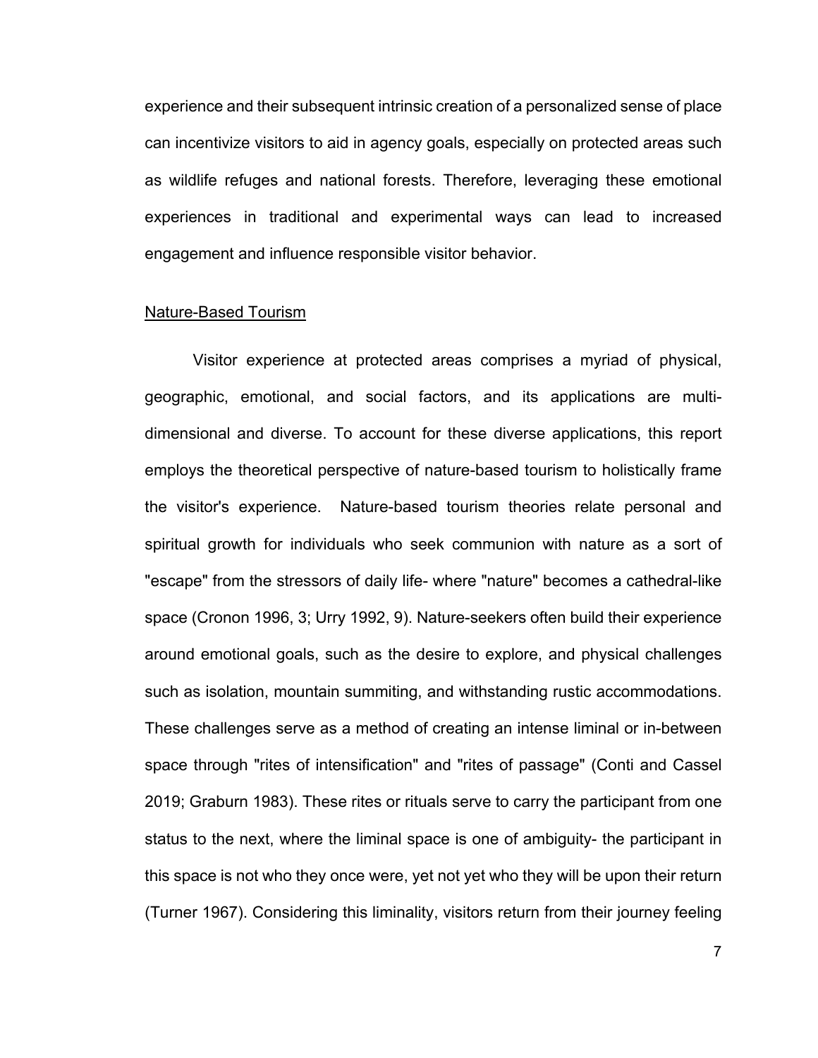experience and their subsequent intrinsic creation of a personalized sense of place can incentivize visitors to aid in agency goals, especially on protected areas such as wildlife refuges and national forests. Therefore, leveraging these emotional experiences in traditional and experimental ways can lead to increased engagement and influence responsible visitor behavior.

## Nature-Based Tourism

Visitor experience at protected areas comprises a myriad of physical, geographic, emotional, and social factors, and its applications are multi-dimensional and diverse. To account for these diverse applications, this report employs the theoretical perspective of nature-based tourism to holistically frame the visitor's experience. Nature-based tourism theories relate personal and spiritual growth for individuals who seek communion with nature as a sort of "escape" from the stressors of daily life- where "nature" becomes a cathedral-like space (Cronon 1996, 3; Urry 1992, 9). Nature-seekers often build their experience around emotional goals, such as the desire to explore, and physical challenges such as isolation, mountain summiting, and withstanding rustic accommodations. These challenges serve as a method of creating an intense liminal or in-between space through "rites of intensification" and "rites of passage" (Conti and Cassel 2019; Graburn 1983). These rites or rituals serve to carry the participant from one status to the next, where the liminal space is one of ambiguity- the participant in this space is not who they once were, yet not yet who they will be upon their return (Turner 1967). Considering this liminality, visitors return from their journey feeling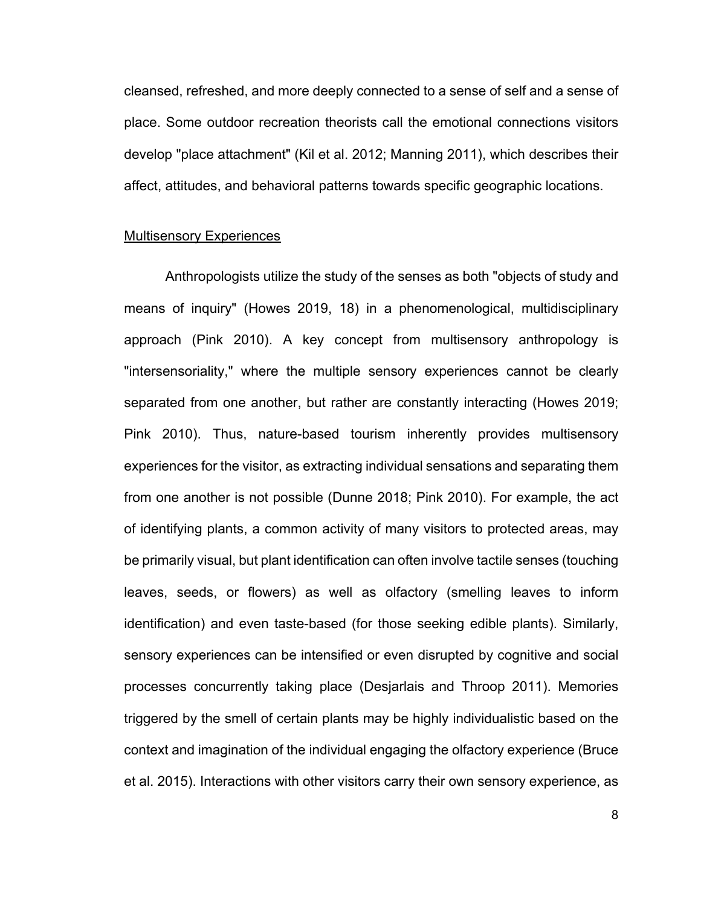cleansed, refreshed, and more deeply connected to a sense of self and a sense of place. Some outdoor recreation theorists call the emotional connections visitors develop "place attachment" (Kil et al. 2012; Manning 2011), which describes their affect, attitudes, and behavioral patterns towards specific geographic locations.

<u>Multisensory Experiences</u>

Anthropologists utilize the study of the senses as both "objects of study and means of inquiry" (Howes 2019, 18) in a phenomenological, multidisciplinary approach (Pink 2010). A key concept from multisensory anthropology is "intersensoriality," where the multiple sensory experiences cannot be clearly separated from one another, but rather are constantly interacting (Howes 2019; Pink 2010). Thus, nature-based tourism inherently provides multisensory experiences for the visitor, as extracting individual sensations and separating them from one another is not possible (Dunne 2018; Pink 2010). For example, the act of identifying plants, a common activity of many visitors to protected areas, may be primarily visual, but plant identification can often involve tactile senses (touching leaves, seeds, or flowers) as well as olfactory (smelling leaves to inform identification) and even taste-based (for those seeking edible plants). Similarly, sensory experiences can be intensified or even disrupted by cognitive and social processes concurrently taking place (Desjarlais and Throop 2011). Memories triggered by the smell of certain plants may be highly individualistic based on the context and imagination of the individual engaging the olfactory experience (Bruce et al. 2015). Interactions with other visitors carry their own sensory experience, as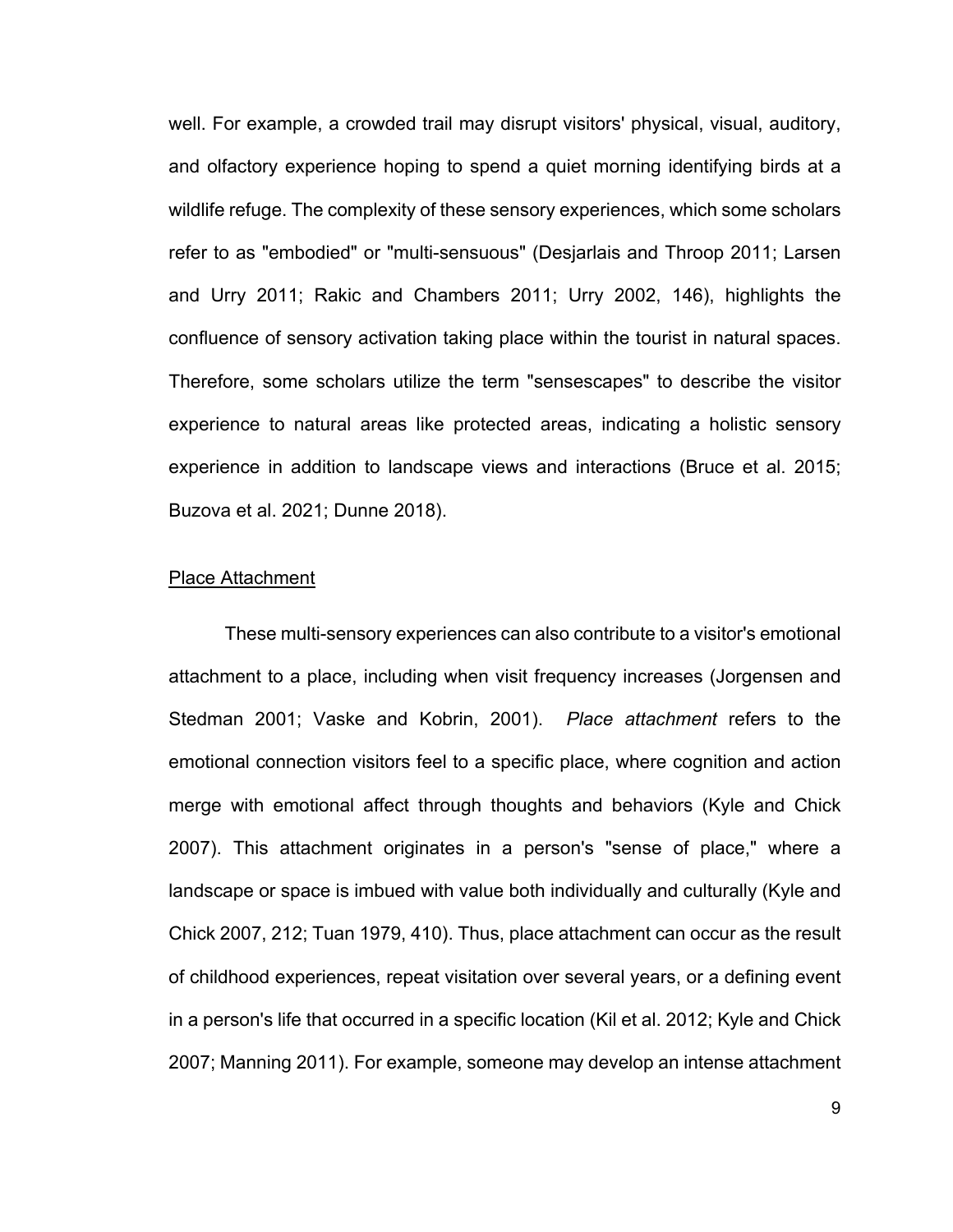well. For example, a crowded trail may disrupt visitors' physical, visual, auditory, and olfactory experience hoping to spend a quiet morning identifying birds at a wildlife refuge. The complexity of these sensory experiences, which some scholars refer to as "embodied" or "multi-sensuous" (Desjarlais and Throop 2011; Larsen and Urry 2011; Rakic and Chambers 2011; Urry 2002, 146), highlights the confluence of sensory activation taking place within the tourist in natural spaces. Therefore, some scholars utilize the term "sensescapes" to describe the visitor experience to natural areas like protected areas, indicating a holistic sensory experience in addition to landscape views and interactions (Bruce et al. 2015; Buzova et al. 2021; Dunne 2018).

## Place Attachment

These multi-sensory experiences can also contribute to a visitor's emotional attachment to a place, including when visit frequency increases (Jorgensen and Stedman 2001; Vaske and Kobrin, 2001). *Place attachment* refers to the emotional connection visitors feel to a specific place, where cognition and action merge with emotional affect through thoughts and behaviors (Kyle and Chick 2007). This attachment originates in a person's "sense of place," where a landscape or space is imbued with value both individually and culturally (Kyle and Chick 2007, 212; Tuan 1979, 410). Thus, place attachment can occur as the result of childhood experiences, repeat visitation over several years, or a defining event in a person's life that occurred in a specific location (Kil et al. 2012; Kyle and Chick 2007; Manning 2011). For example, someone may develop an intense attachment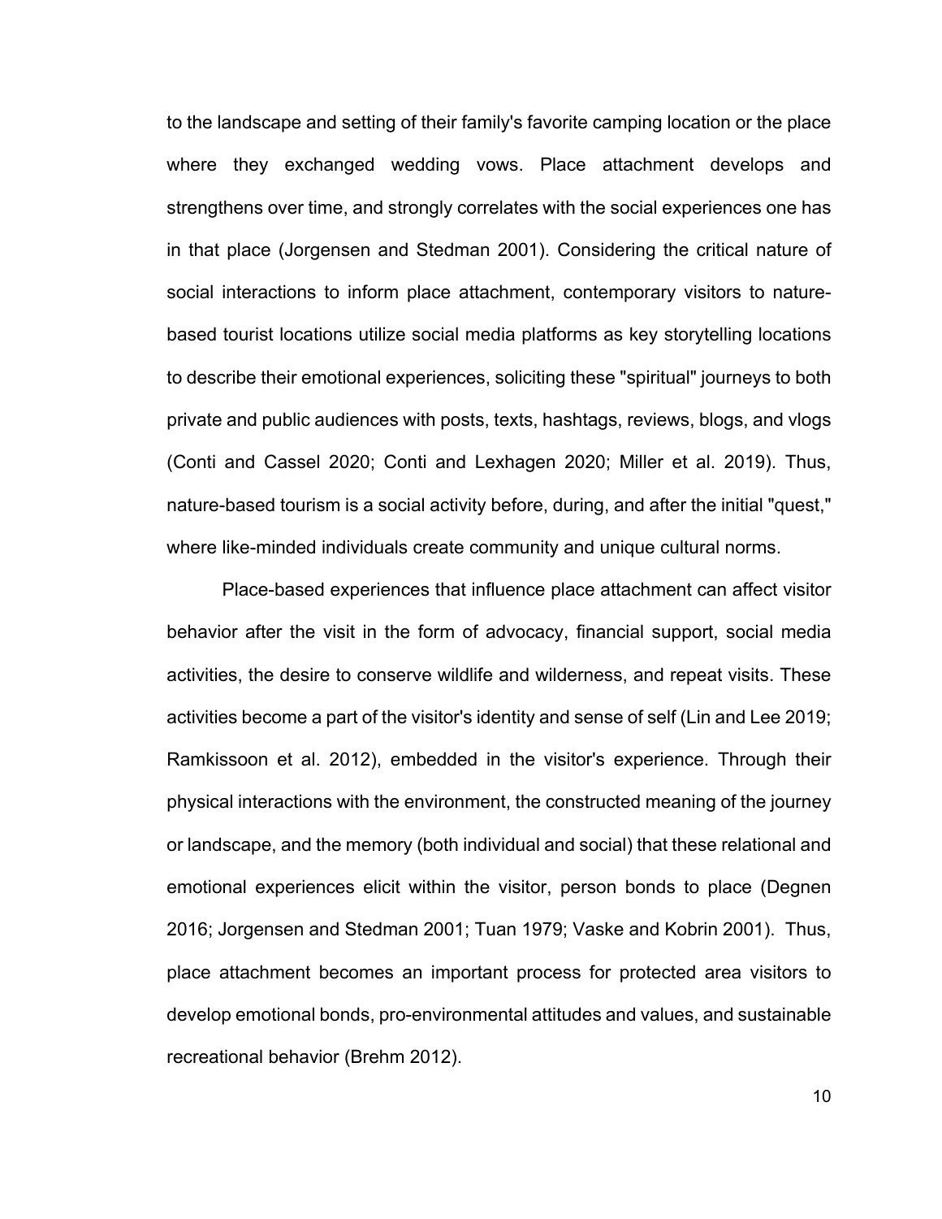to the landscape and setting of their family's favorite camping location or the place where they exchanged wedding vows. Place attachment develops and strengthens over time, and strongly correlates with the social experiences one has in that place (Jorgensen and Stedman 2001). Considering the critical nature of social interactions to inform place attachment, contemporary visitors to nature-based tourist locations utilize social media platforms as key storytelling locations to describe their emotional experiences, soliciting these "spiritual" journeys to both private and public audiences with posts, texts, hashtags, reviews, blogs, and vlogs (Conti and Cassel 2020; Conti and Lexhagen 2020; Miller et al. 2019). Thus, nature-based tourism is a social activity before, during, and after the initial "quest," where like-minded individuals create community and unique cultural norms.

Place-based experiences that influence place attachment can affect visitor behavior after the visit in the form of advocacy, financial support, social media activities, the desire to conserve wildlife and wilderness, and repeat visits. These activities become a part of the visitor's identity and sense of self (Lin and Lee 2019; Ramkissoon et al. 2012), embedded in the visitor's experience. Through their physical interactions with the environment, the constructed meaning of the journey or landscape, and the memory (both individual and social) that these relational and emotional experiences elicit within the visitor, person bonds to place (Degnen 2016; Jorgensen and Stedman 2001; Tuan 1979; Vaske and Kobrin 2001). Thus, place attachment becomes an important process for protected area visitors to develop emotional bonds, pro-environmental attitudes and values, and sustainable recreational behavior (Brehm 2012).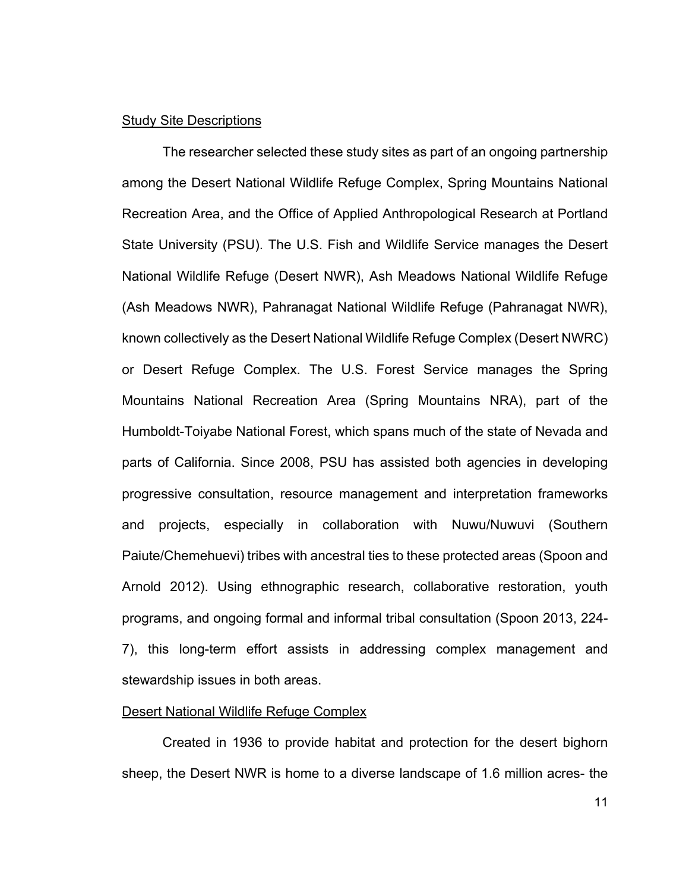<u>Study Site Descriptions</u>

The researcher selected these study sites as part of an ongoing partnership among the Desert National Wildlife Refuge Complex, Spring Mountains National Recreation Area, and the Office of Applied Anthropological Research at Portland State University (PSU). The U.S. Fish and Wildlife Service manages the Desert National Wildlife Refuge (Desert NWR), Ash Meadows National Wildlife Refuge (Ash Meadows NWR), Pahranagat National Wildlife Refuge (Pahranagat NWR), known collectively as the Desert National Wildlife Refuge Complex (Desert NWRC) or Desert Refuge Complex. The U.S. Forest Service manages the Spring Mountains National Recreation Area (Spring Mountains NRA), part of the Humboldt-Toiyabe National Forest, which spans much of the state of Nevada and parts of California. Since 2008, PSU has assisted both agencies in developing progressive consultation, resource management and interpretation frameworks and projects, especially in collaboration with Nuwu/Nuwuvi (Southern Paiute/Chemehuevi) tribes with ancestral ties to these protected areas (Spoon and Arnold 2012). Using ethnographic research, collaborative restoration, youth programs, and ongoing formal and informal tribal consultation (Spoon 2013, 224-7), this long-term effort assists in addressing complex management and stewardship issues in both areas.

<u>Desert National Wildlife Refuge Complex</u>

Created in 1936 to provide habitat and protection for the desert bighorn sheep, the Desert NWR is home to a diverse landscape of 1.6 million acres- the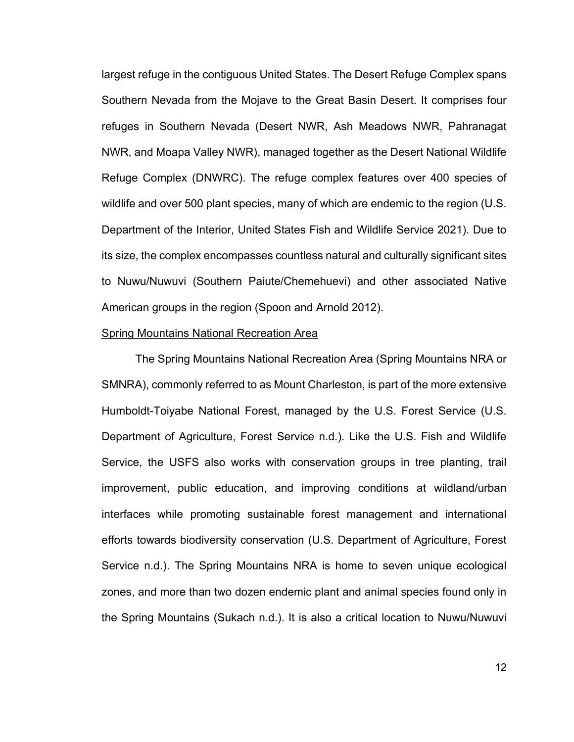largest refuge in the contiguous United States. The Desert Refuge Complex spans Southern Nevada from the Mojave to the Great Basin Desert. It comprises four refuges in Southern Nevada (Desert NWR, Ash Meadows NWR, Pahranagat NWR, and Moapa Valley NWR), managed together as the Desert National Wildlife Refuge Complex (DNWRC). The refuge complex features over 400 species of wildlife and over 500 plant species, many of which are endemic to the region (U.S. Department of the Interior, United States Fish and Wildlife Service 2021). Due to its size, the complex encompasses countless natural and culturally significant sites to Nuwu/Nuwuvi (Southern Paiute/Chemehuevi) and other associated Native American groups in the region (Spoon and Arnold 2012).

### Spring Mountains National Recreation Area

The Spring Mountains National Recreation Area (Spring Mountains NRA or SMNRA), commonly referred to as Mount Charleston, is part of the more extensive Humboldt-Toiyabe National Forest, managed by the U.S. Forest Service (U.S. Department of Agriculture, Forest Service n.d.). Like the U.S. Fish and Wildlife Service, the USFS also works with conservation groups in tree planting, trail improvement, public education, and improving conditions at wildland/urban interfaces while promoting sustainable forest management and international efforts towards biodiversity conservation (U.S. Department of Agriculture, Forest Service n.d.). The Spring Mountains NRA is home to seven unique ecological zones, and more than two dozen endemic plant and animal species found only in the Spring Mountains (Sukach n.d.). It is also a critical location to Nuwu/Nuwuvi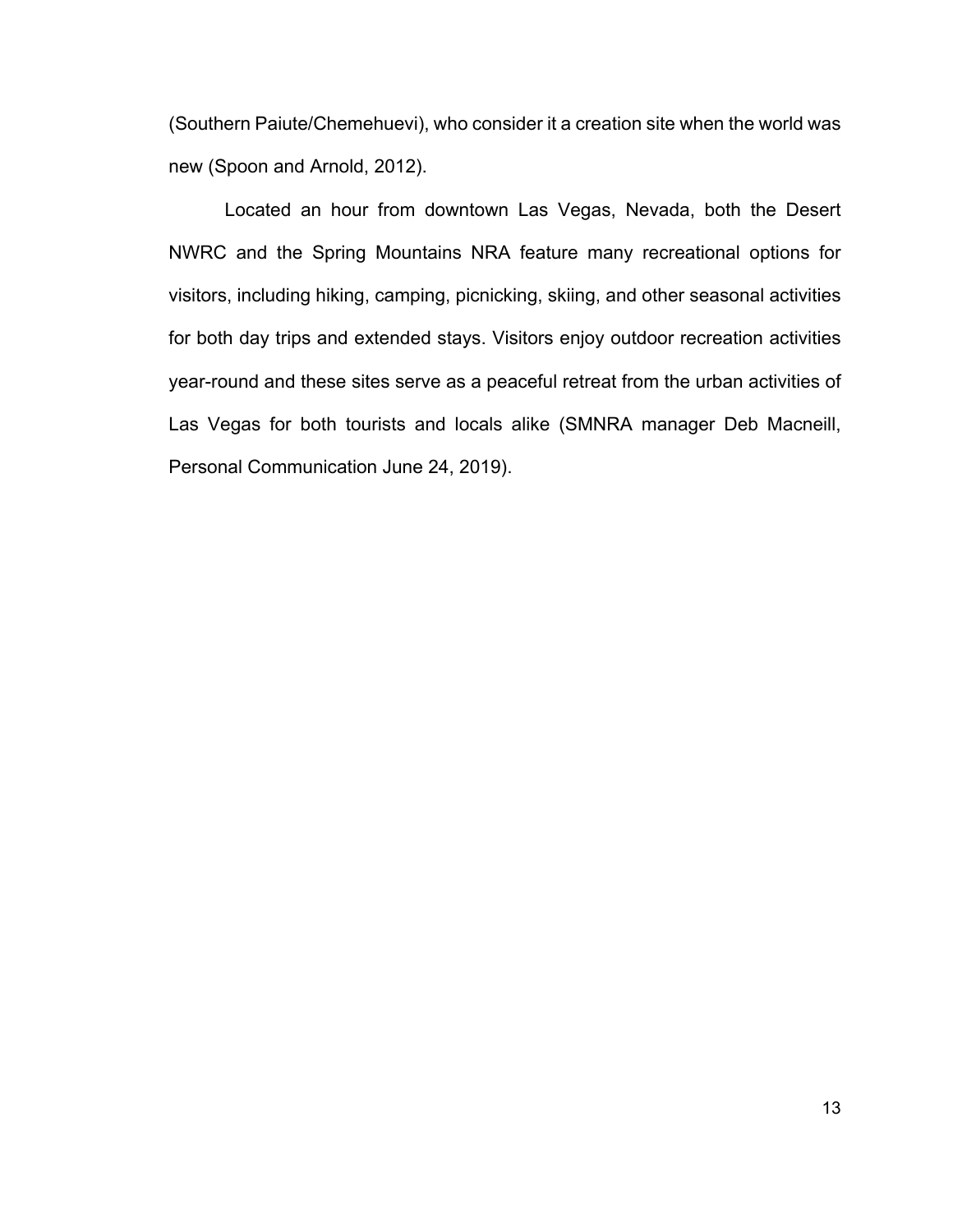(Southern Paiute/Chemehuevi), who consider it a creation site when the world was new (Spoon and Arnold, 2012).

Located an hour from downtown Las Vegas, Nevada, both the Desert NWRC and the Spring Mountains NRA feature many recreational options for visitors, including hiking, camping, picnicking, skiing, and other seasonal activities for both day trips and extended stays. Visitors enjoy outdoor recreation activities year-round and these sites serve as a peaceful retreat from the urban activities of Las Vegas for both tourists and locals alike (SMNRA manager Deb Macneill, Personal Communication June 24, 2019).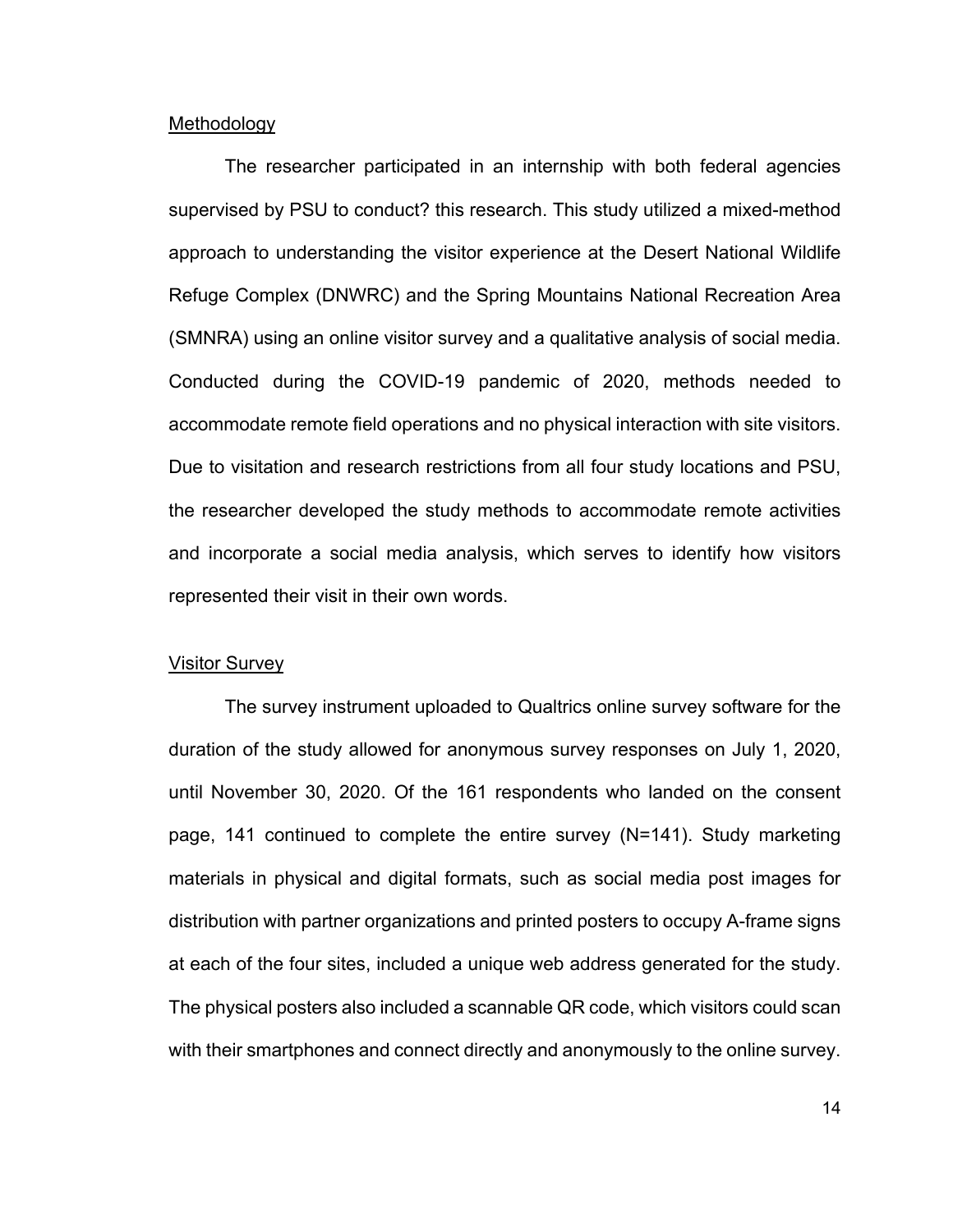## Methodology

The researcher participated in an internship with both federal agencies supervised by PSU to conduct? this research. This study utilized a mixed-method approach to understanding the visitor experience at the Desert National Wildlife Refuge Complex (DNWRC) and the Spring Mountains National Recreation Area (SMNRA) using an online visitor survey and a qualitative analysis of social media. Conducted during the COVID-19 pandemic of 2020, methods needed to accommodate remote field operations and no physical interaction with site visitors. Due to visitation and research restrictions from all four study locations and PSU, the researcher developed the study methods to accommodate remote activities and incorporate a social media analysis, which serves to identify how visitors represented their visit in their own words.

## Visitor Survey

The survey instrument uploaded to Qualtrics online survey software for the duration of the study allowed for anonymous survey responses on July 1, 2020, until November 30, 2020. Of the 161 respondents who landed on the consent page, 141 continued to complete the entire survey (N=141). Study marketing materials in physical and digital formats, such as social media post images for distribution with partner organizations and printed posters to occupy A-frame signs at each of the four sites, included a unique web address generated for the study. The physical posters also included a scannable QR code, which visitors could scan with their smartphones and connect directly and anonymously to the online survey.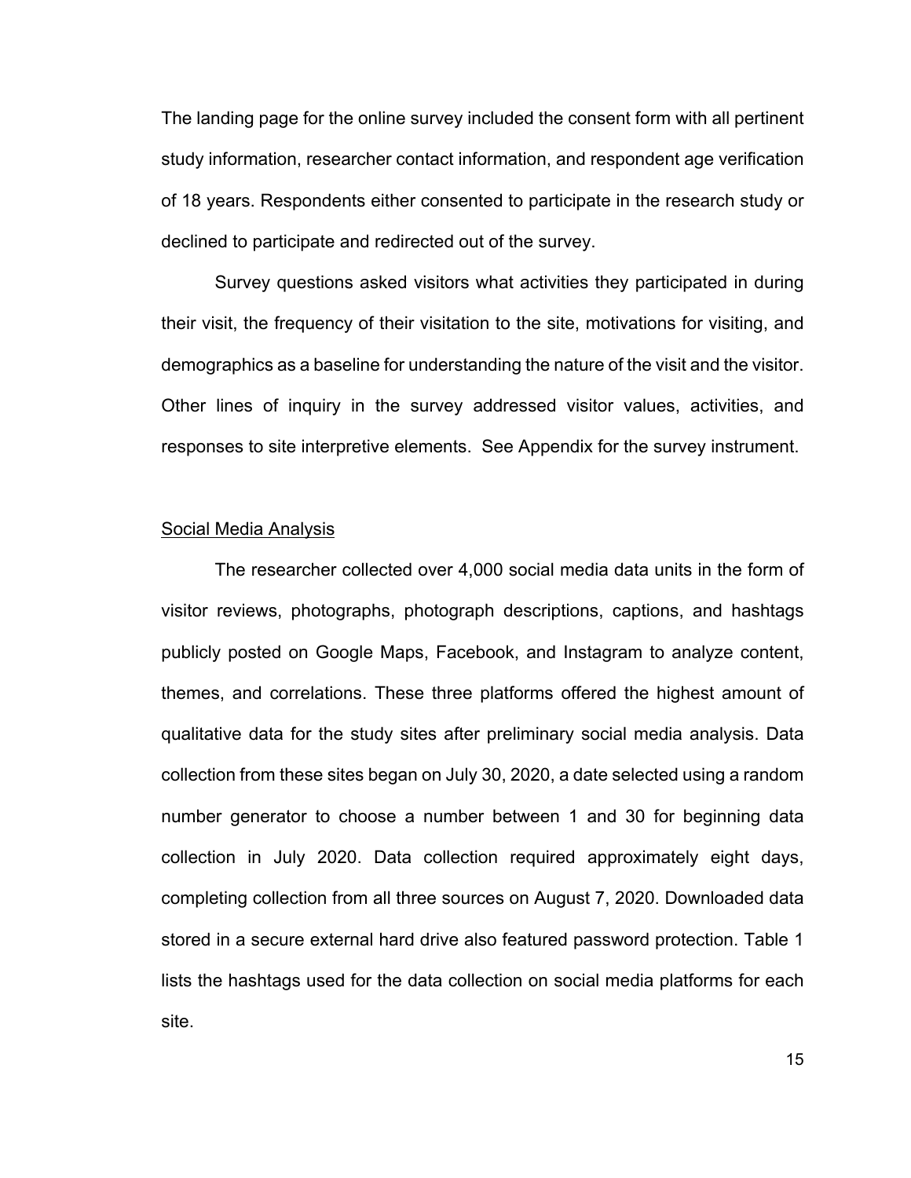The landing page for the online survey included the consent form with all pertinent study information, researcher contact information, and respondent age verification of 18 years. Respondents either consented to participate in the research study or declined to participate and redirected out of the survey.

Survey questions asked visitors what activities they participated in during their visit, the frequency of their visitation to the site, motivations for visiting, and demographics as a baseline for understanding the nature of the visit and the visitor. Other lines of inquiry in the survey addressed visitor values, activities, and responses to site interpretive elements.  See Appendix for the survey instrument.

<u>Social Media Analysis</u>

The researcher collected over 4,000 social media data units in the form of visitor reviews, photographs, photograph descriptions, captions, and hashtags publicly posted on Google Maps, Facebook, and Instagram to analyze content, themes, and correlations. These three platforms offered the highest amount of qualitative data for the study sites after preliminary social media analysis. Data collection from these sites began on July 30, 2020, a date selected using a random number generator to choose a number between 1 and 30 for beginning data collection in July 2020. Data collection required approximately eight days, completing collection from all three sources on August 7, 2020. Downloaded data stored in a secure external hard drive also featured password protection. Table 1 lists the hashtags used for the data collection on social media platforms for each site.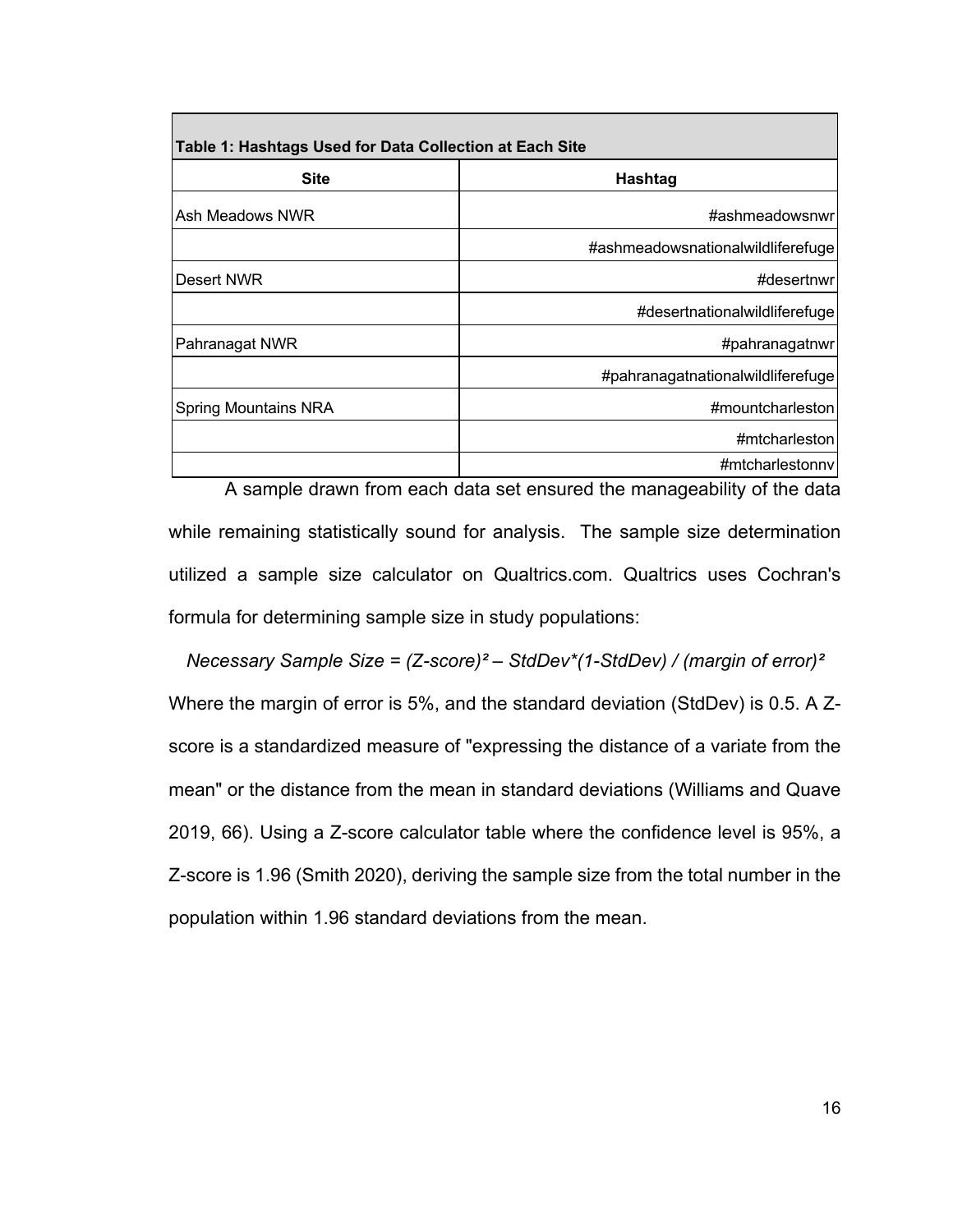**Table 1: Hashtags Used for Data Collection at Each Site**

| Site | Hashtag |
|---|---|
| Ash Meadows NWR | #ashmeadowsnwr |
| | #ashmeadowsnationalwildliferefuge |
| Desert NWR | #desertnwr |
| | #desertnationalwildliferefuge |
| Pahranagat NWR | #pahranagatnwr |
| | #pahranagatnationalwildliferefuge |
| Spring Mountains NRA | #mountcharleston |
| | #mtcharleston |
| | #mtcharlestonnv |

A sample drawn from each data set ensured the manageability of the data while remaining statistically sound for analysis. The sample size determination utilized a sample size calculator on Qualtrics.com. Qualtrics uses Cochran's formula for determining sample size in study populations:

*Necessary Sample Size = (Z-score)² – StdDev\*(1-StdDev) / (margin of error)²*

Where the margin of error is 5%, and the standard deviation (StdDev) is 0.5. A Z-score is a standardized measure of "expressing the distance of a variate from the mean" or the distance from the mean in standard deviations (Williams and Quave 2019, 66). Using a Z-score calculator table where the confidence level is 95%, a Z-score is 1.96 (Smith 2020), deriving the sample size from the total number in the population within 1.96 standard deviations from the mean.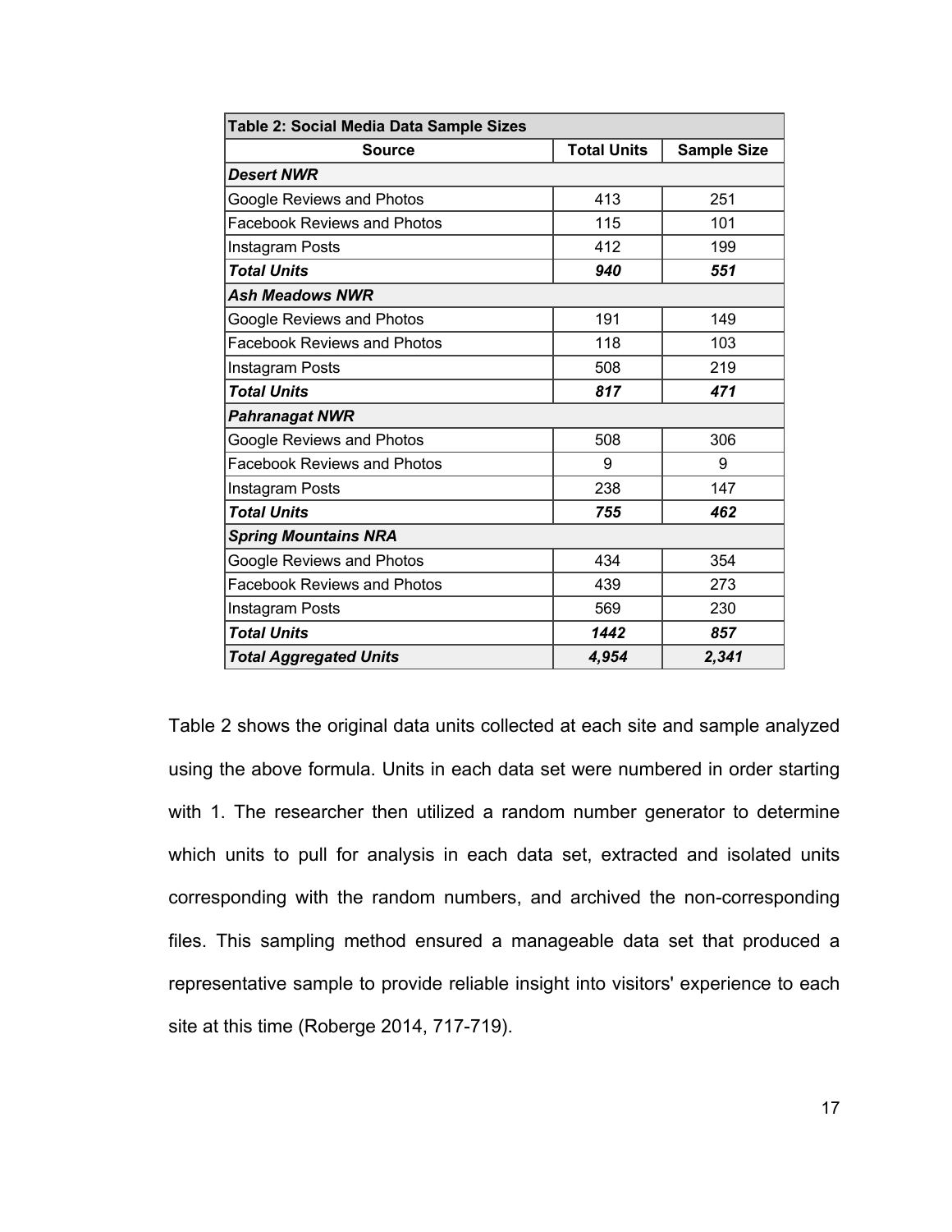| Table 2: Social Media Data Sample Sizes | | |
|---|---|---|
| **Source** | **Total Units** | **Sample Size** |
| ***Desert NWR*** | | |
| Google Reviews and Photos | 413 | 251 |
| Facebook Reviews and Photos | 115 | 101 |
| Instagram Posts | 412 | 199 |
| ***Total Units*** | ***940*** | ***551*** |
| ***Ash Meadows NWR*** | | |
| Google Reviews and Photos | 191 | 149 |
| Facebook Reviews and Photos | 118 | 103 |
| Instagram Posts | 508 | 219 |
| ***Total Units*** | ***817*** | ***471*** |
| ***Pahranagat NWR*** | | |
| Google Reviews and Photos | 508 | 306 |
| Facebook Reviews and Photos | 9 | 9 |
| Instagram Posts | 238 | 147 |
| ***Total Units*** | ***755*** | ***462*** |
| ***Spring Mountains NRA*** | | |
| Google Reviews and Photos | 434 | 354 |
| Facebook Reviews and Photos | 439 | 273 |
| Instagram Posts | 569 | 230 |
| ***Total Units*** | ***1442*** | ***857*** |
| ***Total Aggregated Units*** | ***4,954*** | ***2,341*** |

Table 2 shows the original data units collected at each site and sample analyzed using the above formula. Units in each data set were numbered in order starting with 1. The researcher then utilized a random number generator to determine which units to pull for analysis in each data set, extracted and isolated units corresponding with the random numbers, and archived the non-corresponding files. This sampling method ensured a manageable data set that produced a representative sample to provide reliable insight into visitors' experience to each site at this time (Roberge 2014, 717-719).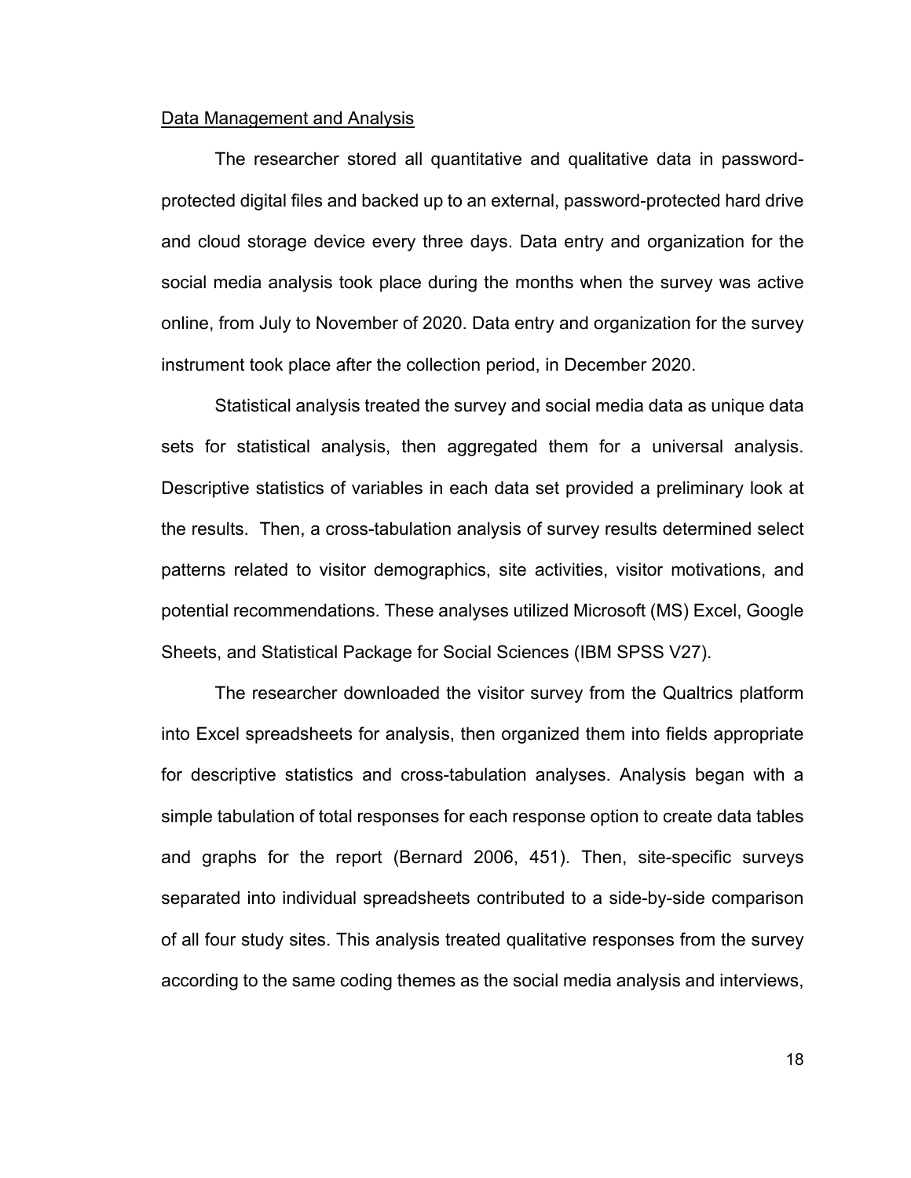## Data Management and Analysis

The researcher stored all quantitative and qualitative data in password-protected digital files and backed up to an external, password-protected hard drive and cloud storage device every three days. Data entry and organization for the social media analysis took place during the months when the survey was active online, from July to November of 2020. Data entry and organization for the survey instrument took place after the collection period, in December 2020.

Statistical analysis treated the survey and social media data as unique data sets for statistical analysis, then aggregated them for a universal analysis. Descriptive statistics of variables in each data set provided a preliminary look at the results. Then, a cross-tabulation analysis of survey results determined select patterns related to visitor demographics, site activities, visitor motivations, and potential recommendations. These analyses utilized Microsoft (MS) Excel, Google Sheets, and Statistical Package for Social Sciences (IBM SPSS V27).

The researcher downloaded the visitor survey from the Qualtrics platform into Excel spreadsheets for analysis, then organized them into fields appropriate for descriptive statistics and cross-tabulation analyses. Analysis began with a simple tabulation of total responses for each response option to create data tables and graphs for the report (Bernard 2006, 451). Then, site-specific surveys separated into individual spreadsheets contributed to a side-by-side comparison of all four study sites. This analysis treated qualitative responses from the survey according to the same coding themes as the social media analysis and interviews,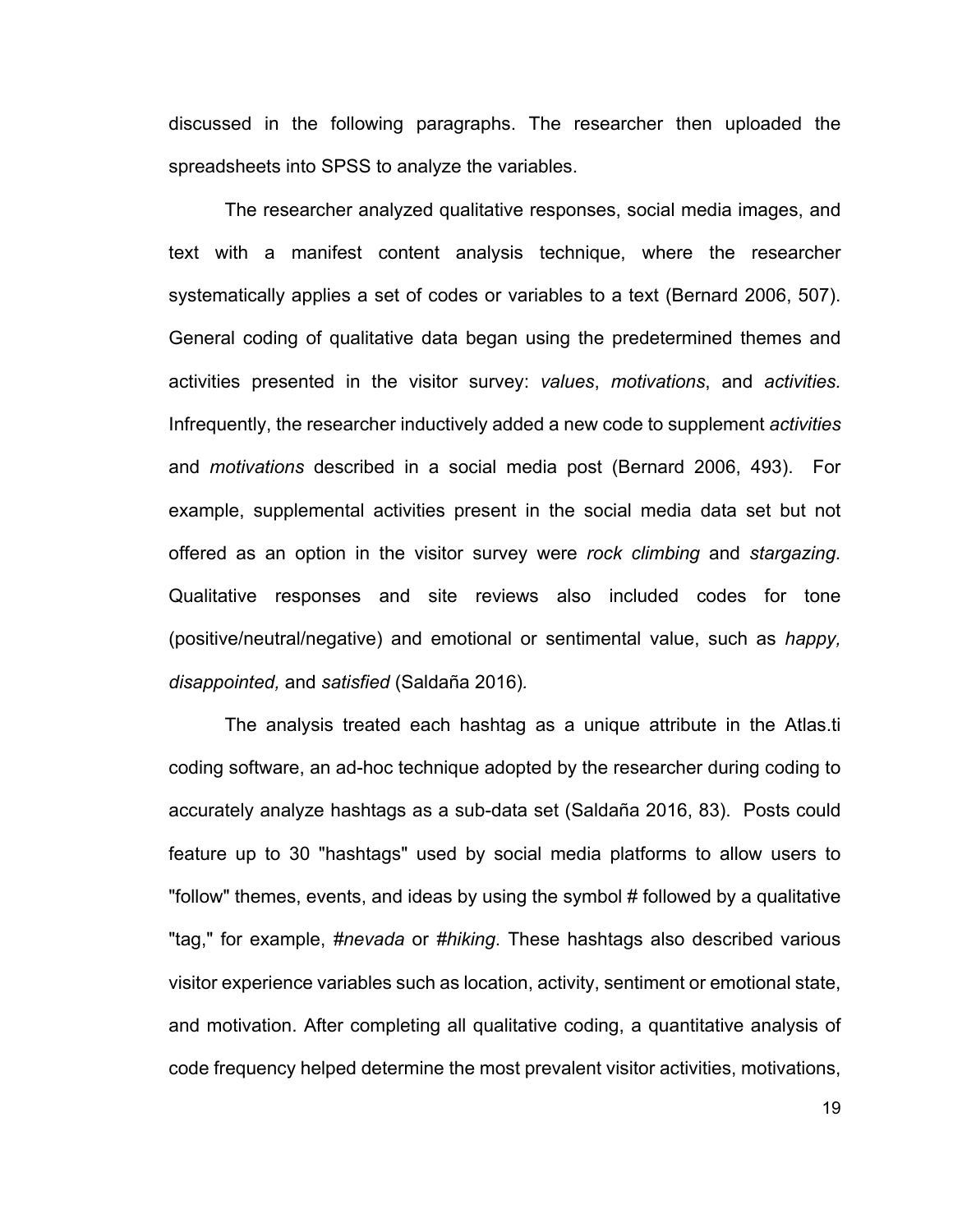discussed in the following paragraphs. The researcher then uploaded the spreadsheets into SPSS to analyze the variables.

The researcher analyzed qualitative responses, social media images, and text with a manifest content analysis technique, where the researcher systematically applies a set of codes or variables to a text (Bernard 2006, 507). General coding of qualitative data began using the predetermined themes and activities presented in the visitor survey: *values*, *motivations*, and *activities.* Infrequently, the researcher inductively added a new code to supplement *activities* and *motivations* described in a social media post (Bernard 2006, 493). For example, supplemental activities present in the social media data set but not offered as an option in the visitor survey were *rock climbing* and *stargazing.* Qualitative responses and site reviews also included codes for tone (positive/neutral/negative) and emotional or sentimental value, such as *happy, disappointed,* and *satisfied* (Saldaña 2016)*.*

The analysis treated each hashtag as a unique attribute in the Atlas.ti coding software, an ad-hoc technique adopted by the researcher during coding to accurately analyze hashtags as a sub-data set (Saldaña 2016, 83). Posts could feature up to 30 "hashtags" used by social media platforms to allow users to "follow" themes, events, and ideas by using the symbol # followed by a qualitative "tag," for example, *#nevada* or *#hiking*. These hashtags also described various visitor experience variables such as location, activity, sentiment or emotional state, and motivation. After completing all qualitative coding, a quantitative analysis of code frequency helped determine the most prevalent visitor activities, motivations,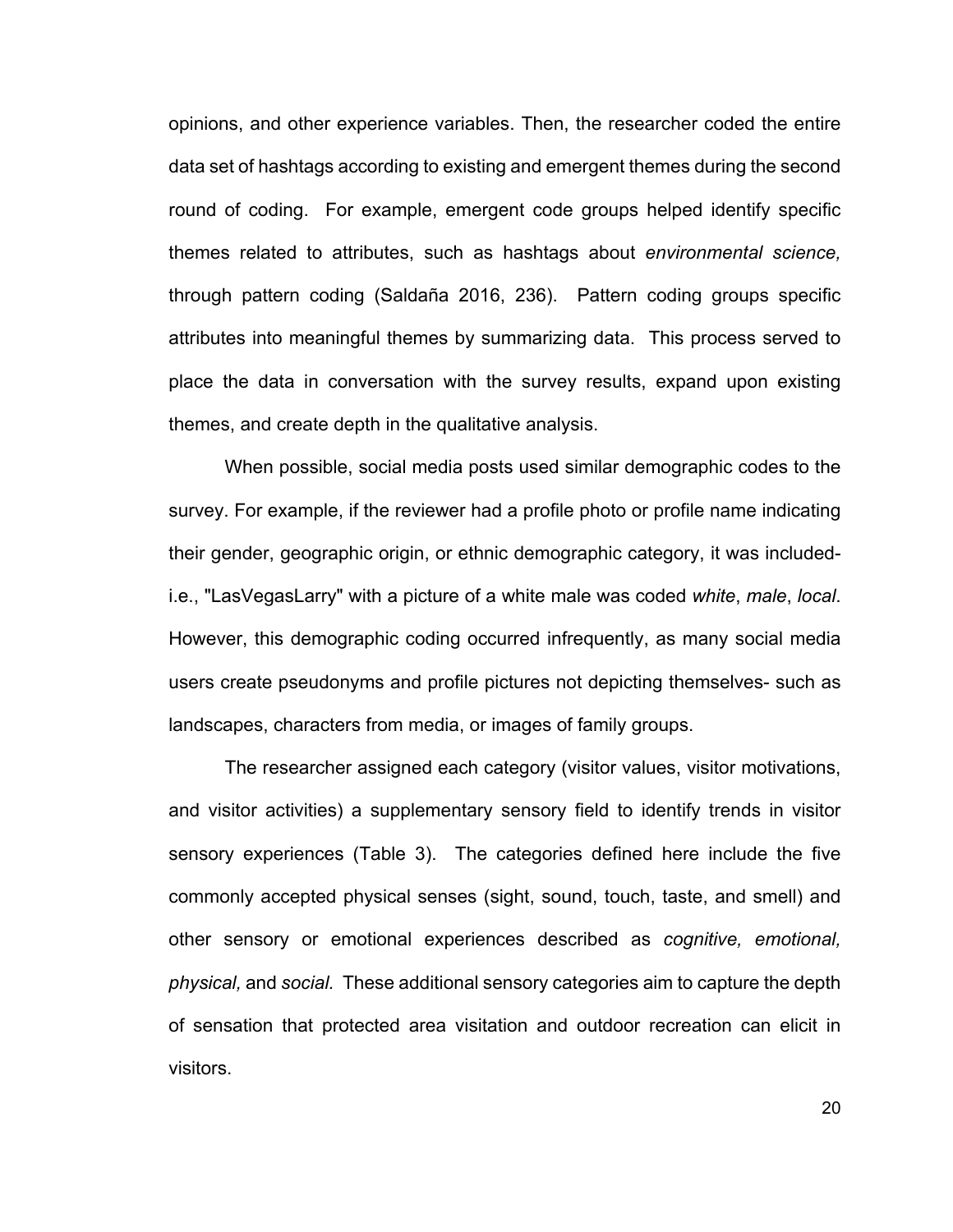opinions, and other experience variables. Then, the researcher coded the entire data set of hashtags according to existing and emergent themes during the second round of coding. For example, emergent code groups helped identify specific themes related to attributes, such as hashtags about *environmental science,* through pattern coding (Saldaña 2016, 236). Pattern coding groups specific attributes into meaningful themes by summarizing data. This process served to place the data in conversation with the survey results, expand upon existing themes, and create depth in the qualitative analysis.

When possible, social media posts used similar demographic codes to the survey. For example, if the reviewer had a profile photo or profile name indicating their gender, geographic origin, or ethnic demographic category, it was included- i.e., "LasVegasLarry" with a picture of a white male was coded *white*, *male*, *local*. However, this demographic coding occurred infrequently, as many social media users create pseudonyms and profile pictures not depicting themselves- such as landscapes, characters from media, or images of family groups.

The researcher assigned each category (visitor values, visitor motivations, and visitor activities) a supplementary sensory field to identify trends in visitor sensory experiences (Table 3). The categories defined here include the five commonly accepted physical senses (sight, sound, touch, taste, and smell) and other sensory or emotional experiences described as *cognitive, emotional, physical,* and *social.* These additional sensory categories aim to capture the depth of sensation that protected area visitation and outdoor recreation can elicit in visitors.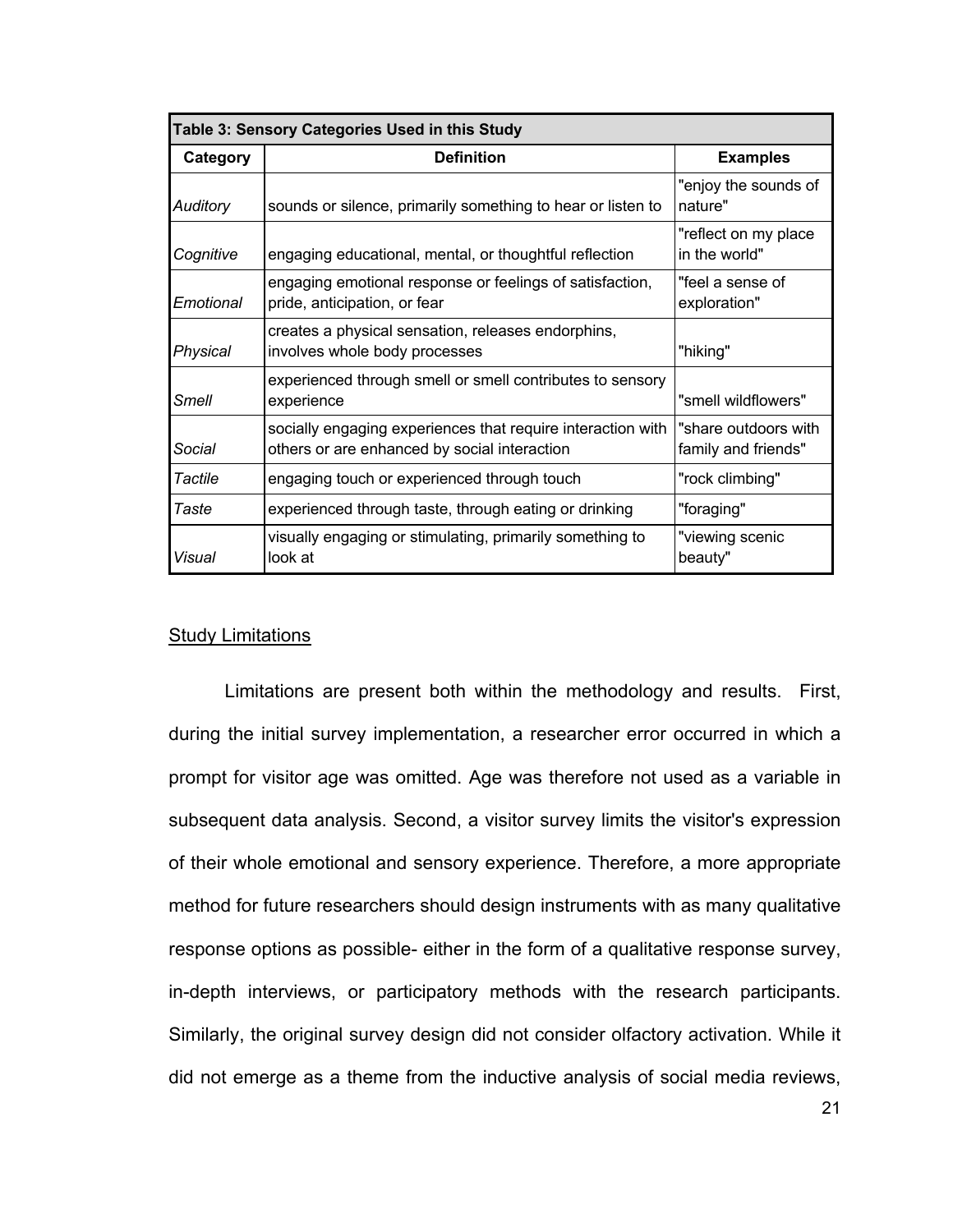| Table 3: Sensory Categories Used in this Study | | |
|---|---|---|
| **Category** | **Definition** | **Examples** |
| *Auditory* | sounds or silence, primarily something to hear or listen to | "enjoy the sounds of nature" |
| *Cognitive* | engaging educational, mental, or thoughtful reflection | "reflect on my place in the world" |
| *Emotional* | engaging emotional response or feelings of satisfaction, pride, anticipation, or fear | "feel a sense of exploration" |
| *Physical* | creates a physical sensation, releases endorphins, involves whole body processes | "hiking" |
| *Smell* | experienced through smell or smell contributes to sensory experience | "smell wildflowers" |
| *Social* | socially engaging experiences that require interaction with others or are enhanced by social interaction | "share outdoors with family and friends" |
| *Tactile* | engaging touch or experienced through touch | "rock climbing" |
| *Taste* | experienced through taste, through eating or drinking | "foraging" |
| *Visual* | visually engaging or stimulating, primarily something to look at | "viewing scenic beauty" |

## Study Limitations

Limitations are present both within the methodology and results. First, during the initial survey implementation, a researcher error occurred in which a prompt for visitor age was omitted. Age was therefore not used as a variable in subsequent data analysis. Second, a visitor survey limits the visitor's expression of their whole emotional and sensory experience. Therefore, a more appropriate method for future researchers should design instruments with as many qualitative response options as possible- either in the form of a qualitative response survey, in-depth interviews, or participatory methods with the research participants. Similarly, the original survey design did not consider olfactory activation. While it did not emerge as a theme from the inductive analysis of social media reviews,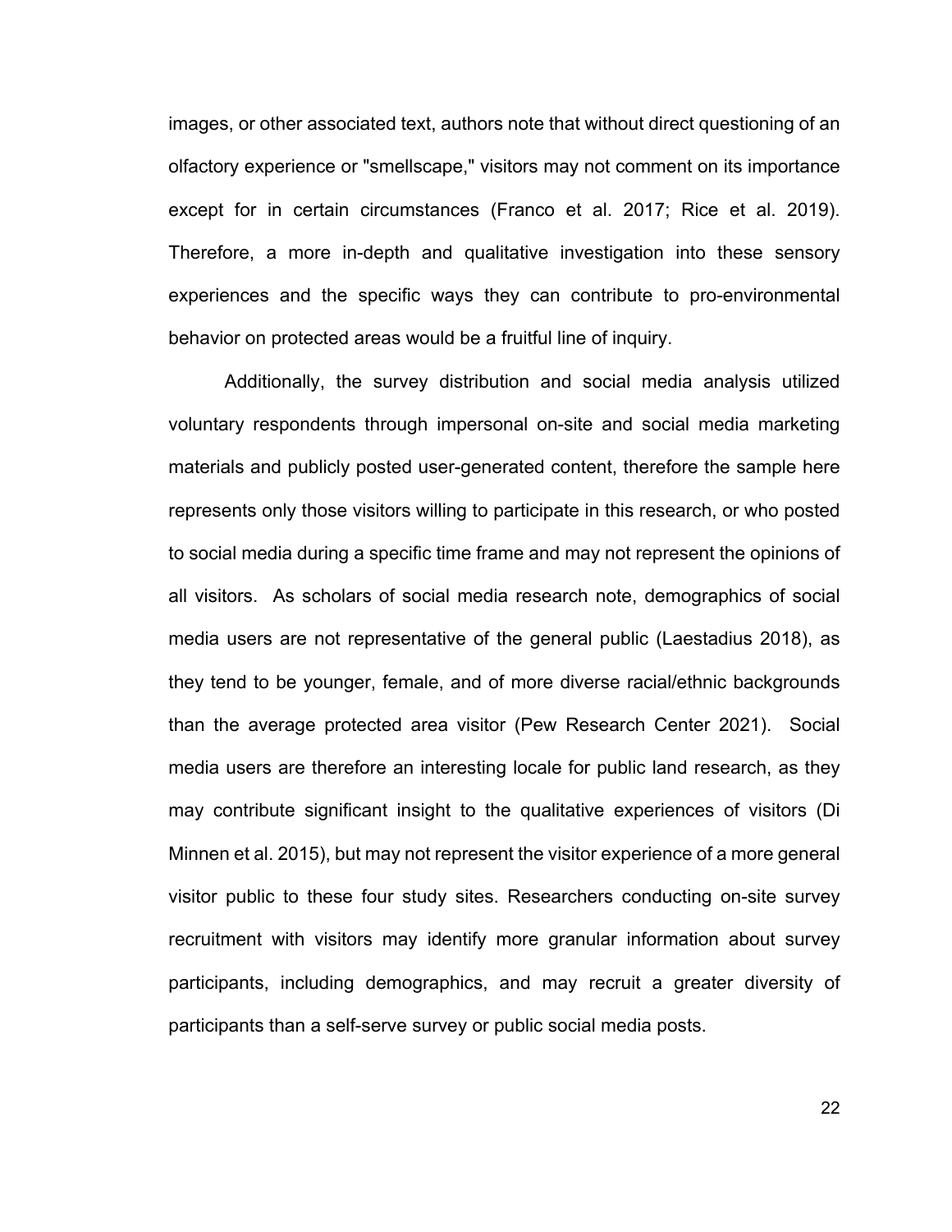images, or other associated text, authors note that without direct questioning of an olfactory experience or "smellscape," visitors may not comment on its importance except for in certain circumstances (Franco et al. 2017; Rice et al. 2019). Therefore, a more in-depth and qualitative investigation into these sensory experiences and the specific ways they can contribute to pro-environmental behavior on protected areas would be a fruitful line of inquiry.

Additionally, the survey distribution and social media analysis utilized voluntary respondents through impersonal on-site and social media marketing materials and publicly posted user-generated content, therefore the sample here represents only those visitors willing to participate in this research, or who posted to social media during a specific time frame and may not represent the opinions of all visitors. As scholars of social media research note, demographics of social media users are not representative of the general public (Laestadius 2018), as they tend to be younger, female, and of more diverse racial/ethnic backgrounds than the average protected area visitor (Pew Research Center 2021). Social media users are therefore an interesting locale for public land research, as they may contribute significant insight to the qualitative experiences of visitors (Di Minnen et al. 2015), but may not represent the visitor experience of a more general visitor public to these four study sites. Researchers conducting on-site survey recruitment with visitors may identify more granular information about survey participants, including demographics, and may recruit a greater diversity of participants than a self-serve survey or public social media posts.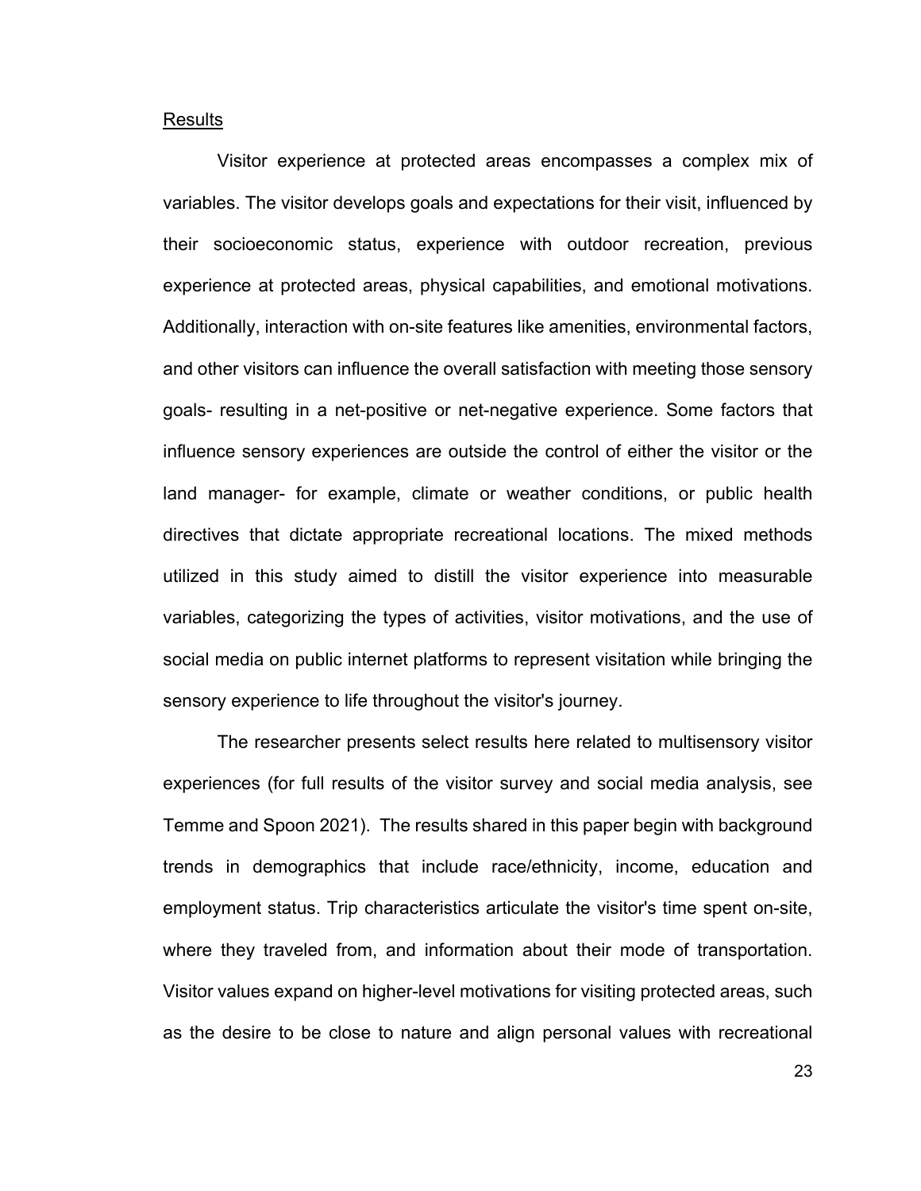## Results

Visitor experience at protected areas encompasses a complex mix of variables. The visitor develops goals and expectations for their visit, influenced by their socioeconomic status, experience with outdoor recreation, previous experience at protected areas, physical capabilities, and emotional motivations. Additionally, interaction with on-site features like amenities, environmental factors, and other visitors can influence the overall satisfaction with meeting those sensory goals- resulting in a net-positive or net-negative experience. Some factors that influence sensory experiences are outside the control of either the visitor or the land manager- for example, climate or weather conditions, or public health directives that dictate appropriate recreational locations. The mixed methods utilized in this study aimed to distill the visitor experience into measurable variables, categorizing the types of activities, visitor motivations, and the use of social media on public internet platforms to represent visitation while bringing the sensory experience to life throughout the visitor's journey.

The researcher presents select results here related to multisensory visitor experiences (for full results of the visitor survey and social media analysis, see Temme and Spoon 2021). The results shared in this paper begin with background trends in demographics that include race/ethnicity, income, education and employment status. Trip characteristics articulate the visitor's time spent on-site, where they traveled from, and information about their mode of transportation. Visitor values expand on higher-level motivations for visiting protected areas, such as the desire to be close to nature and align personal values with recreational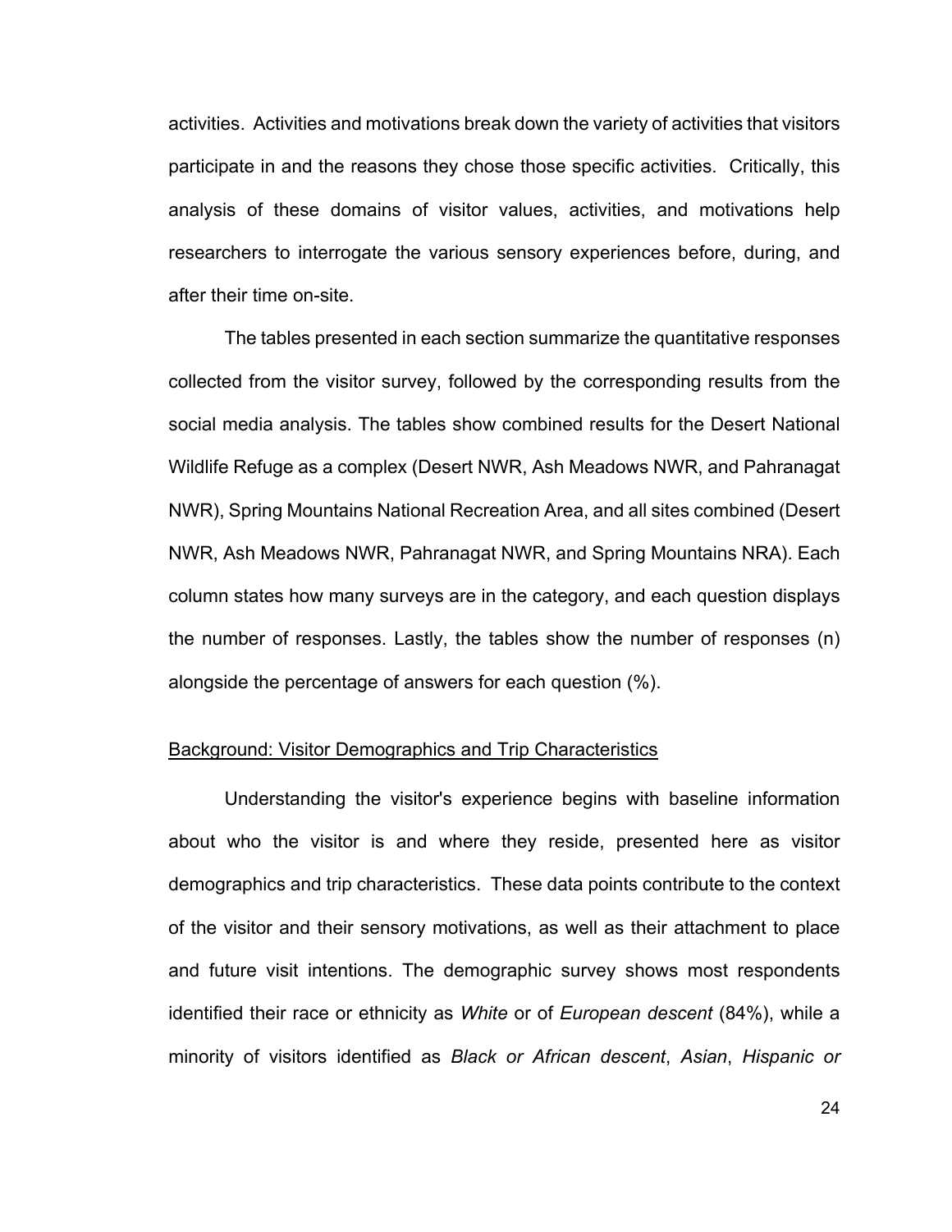activities. Activities and motivations break down the variety of activities that visitors participate in and the reasons they chose those specific activities. Critically, this analysis of these domains of visitor values, activities, and motivations help researchers to interrogate the various sensory experiences before, during, and after their time on-site.

The tables presented in each section summarize the quantitative responses collected from the visitor survey, followed by the corresponding results from the social media analysis. The tables show combined results for the Desert National Wildlife Refuge as a complex (Desert NWR, Ash Meadows NWR, and Pahranagat NWR), Spring Mountains National Recreation Area, and all sites combined (Desert NWR, Ash Meadows NWR, Pahranagat NWR, and Spring Mountains NRA). Each column states how many surveys are in the category, and each question displays the number of responses. Lastly, the tables show the number of responses (n) alongside the percentage of answers for each question (%).

## Background: Visitor Demographics and Trip Characteristics

Understanding the visitor's experience begins with baseline information about who the visitor is and where they reside, presented here as visitor demographics and trip characteristics. These data points contribute to the context of the visitor and their sensory motivations, as well as their attachment to place and future visit intentions. The demographic survey shows most respondents identified their race or ethnicity as *White* or of *European descent* (84%), while a minority of visitors identified as *Black or African descent*, *Asian*, *Hispanic or*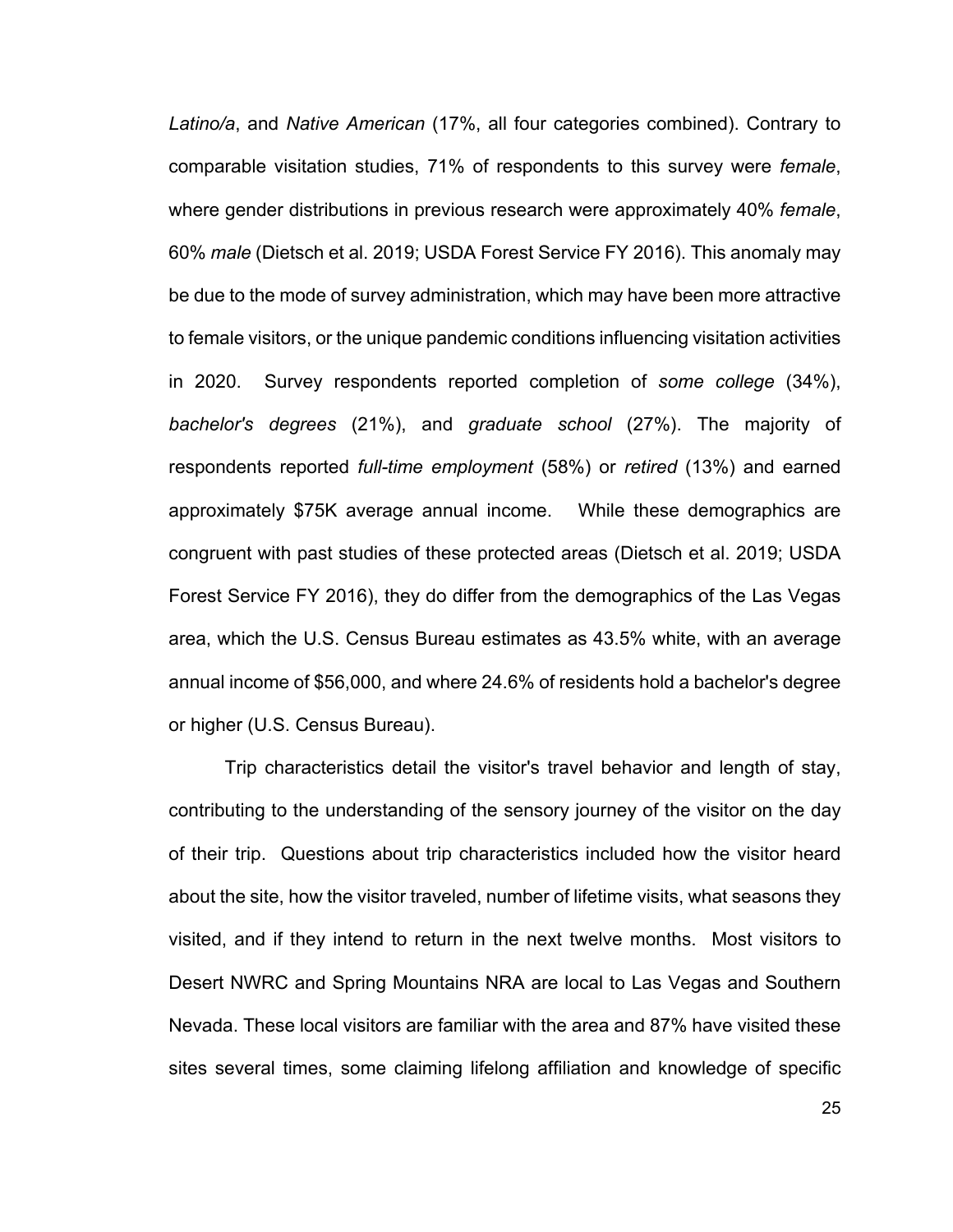*Latino/a*, and *Native American* (17%, all four categories combined). Contrary to comparable visitation studies, 71% of respondents to this survey were *female*, where gender distributions in previous research were approximately 40% *female*, 60% *male* (Dietsch et al. 2019; USDA Forest Service FY 2016). This anomaly may be due to the mode of survey administration, which may have been more attractive to female visitors, or the unique pandemic conditions influencing visitation activities in 2020. Survey respondents reported completion of *some college* (34%), *bachelor's degrees* (21%), and *graduate school* (27%). The majority of respondents reported *full-time employment* (58%) or *retired* (13%) and earned approximately $75K average annual income. While these demographics are congruent with past studies of these protected areas (Dietsch et al. 2019; USDA Forest Service FY 2016), they do differ from the demographics of the Las Vegas area, which the U.S. Census Bureau estimates as 43.5% white, with an average annual income of $56,000, and where 24.6% of residents hold a bachelor's degree or higher (U.S. Census Bureau).

Trip characteristics detail the visitor's travel behavior and length of stay, contributing to the understanding of the sensory journey of the visitor on the day of their trip. Questions about trip characteristics included how the visitor heard about the site, how the visitor traveled, number of lifetime visits, what seasons they visited, and if they intend to return in the next twelve months. Most visitors to Desert NWRC and Spring Mountains NRA are local to Las Vegas and Southern Nevada. These local visitors are familiar with the area and 87% have visited these sites several times, some claiming lifelong affiliation and knowledge of specific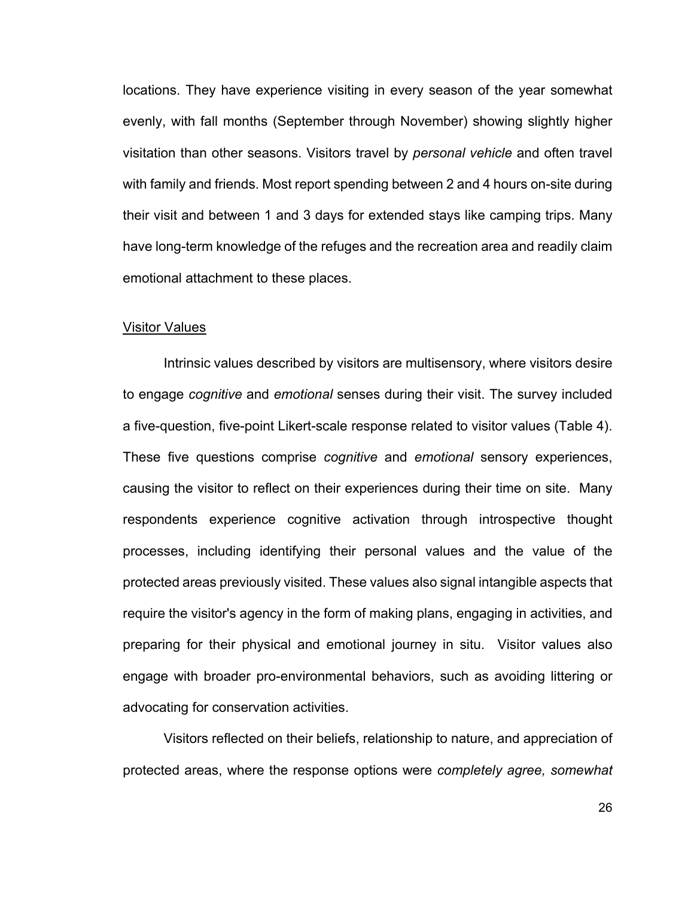locations. They have experience visiting in every season of the year somewhat evenly, with fall months (September through November) showing slightly higher visitation than other seasons. Visitors travel by *personal vehicle* and often travel with family and friends. Most report spending between 2 and 4 hours on-site during their visit and between 1 and 3 days for extended stays like camping trips. Many have long-term knowledge of the refuges and the recreation area and readily claim emotional attachment to these places.

<u>Visitor Values</u>

Intrinsic values described by visitors are multisensory, where visitors desire to engage *cognitive* and *emotional* senses during their visit. The survey included a five-question, five-point Likert-scale response related to visitor values (Table 4). These five questions comprise *cognitive* and *emotional* sensory experiences, causing the visitor to reflect on their experiences during their time on site. Many respondents experience cognitive activation through introspective thought processes, including identifying their personal values and the value of the protected areas previously visited. These values also signal intangible aspects that require the visitor's agency in the form of making plans, engaging in activities, and preparing for their physical and emotional journey in situ. Visitor values also engage with broader pro-environmental behaviors, such as avoiding littering or advocating for conservation activities.

Visitors reflected on their beliefs, relationship to nature, and appreciation of protected areas, where the response options were *completely agree, somewhat*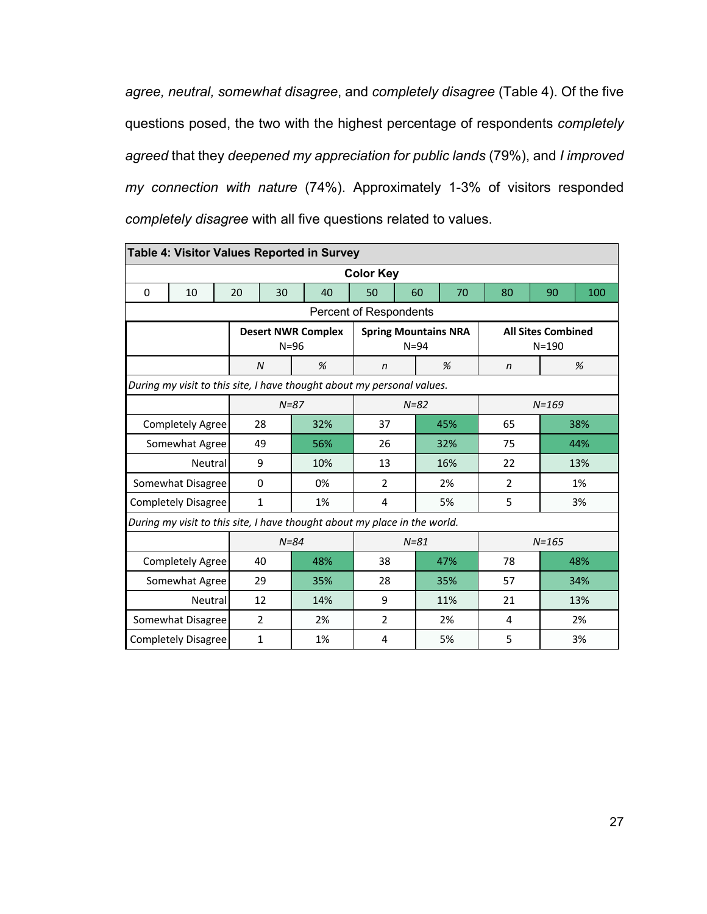*agree, neutral, somewhat disagree*, and *completely disagree* (Table 4). Of the five questions posed, the two with the highest percentage of respondents *completely agreed* that they *deepened my appreciation for public lands* (79%), and *I improved my connection with nature* (74%). Approximately 1-3% of visitors responded *completely disagree* with all five questions related to values.

**Table 4: Visitor Values Reported in Survey**

**Color Key**

| 0 | 10 | 20 | 30 | 40 | 50 | 60 | 70 | 80 | 90 | 100 |
|---|---|---|---|---|---|---|---|---|---|---|

Percent of Respondents

| | **Desert NWR Complex** N=96 | | **Spring Mountains NRA** N=94 | | **All Sites Combined** N=190 | |
|---|---|---|---|---|---|---|
| | *N* | *%* | *n* | *%* | *n* | *%* |
| *During my visit to this site, I have thought about my personal values.* | | | | | | |
| | *N=87* | | *N=82* | | *N=169* | |
| Completely Agree | 28 | 32% | 37 | 45% | 65 | 38% |
| Somewhat Agree | 49 | 56% | 26 | 32% | 75 | 44% |
| Neutral | 9 | 10% | 13 | 16% | 22 | 13% |
| Somewhat Disagree | 0 | 0% | 2 | 2% | 2 | 1% |
| Completely Disagree | 1 | 1% | 4 | 5% | 5 | 3% |
| *During my visit to this site, I have thought about my place in the world.* | | | | | | |
| | *N=84* | | *N=81* | | *N=165* | |
| Completely Agree | 40 | 48% | 38 | 47% | 78 | 48% |
| Somewhat Agree | 29 | 35% | 28 | 35% | 57 | 34% |
| Neutral | 12 | 14% | 9 | 11% | 21 | 13% |
| Somewhat Disagree | 2 | 2% | 2 | 2% | 4 | 2% |
| Completely Disagree | 1 | 1% | 4 | 5% | 5 | 3% |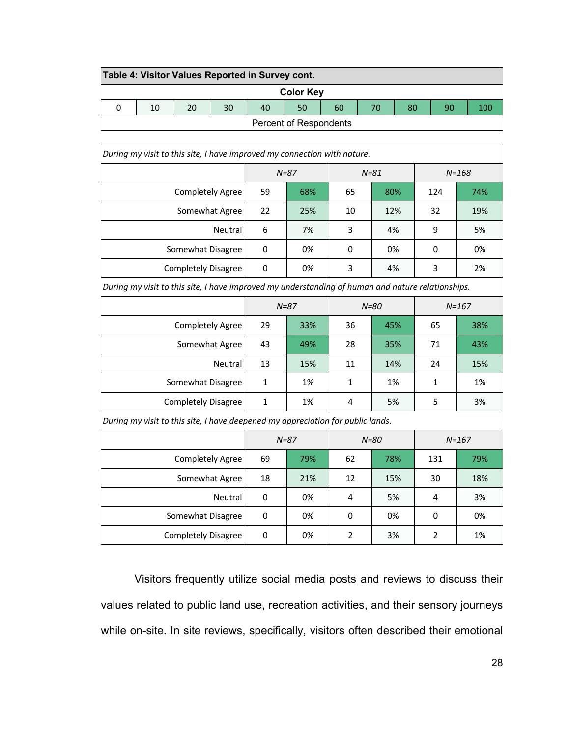| Table 4: Visitor Values Reported in Survey cont. | | | | | | | | | | |
|---|---|---|---|---|---|---|---|---|---|---|
| Color Key | | | | | | | | | | |
| 0 | 10 | 20 | 30 | 40 | 50 | 60 | 70 | 80 | 90 | 100 |
| Percent of Respondents | | | | | | | | | | |

| *During my visit to this site, I have improved my connection with nature.* | | | | | | |
|---|---|---|---|---|---|---|
| | *N=87* | | *N=81* | | *N=168* | |
| Completely Agree | 59 | 68% | 65 | 80% | 124 | 74% |
| Somewhat Agree | 22 | 25% | 10 | 12% | 32 | 19% |
| Neutral | 6 | 7% | 3 | 4% | 9 | 5% |
| Somewhat Disagree | 0 | 0% | 0 | 0% | 0 | 0% |
| Completely Disagree | 0 | 0% | 3 | 4% | 3 | 2% |
| *During my visit to this site, I have improved my understanding of human and nature relationships.* | | | | | | |
| | *N=87* | | *N=80* | | *N=167* | |
| Completely Agree | 29 | 33% | 36 | 45% | 65 | 38% |
| Somewhat Agree | 43 | 49% | 28 | 35% | 71 | 43% |
| Neutral | 13 | 15% | 11 | 14% | 24 | 15% |
| Somewhat Disagree | 1 | 1% | 1 | 1% | 1 | 1% |
| Completely Disagree | 1 | 1% | 4 | 5% | 5 | 3% |
| *During my visit to this site, I have deepened my appreciation for public lands.* | | | | | | |
| | *N=87* | | *N=80* | | *N=167* | |
| Completely Agree | 69 | 79% | 62 | 78% | 131 | 79% |
| Somewhat Agree | 18 | 21% | 12 | 15% | 30 | 18% |
| Neutral | 0 | 0% | 4 | 5% | 4 | 3% |
| Somewhat Disagree | 0 | 0% | 0 | 0% | 0 | 0% |
| Completely Disagree | 0 | 0% | 2 | 3% | 2 | 1% |

Visitors frequently utilize social media posts and reviews to discuss their values related to public land use, recreation activities, and their sensory journeys while on-site. In site reviews, specifically, visitors often described their emotional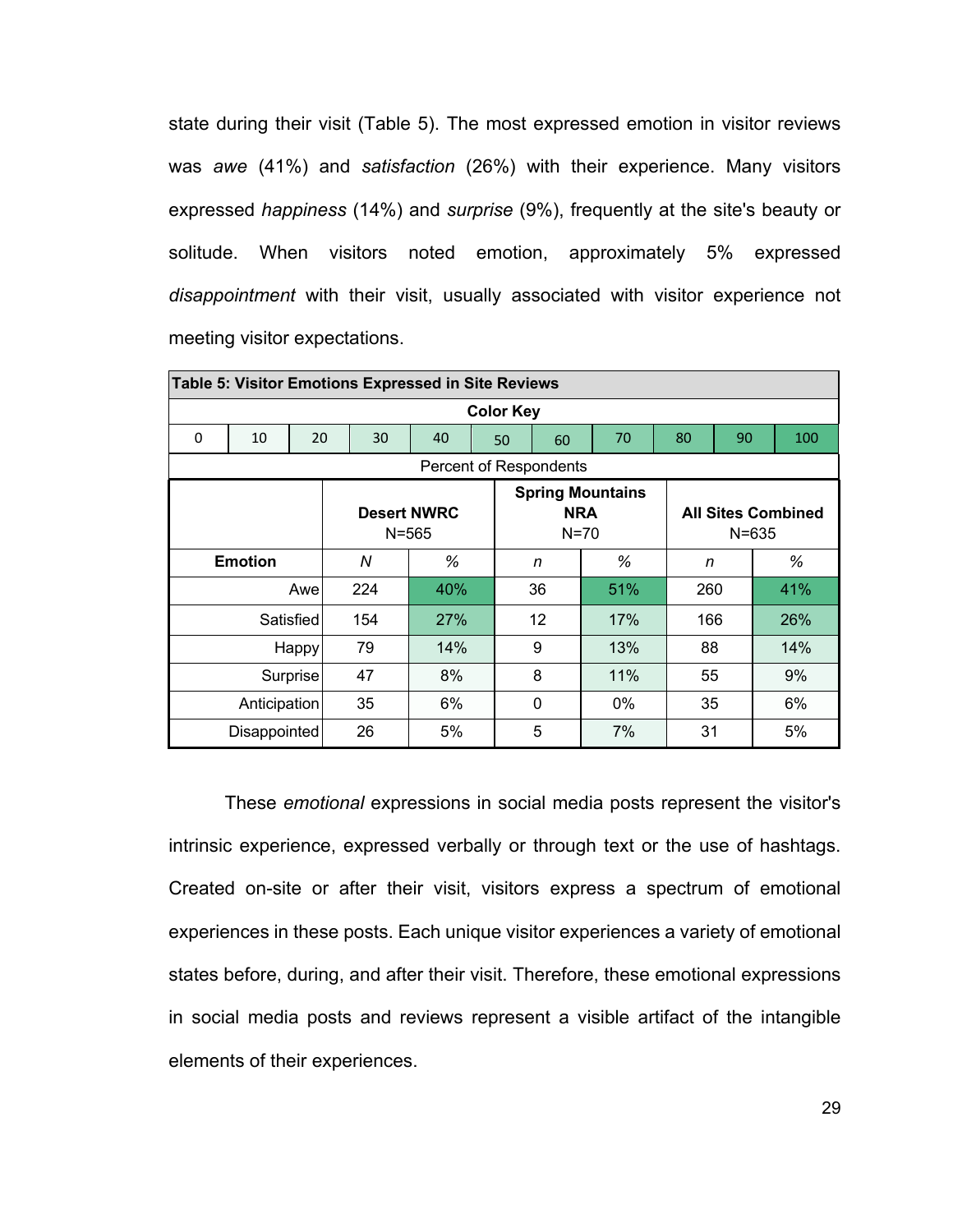state during their visit (Table 5). The most expressed emotion in visitor reviews was *awe* (41%) and *satisfaction* (26%) with their experience. Many visitors expressed *happiness* (14%) and *surprise* (9%), frequently at the site's beauty or solitude. When visitors noted emotion, approximately 5% expressed *disappointment* with their visit, usually associated with visitor experience not meeting visitor expectations.

**Table 5: Visitor Emotions Expressed in Site Reviews**

**Color Key**

| 0 | 10 | 20 | 30 | 40 | 50 | 60 | 70 | 80 | 90 | 100 |
|---|---|---|---|---|---|---|---|---|---|---|

Percent of Respondents

| | **Desert NWRC** N=565 | | **Spring Mountains NRA** N=70 | | **All Sites Combined** N=635 | |
|---|---|---|---|---|---|---|
| **Emotion** | *N* | *%* | *n* | *%* | *n* | *%* |
| Awe | 224 | 40% | 36 | 51% | 260 | 41% |
| Satisfied | 154 | 27% | 12 | 17% | 166 | 26% |
| Happy | 79 | 14% | 9 | 13% | 88 | 14% |
| Surprise | 47 | 8% | 8 | 11% | 55 | 9% |
| Anticipation | 35 | 6% | 0 | 0% | 35 | 6% |
| Disappointed | 26 | 5% | 5 | 7% | 31 | 5% |

These *emotional* expressions in social media posts represent the visitor's intrinsic experience, expressed verbally or through text or the use of hashtags. Created on-site or after their visit, visitors express a spectrum of emotional experiences in these posts. Each unique visitor experiences a variety of emotional states before, during, and after their visit. Therefore, these emotional expressions in social media posts and reviews represent a visible artifact of the intangible elements of their experiences.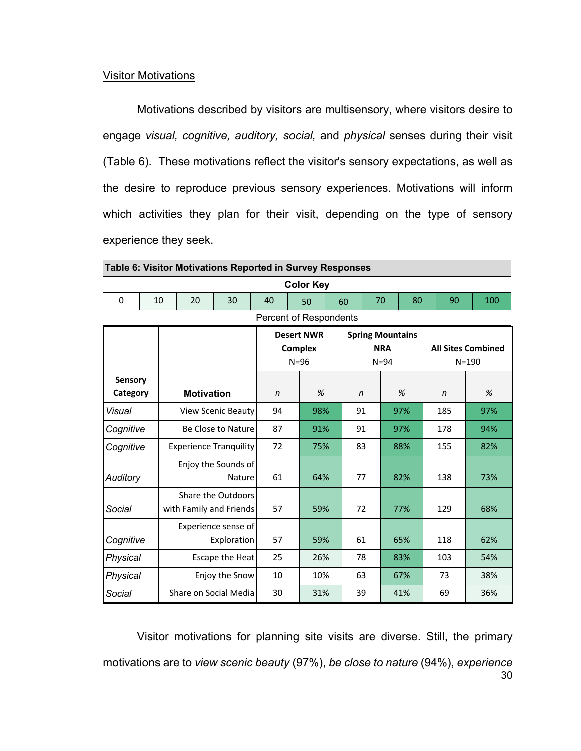## Visitor Motivations

Motivations described by visitors are multisensory, where visitors desire to engage *visual, cognitive, auditory, social,* and *physical* senses during their visit (Table 6). These motivations reflect the visitor's sensory expectations, as well as the desire to reproduce previous sensory experiences. Motivations will inform which activities they plan for their visit, depending on the type of sensory experience they seek.

**Table 6: Visitor Motivations Reported in Survey Responses**

**Color Key**

| 0 | 10 | 20 | 30 | 40 | 50 | 60 | 70 | 80 | 90 | 100 |
|---|---|---|---|---|---|---|---|---|---|---|

Percent of Respondents

| | | Desert NWR Complex N=96 | | Spring Mountains NRA N=94 | | All Sites Combined N=190 | |
|---|---|---|---|---|---|---|---|
| **Sensory Category** | **Motivation** | *n* | *%* | *n* | *%* | *n* | *%* |
| *Visual* | View Scenic Beauty | 94 | 98% | 91 | 97% | 185 | 97% |
| *Cognitive* | Be Close to Nature | 87 | 91% | 91 | 97% | 178 | 94% |
| *Cognitive* | Experience Tranquility | 72 | 75% | 83 | 88% | 155 | 82% |
| *Auditory* | Enjoy the Sounds of Nature | 61 | 64% | 77 | 82% | 138 | 73% |
| *Social* | Share the Outdoors with Family and Friends | 57 | 59% | 72 | 77% | 129 | 68% |
| *Cognitive* | Experience sense of Exploration | 57 | 59% | 61 | 65% | 118 | 62% |
| *Physical* | Escape the Heat | 25 | 26% | 78 | 83% | 103 | 54% |
| *Physical* | Enjoy the Snow | 10 | 10% | 63 | 67% | 73 | 38% |
| *Social* | Share on Social Media | 30 | 31% | 39 | 41% | 69 | 36% |

Visitor motivations for planning site visits are diverse. Still, the primary motivations are to *view scenic beauty* (97%), *be close to nature* (94%), *experience*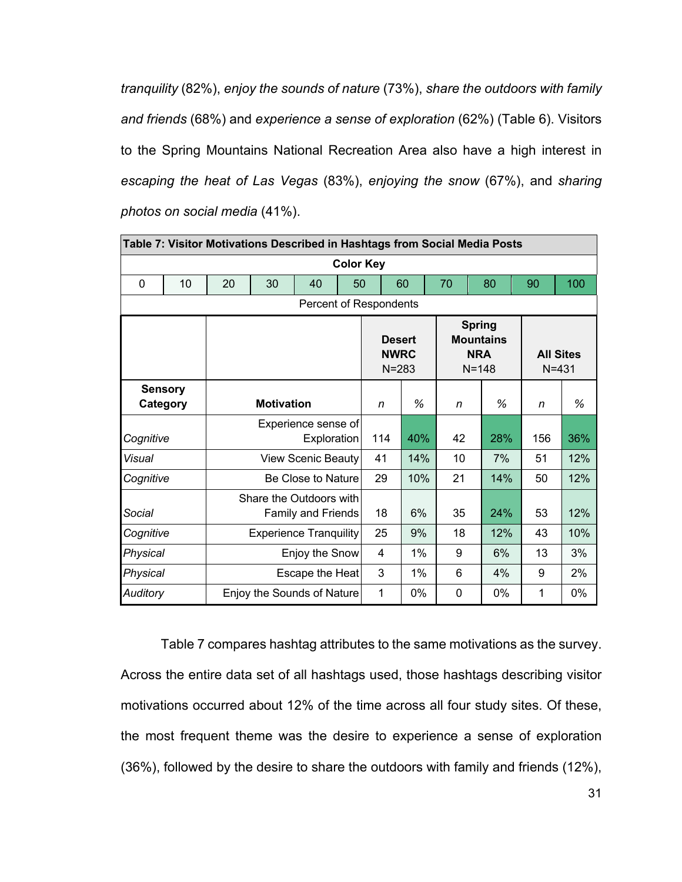*tranquility* (82%), *enjoy the sounds of nature* (73%), *share the outdoors with family and friends* (68%) and *experience a sense of exploration* (62%) (Table 6). Visitors to the Spring Mountains National Recreation Area also have a high interest in *escaping the heat of Las Vegas* (83%), *enjoying the snow* (67%), and *sharing photos on social media* (41%).

**Table 7: Visitor Motivations Described in Hashtags from Social Media Posts**

**Color Key**

| 0 | 10 | 20 | 30 | 40 | 50 | 60 | 70 | 80 | 90 | 100 |
|---|---|---|---|---|---|---|---|---|---|---|

Percent of Respondents

| | | **Desert NWRC** N=283 | | **Spring Mountains NRA** N=148 | | **All Sites** N=431 | |
|---|---|---|---|---|---|---|---|
| **Sensory Category** | **Motivation** | *n* | *%* | *n* | *%* | *n* | *%* |
| *Cognitive* | Experience sense of Exploration | 114 | 40% | 42 | 28% | 156 | 36% |
| *Visual* | View Scenic Beauty | 41 | 14% | 10 | 7% | 51 | 12% |
| *Cognitive* | Be Close to Nature | 29 | 10% | 21 | 14% | 50 | 12% |
| *Social* | Share the Outdoors with Family and Friends | 18 | 6% | 35 | 24% | 53 | 12% |
| *Cognitive* | Experience Tranquility | 25 | 9% | 18 | 12% | 43 | 10% |
| *Physical* | Enjoy the Snow | 4 | 1% | 9 | 6% | 13 | 3% |
| *Physical* | Escape the Heat | 3 | 1% | 6 | 4% | 9 | 2% |
| *Auditory* | Enjoy the Sounds of Nature | 1 | 0% | 0 | 0% | 1 | 0% |

Table 7 compares hashtag attributes to the same motivations as the survey. Across the entire data set of all hashtags used, those hashtags describing visitor motivations occurred about 12% of the time across all four study sites. Of these, the most frequent theme was the desire to experience a sense of exploration (36%), followed by the desire to share the outdoors with family and friends (12%),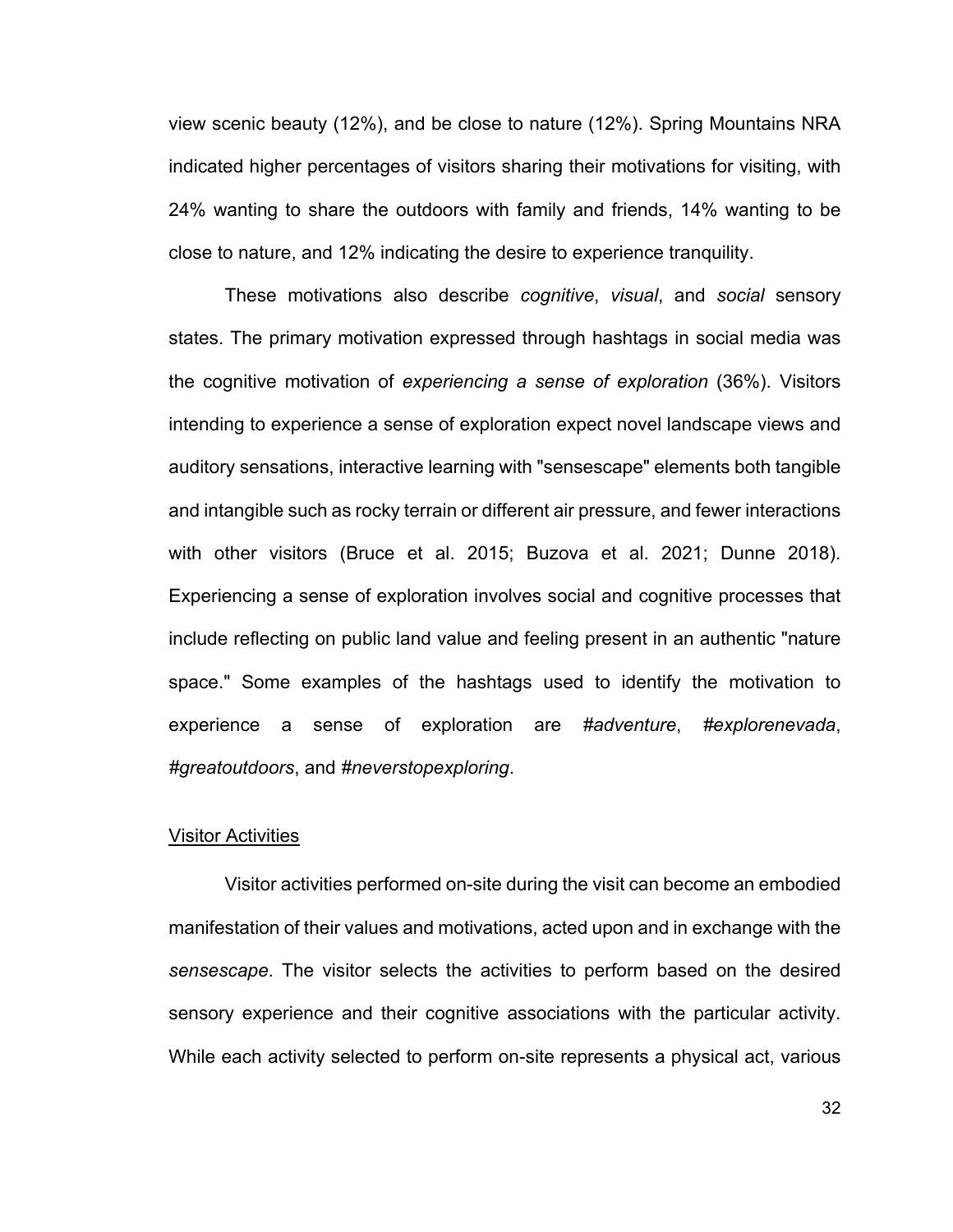view scenic beauty (12%), and be close to nature (12%). Spring Mountains NRA indicated higher percentages of visitors sharing their motivations for visiting, with 24% wanting to share the outdoors with family and friends, 14% wanting to be close to nature, and 12% indicating the desire to experience tranquility.

These motivations also describe *cognitive*, *visual*, and *social* sensory states. The primary motivation expressed through hashtags in social media was the cognitive motivation of *experiencing a sense of exploration* (36%). Visitors intending to experience a sense of exploration expect novel landscape views and auditory sensations, interactive learning with "sensescape" elements both tangible and intangible such as rocky terrain or different air pressure, and fewer interactions with other visitors (Bruce et al. 2015; Buzova et al. 2021; Dunne 2018). Experiencing a sense of exploration involves social and cognitive processes that include reflecting on public land value and feeling present in an authentic "nature space." Some examples of the hashtags used to identify the motivation to experience a sense of exploration are *#adventure*, *#explorenevada*, *#greatoutdoors*, and *#neverstopexploring*.

<u>Visitor Activities</u>

Visitor activities performed on-site during the visit can become an embodied manifestation of their values and motivations, acted upon and in exchange with the *sensescape*. The visitor selects the activities to perform based on the desired sensory experience and their cognitive associations with the particular activity. While each activity selected to perform on-site represents a physical act, various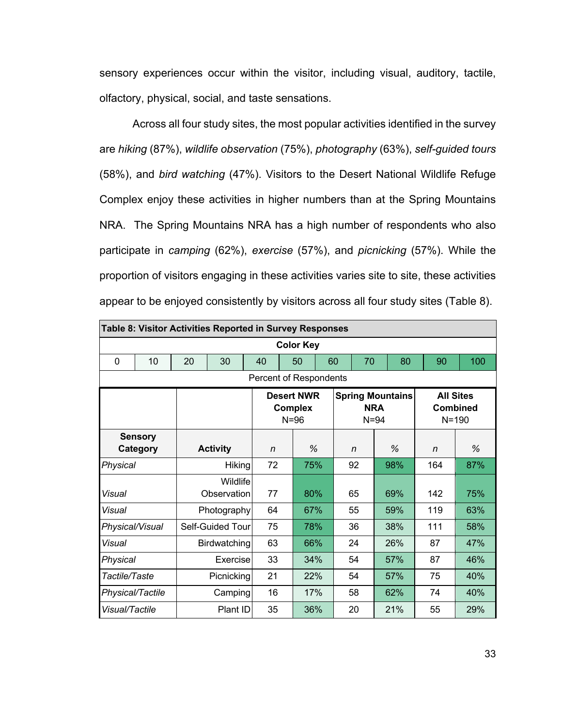sensory experiences occur within the visitor, including visual, auditory, tactile, olfactory, physical, social, and taste sensations.

Across all four study sites, the most popular activities identified in the survey are *hiking* (87%), *wildlife observation* (75%), *photography* (63%), *self-guided tours* (58%), and *bird watching* (47%). Visitors to the Desert National Wildlife Refuge Complex enjoy these activities in higher numbers than at the Spring Mountains NRA. The Spring Mountains NRA has a high number of respondents who also participate in *camping* (62%), *exercise* (57%), and *picnicking* (57%). While the proportion of visitors engaging in these activities varies site to site, these activities appear to be enjoyed consistently by visitors across all four study sites (Table 8).

**Table 8: Visitor Activities Reported in Survey Responses**

**Color Key**

| 0 | 10 | 20 | 30 | 40 | 50 | 60 | 70 | 80 | 90 | 100 |
|---|---|---|---|---|---|---|---|---|---|---|

Percent of Respondents

| | | **Desert NWR Complex** N=96 | | **Spring Mountains NRA** N=94 | | **All Sites Combined** N=190 | |
|---|---|---|---|---|---|---|---|
| **Sensory Category** | **Activity** | *n* | *%* | *n* | *%* | *n* | *%* |
| *Physical* | Hiking | 72 | 75% | 92 | 98% | 164 | 87% |
| *Visual* | Wildlife Observation | 77 | 80% | 65 | 69% | 142 | 75% |
| *Visual* | Photography | 64 | 67% | 55 | 59% | 119 | 63% |
| *Physical/Visual* | Self-Guided Tour | 75 | 78% | 36 | 38% | 111 | 58% |
| *Visual* | Birdwatching | 63 | 66% | 24 | 26% | 87 | 47% |
| *Physical* | Exercise | 33 | 34% | 54 | 57% | 87 | 46% |
| *Tactile/Taste* | Picnicking | 21 | 22% | 54 | 57% | 75 | 40% |
| *Physical/Tactile* | Camping | 16 | 17% | 58 | 62% | 74 | 40% |
| *Visual/Tactile* | Plant ID | 35 | 36% | 20 | 21% | 55 | 29% |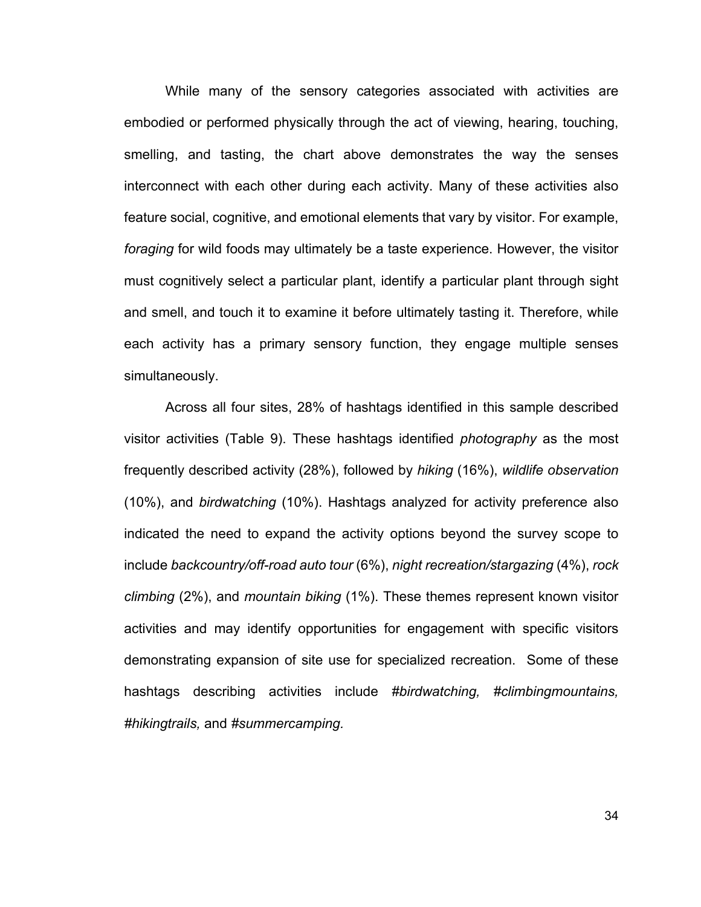While many of the sensory categories associated with activities are embodied or performed physically through the act of viewing, hearing, touching, smelling, and tasting, the chart above demonstrates the way the senses interconnect with each other during each activity. Many of these activities also feature social, cognitive, and emotional elements that vary by visitor. For example, *foraging* for wild foods may ultimately be a taste experience. However, the visitor must cognitively select a particular plant, identify a particular plant through sight and smell, and touch it to examine it before ultimately tasting it. Therefore, while each activity has a primary sensory function, they engage multiple senses simultaneously.

Across all four sites, 28% of hashtags identified in this sample described visitor activities (Table 9). These hashtags identified *photography* as the most frequently described activity (28%), followed by *hiking* (16%), *wildlife observation* (10%), and *birdwatching* (10%). Hashtags analyzed for activity preference also indicated the need to expand the activity options beyond the survey scope to include *backcountry/off-road auto tour* (6%), *night recreation/stargazing* (4%), *rock climbing* (2%), and *mountain biking* (1%). These themes represent known visitor activities and may identify opportunities for engagement with specific visitors demonstrating expansion of site use for specialized recreation. Some of these hashtags describing activities include *#birdwatching, #climbingmountains, #hikingtrails,* and *#summercamping.*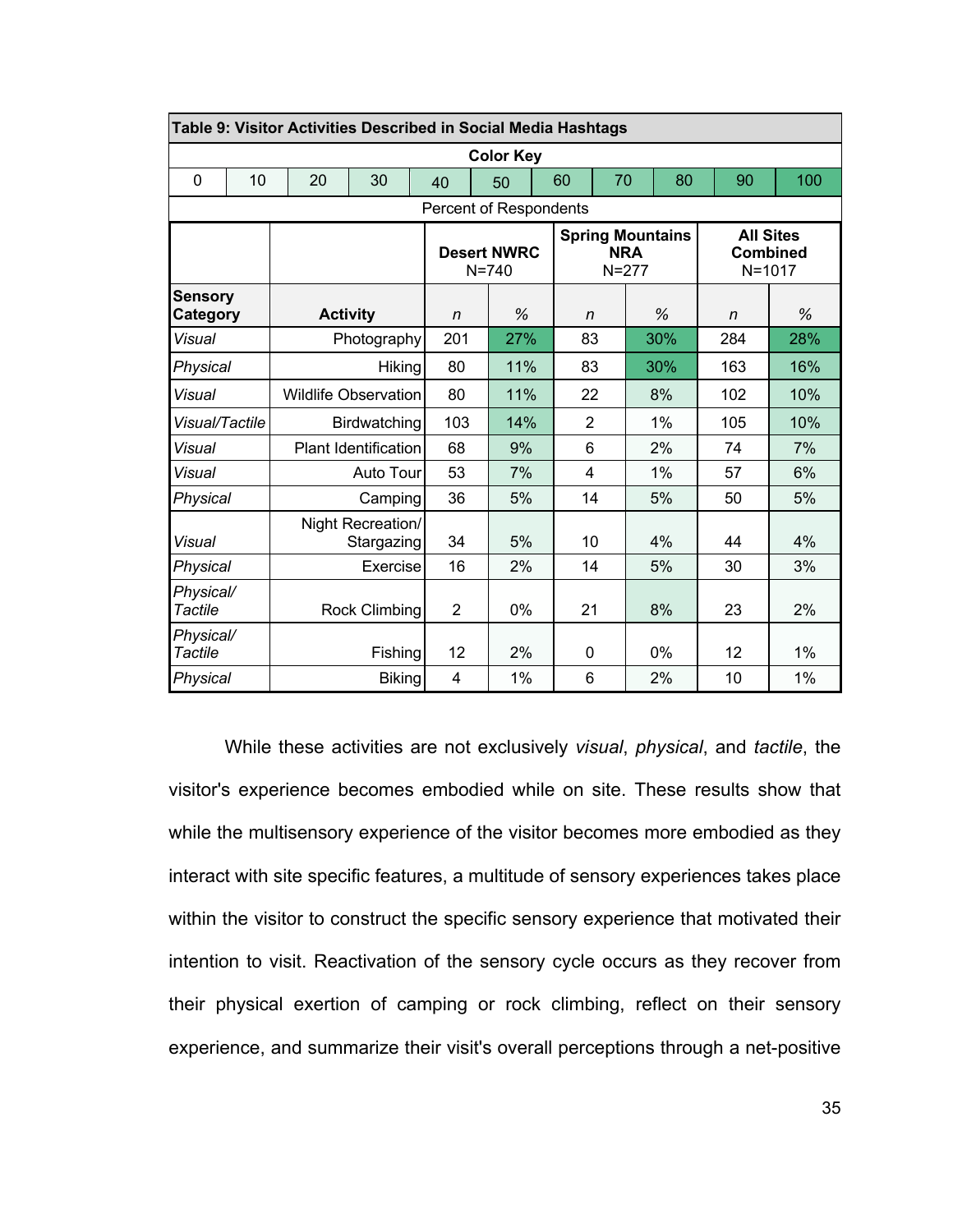| Table 9: Visitor Activities Described in Social Media Hashtags | | | | | | | | | | |
|---|---|---|---|---|---|---|---|---|---|---|
| **Color Key** | | | | | | | | | | |
| 0 | 10 | 20 | 30 | 40 | 50 | 60 | 70 | 80 | 90 | 100 |
| Percent of Respondents | | | | | | | | | | |

| | | **Desert NWRC** N=740 | | **Spring Mountains NRA** N=277 | | **All Sites Combined** N=1017 | |
|---|---|---|---|---|---|---|---|
| **Sensory Category** | **Activity** | *n* | % | *n* | % | *n* | % |
| *Visual* | Photography | 201 | 27% | 83 | 30% | 284 | 28% |
| *Physical* | Hiking | 80 | 11% | 83 | 30% | 163 | 16% |
| *Visual* | Wildlife Observation | 80 | 11% | 22 | 8% | 102 | 10% |
| *Visual/Tactile* | Birdwatching | 103 | 14% | 2 | 1% | 105 | 10% |
| *Visual* | Plant Identification | 68 | 9% | 6 | 2% | 74 | 7% |
| *Visual* | Auto Tour | 53 | 7% | 4 | 1% | 57 | 6% |
| *Physical* | Camping | 36 | 5% | 14 | 5% | 50 | 5% |
| *Visual* | Night Recreation/ Stargazing | 34 | 5% | 10 | 4% | 44 | 4% |
| *Physical* | Exercise | 16 | 2% | 14 | 5% | 30 | 3% |
| *Physical/ Tactile* | Rock Climbing | 2 | 0% | 21 | 8% | 23 | 2% |
| *Physical/ Tactile* | Fishing | 12 | 2% | 0 | 0% | 12 | 1% |
| *Physical* | Biking | 4 | 1% | 6 | 2% | 10 | 1% |

While these activities are not exclusively *visual*, *physical*, and *tactile*, the visitor's experience becomes embodied while on site. These results show that while the multisensory experience of the visitor becomes more embodied as they interact with site specific features, a multitude of sensory experiences takes place within the visitor to construct the specific sensory experience that motivated their intention to visit. Reactivation of the sensory cycle occurs as they recover from their physical exertion of camping or rock climbing, reflect on their sensory experience, and summarize their visit's overall perceptions through a net-positive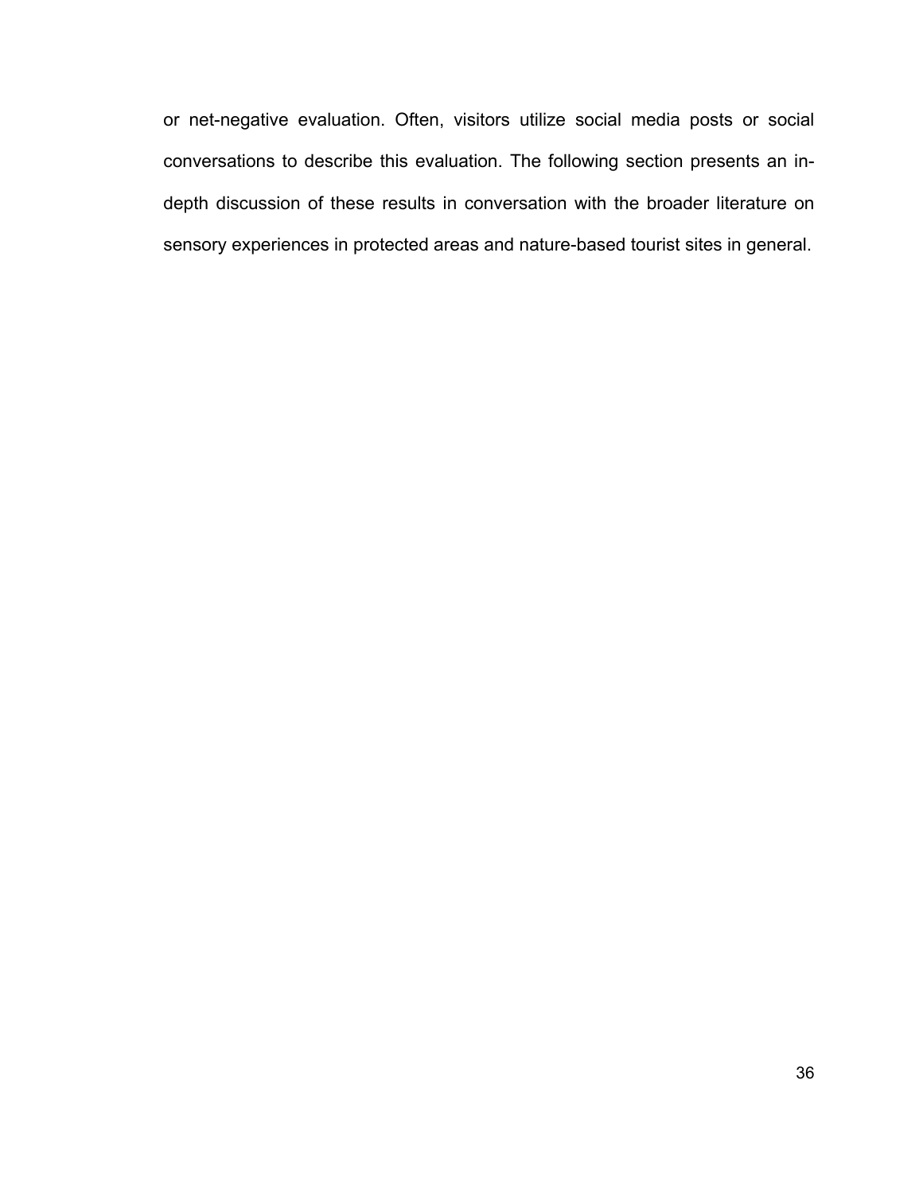or net-negative evaluation. Often, visitors utilize social media posts or social conversations to describe this evaluation. The following section presents an in-depth discussion of these results in conversation with the broader literature on sensory experiences in protected areas and nature-based tourist sites in general.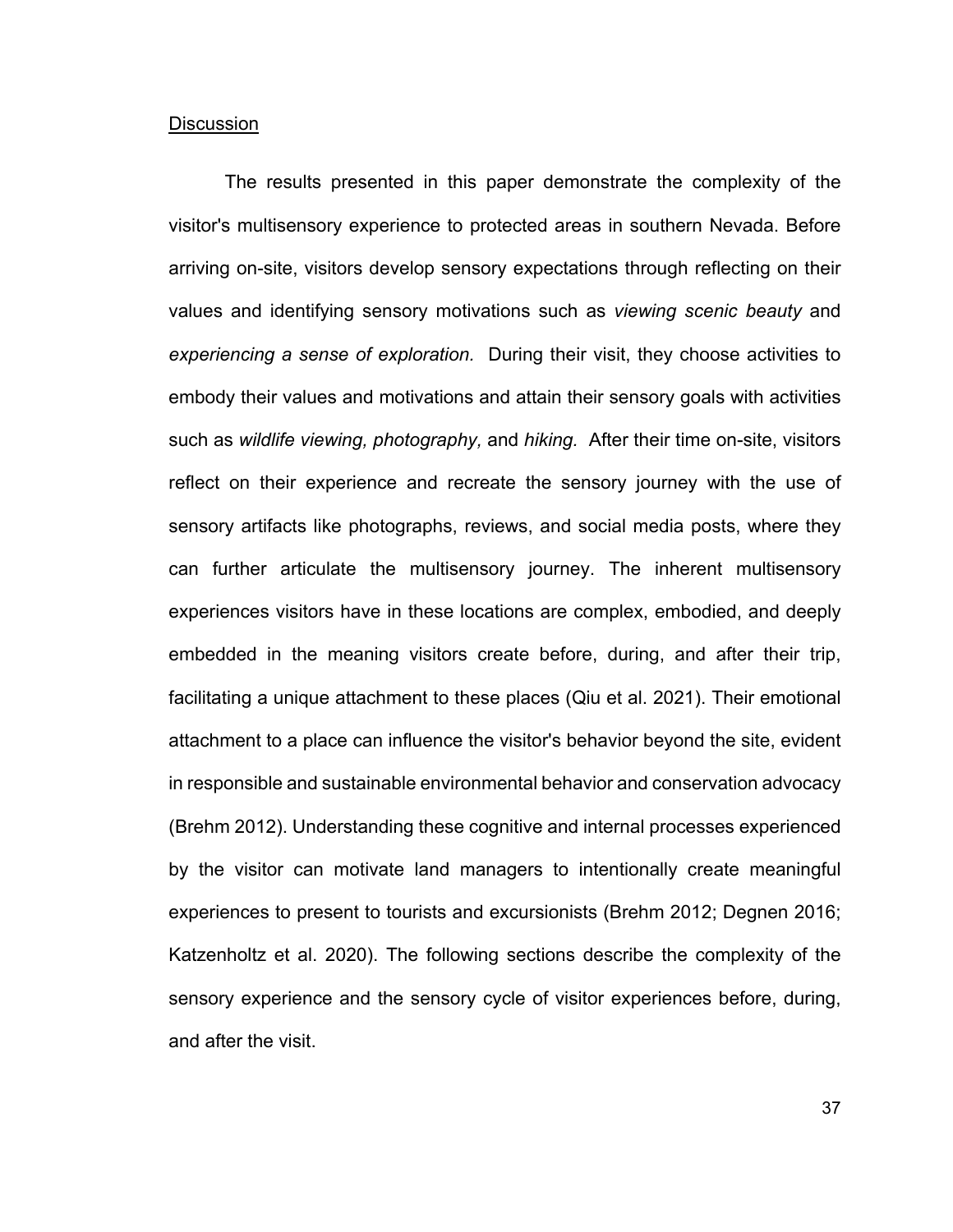## Discussion

The results presented in this paper demonstrate the complexity of the visitor's multisensory experience to protected areas in southern Nevada. Before arriving on-site, visitors develop sensory expectations through reflecting on their values and identifying sensory motivations such as *viewing scenic beauty* and *experiencing a sense of exploration.* During their visit, they choose activities to embody their values and motivations and attain their sensory goals with activities such as *wildlife viewing, photography,* and *hiking.* After their time on-site, visitors reflect on their experience and recreate the sensory journey with the use of sensory artifacts like photographs, reviews, and social media posts, where they can further articulate the multisensory journey. The inherent multisensory experiences visitors have in these locations are complex, embodied, and deeply embedded in the meaning visitors create before, during, and after their trip, facilitating a unique attachment to these places (Qiu et al. 2021). Their emotional attachment to a place can influence the visitor's behavior beyond the site, evident in responsible and sustainable environmental behavior and conservation advocacy (Brehm 2012). Understanding these cognitive and internal processes experienced by the visitor can motivate land managers to intentionally create meaningful experiences to present to tourists and excursionists (Brehm 2012; Degnen 2016; Katzenholtz et al. 2020). The following sections describe the complexity of the sensory experience and the sensory cycle of visitor experiences before, during, and after the visit.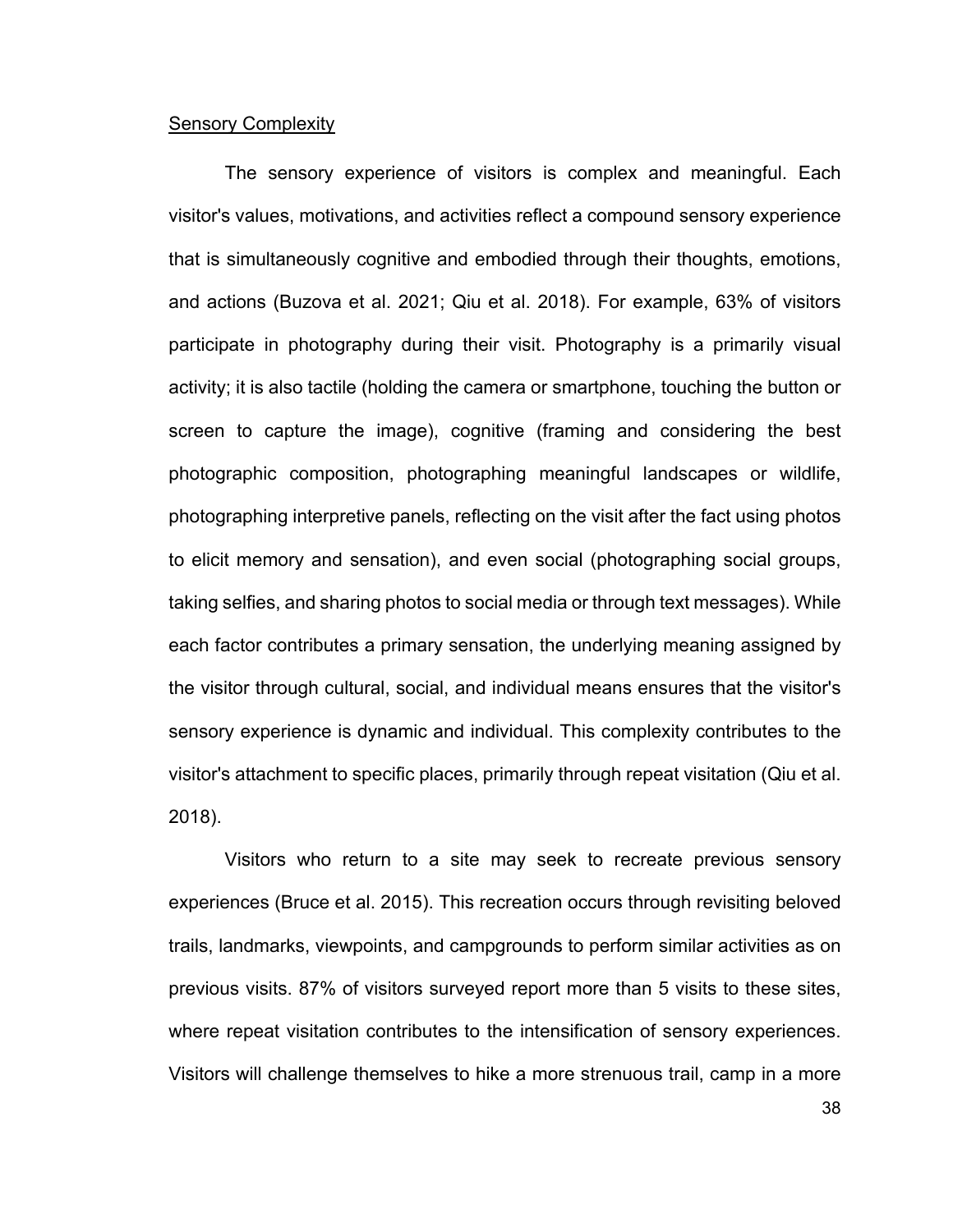<u>Sensory Complexity</u>

The sensory experience of visitors is complex and meaningful. Each visitor's values, motivations, and activities reflect a compound sensory experience that is simultaneously cognitive and embodied through their thoughts, emotions, and actions (Buzova et al. 2021; Qiu et al. 2018). For example, 63% of visitors participate in photography during their visit. Photography is a primarily visual activity; it is also tactile (holding the camera or smartphone, touching the button or screen to capture the image), cognitive (framing and considering the best photographic composition, photographing meaningful landscapes or wildlife, photographing interpretive panels, reflecting on the visit after the fact using photos to elicit memory and sensation), and even social (photographing social groups, taking selfies, and sharing photos to social media or through text messages). While each factor contributes a primary sensation, the underlying meaning assigned by the visitor through cultural, social, and individual means ensures that the visitor's sensory experience is dynamic and individual. This complexity contributes to the visitor's attachment to specific places, primarily through repeat visitation (Qiu et al. 2018).

Visitors who return to a site may seek to recreate previous sensory experiences (Bruce et al. 2015). This recreation occurs through revisiting beloved trails, landmarks, viewpoints, and campgrounds to perform similar activities as on previous visits. 87% of visitors surveyed report more than 5 visits to these sites, where repeat visitation contributes to the intensification of sensory experiences. Visitors will challenge themselves to hike a more strenuous trail, camp in a more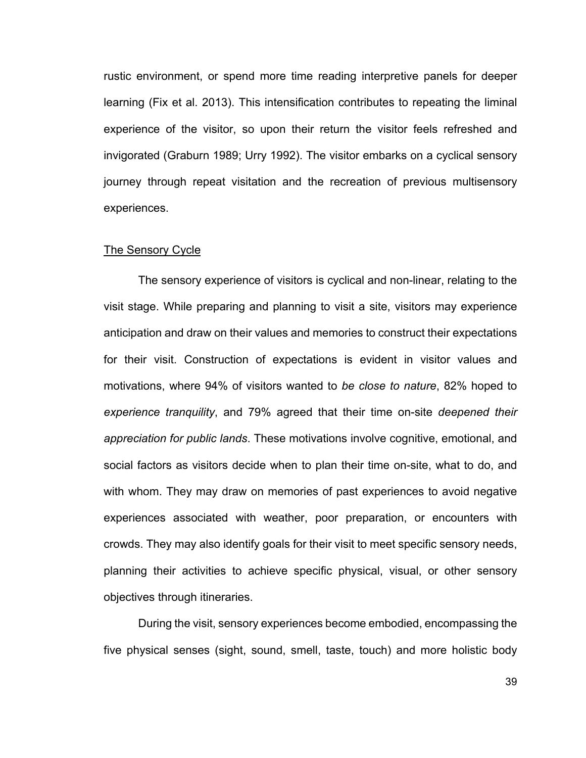rustic environment, or spend more time reading interpretive panels for deeper learning (Fix et al. 2013). This intensification contributes to repeating the liminal experience of the visitor, so upon their return the visitor feels refreshed and invigorated (Graburn 1989; Urry 1992). The visitor embarks on a cyclical sensory journey through repeat visitation and the recreation of previous multisensory experiences.

<u>The Sensory Cycle</u>

The sensory experience of visitors is cyclical and non-linear, relating to the visit stage. While preparing and planning to visit a site, visitors may experience anticipation and draw on their values and memories to construct their expectations for their visit. Construction of expectations is evident in visitor values and motivations, where 94% of visitors wanted to *be close to nature*, 82% hoped to *experience tranquility*, and 79% agreed that their time on-site *deepened their appreciation for public lands*. These motivations involve cognitive, emotional, and social factors as visitors decide when to plan their time on-site, what to do, and with whom. They may draw on memories of past experiences to avoid negative experiences associated with weather, poor preparation, or encounters with crowds. They may also identify goals for their visit to meet specific sensory needs, planning their activities to achieve specific physical, visual, or other sensory objectives through itineraries.

During the visit, sensory experiences become embodied, encompassing the five physical senses (sight, sound, smell, taste, touch) and more holistic body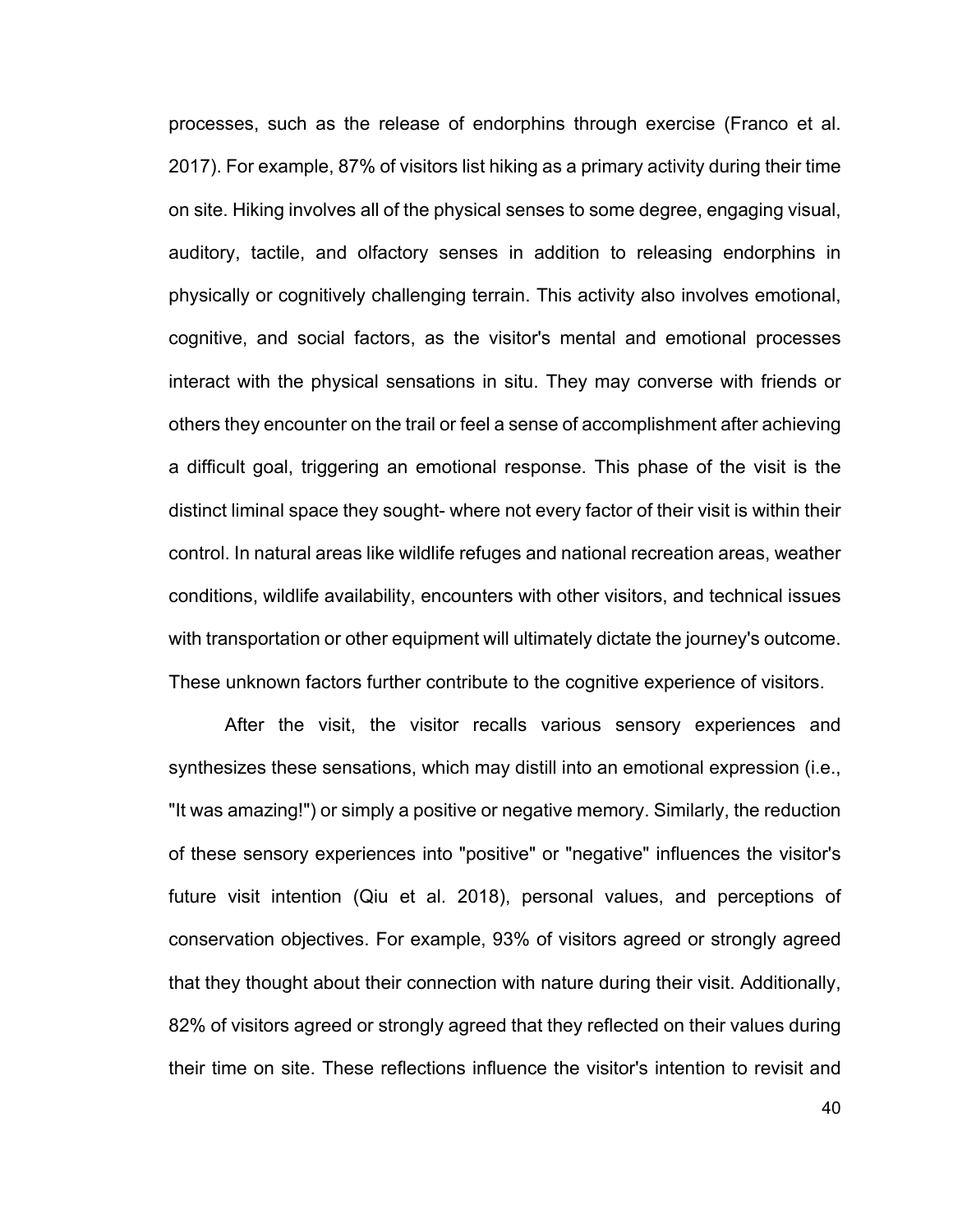processes, such as the release of endorphins through exercise (Franco et al. 2017). For example, 87% of visitors list hiking as a primary activity during their time on site. Hiking involves all of the physical senses to some degree, engaging visual, auditory, tactile, and olfactory senses in addition to releasing endorphins in physically or cognitively challenging terrain. This activity also involves emotional, cognitive, and social factors, as the visitor's mental and emotional processes interact with the physical sensations in situ. They may converse with friends or others they encounter on the trail or feel a sense of accomplishment after achieving a difficult goal, triggering an emotional response. This phase of the visit is the distinct liminal space they sought- where not every factor of their visit is within their control. In natural areas like wildlife refuges and national recreation areas, weather conditions, wildlife availability, encounters with other visitors, and technical issues with transportation or other equipment will ultimately dictate the journey's outcome. These unknown factors further contribute to the cognitive experience of visitors.

After the visit, the visitor recalls various sensory experiences and synthesizes these sensations, which may distill into an emotional expression (i.e., "It was amazing!") or simply a positive or negative memory. Similarly, the reduction of these sensory experiences into "positive" or "negative" influences the visitor's future visit intention (Qiu et al. 2018), personal values, and perceptions of conservation objectives. For example, 93% of visitors agreed or strongly agreed that they thought about their connection with nature during their visit. Additionally, 82% of visitors agreed or strongly agreed that they reflected on their values during their time on site. These reflections influence the visitor's intention to revisit and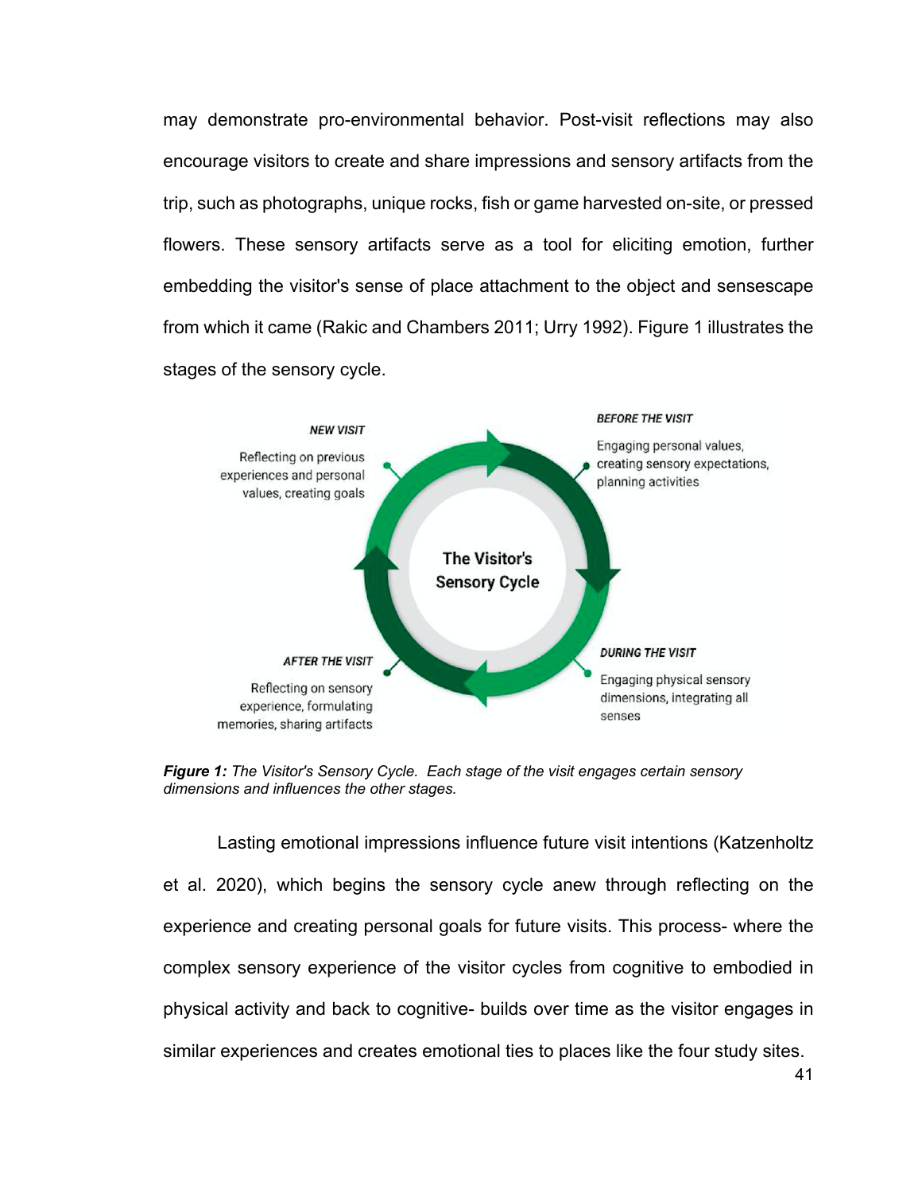may demonstrate pro-environmental behavior. Post-visit reflections may also encourage visitors to create and share impressions and sensory artifacts from the trip, such as photographs, unique rocks, fish or game harvested on-site, or pressed flowers. These sensory artifacts serve as a tool for eliciting emotion, further embedding the visitor's sense of place attachment to the object and sensescape from which it came (Rakic and Chambers 2011; Urry 1992). Figure 1 illustrates the stages of the sensory cycle.

***Figure 1:*** *The Visitor's Sensory Cycle. Each stage of the visit engages certain sensory dimensions and influences the other stages.*

Lasting emotional impressions influence future visit intentions (Katzenholtz et al. 2020), which begins the sensory cycle anew through reflecting on the experience and creating personal goals for future visits. This process- where the complex sensory experience of the visitor cycles from cognitive to embodied in physical activity and back to cognitive- builds over time as the visitor engages in similar experiences and creates emotional ties to places like the four study sites.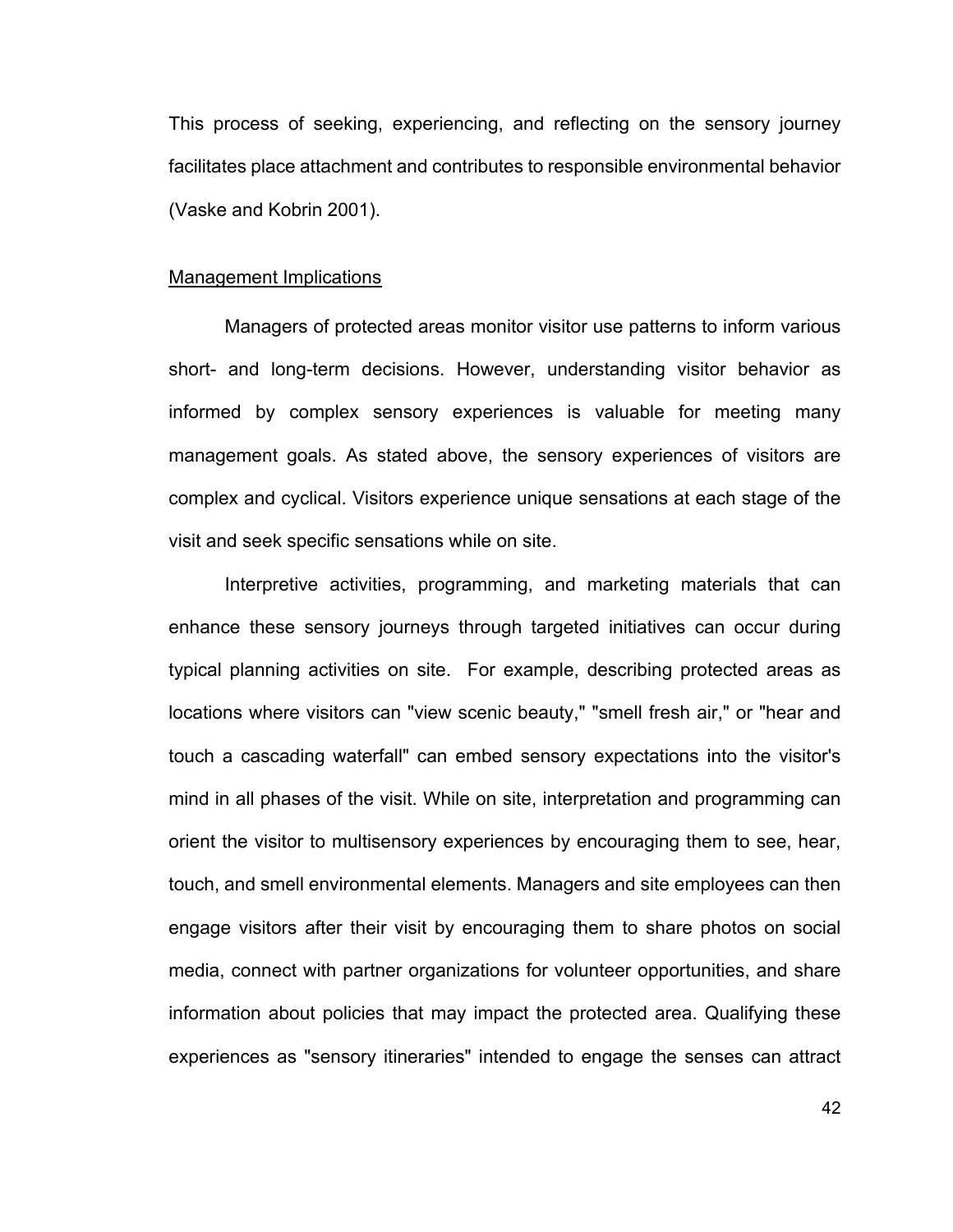This process of seeking, experiencing, and reflecting on the sensory journey facilitates place attachment and contributes to responsible environmental behavior (Vaske and Kobrin 2001).

## Management Implications

Managers of protected areas monitor visitor use patterns to inform various short- and long-term decisions. However, understanding visitor behavior as informed by complex sensory experiences is valuable for meeting many management goals. As stated above, the sensory experiences of visitors are complex and cyclical. Visitors experience unique sensations at each stage of the visit and seek specific sensations while on site.

Interpretive activities, programming, and marketing materials that can enhance these sensory journeys through targeted initiatives can occur during typical planning activities on site. For example, describing protected areas as locations where visitors can "view scenic beauty," "smell fresh air," or "hear and touch a cascading waterfall" can embed sensory expectations into the visitor's mind in all phases of the visit. While on site, interpretation and programming can orient the visitor to multisensory experiences by encouraging them to see, hear, touch, and smell environmental elements. Managers and site employees can then engage visitors after their visit by encouraging them to share photos on social media, connect with partner organizations for volunteer opportunities, and share information about policies that may impact the protected area. Qualifying these experiences as "sensory itineraries" intended to engage the senses can attract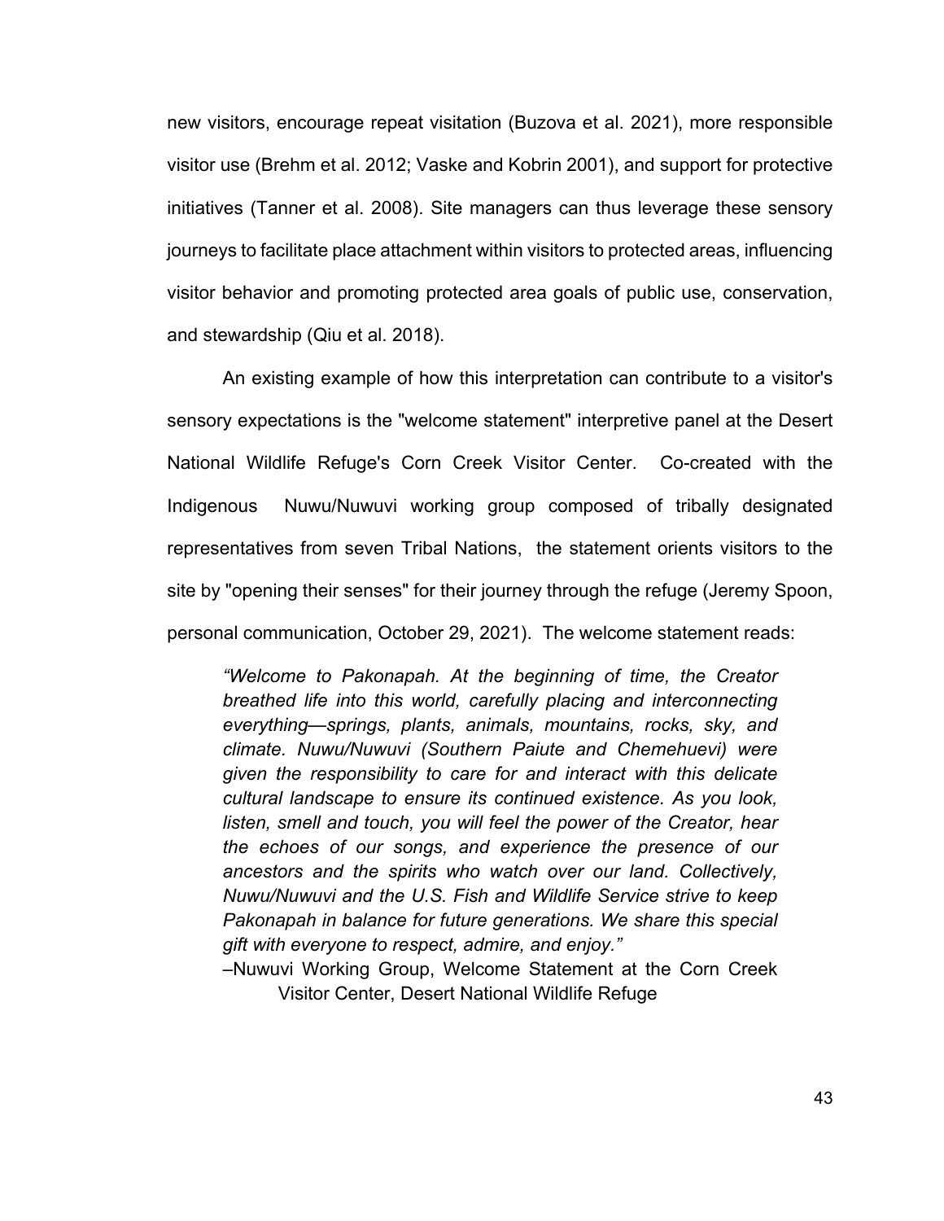new visitors, encourage repeat visitation (Buzova et al. 2021), more responsible visitor use (Brehm et al. 2012; Vaske and Kobrin 2001), and support for protective initiatives (Tanner et al. 2008). Site managers can thus leverage these sensory journeys to facilitate place attachment within visitors to protected areas, influencing visitor behavior and promoting protected area goals of public use, conservation, and stewardship (Qiu et al. 2018).

An existing example of how this interpretation can contribute to a visitor's sensory expectations is the "welcome statement" interpretive panel at the Desert National Wildlife Refuge's Corn Creek Visitor Center. Co-created with the Indigenous Nuwu/Nuwuvi working group composed of tribally designated representatives from seven Tribal Nations, the statement orients visitors to the site by "opening their senses" for their journey through the refuge (Jeremy Spoon, personal communication, October 29, 2021). The welcome statement reads:

> *"Welcome to Pakonapah. At the beginning of time, the Creator breathed life into this world, carefully placing and interconnecting everything—springs, plants, animals, mountains, rocks, sky, and climate. Nuwu/Nuwuvi (Southern Paiute and Chemehuevi) were given the responsibility to care for and interact with this delicate cultural landscape to ensure its continued existence. As you look, listen, smell and touch, you will feel the power of the Creator, hear the echoes of our songs, and experience the presence of our ancestors and the spirits who watch over our land. Collectively, Nuwu/Nuwuvi and the U.S. Fish and Wildlife Service strive to keep Pakonapah in balance for future generations. We share this special gift with everyone to respect, admire, and enjoy."*
>
> –Nuwuvi Working Group, Welcome Statement at the Corn Creek Visitor Center, Desert National Wildlife Refuge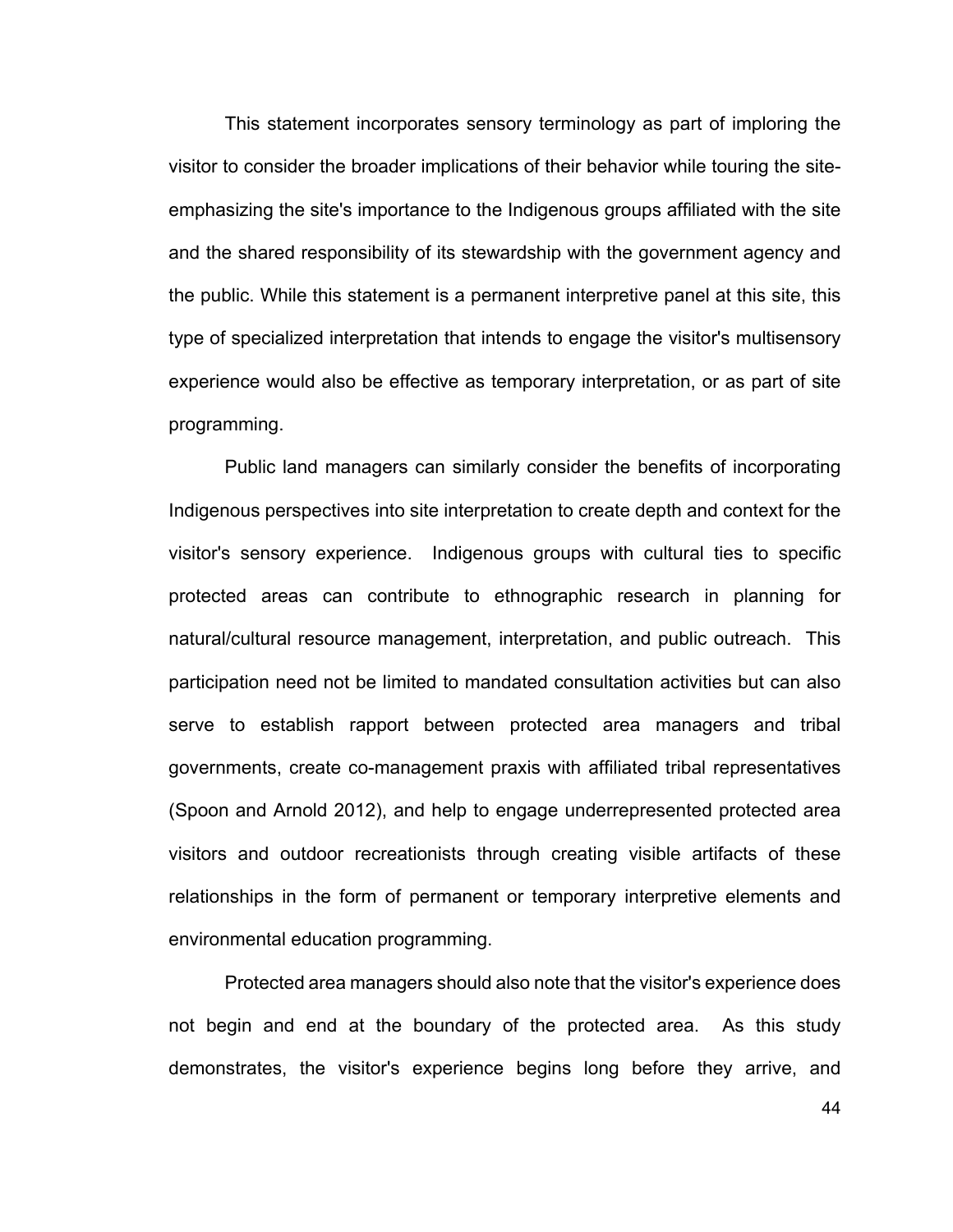This statement incorporates sensory terminology as part of imploring the visitor to consider the broader implications of their behavior while touring the site-emphasizing the site's importance to the Indigenous groups affiliated with the site and the shared responsibility of its stewardship with the government agency and the public. While this statement is a permanent interpretive panel at this site, this type of specialized interpretation that intends to engage the visitor's multisensory experience would also be effective as temporary interpretation, or as part of site programming.

Public land managers can similarly consider the benefits of incorporating Indigenous perspectives into site interpretation to create depth and context for the visitor's sensory experience. Indigenous groups with cultural ties to specific protected areas can contribute to ethnographic research in planning for natural/cultural resource management, interpretation, and public outreach. This participation need not be limited to mandated consultation activities but can also serve to establish rapport between protected area managers and tribal governments, create co-management praxis with affiliated tribal representatives (Spoon and Arnold 2012), and help to engage underrepresented protected area visitors and outdoor recreationists through creating visible artifacts of these relationships in the form of permanent or temporary interpretive elements and environmental education programming.

Protected area managers should also note that the visitor's experience does not begin and end at the boundary of the protected area. As this study demonstrates, the visitor's experience begins long before they arrive, and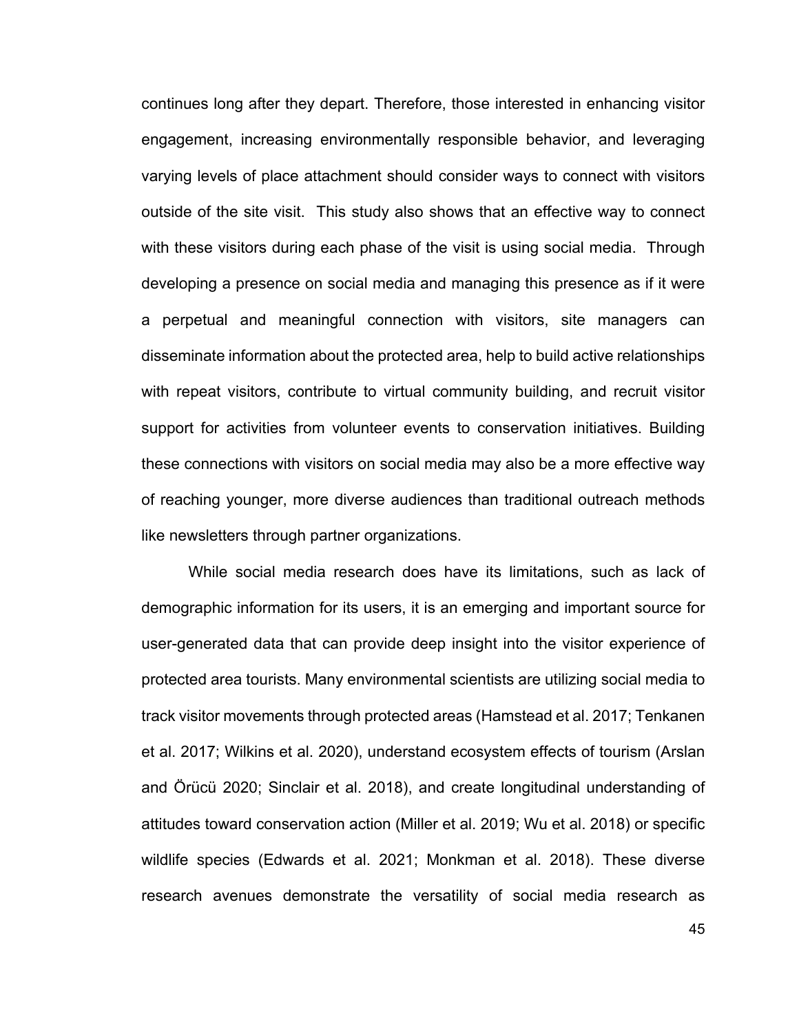continues long after they depart. Therefore, those interested in enhancing visitor engagement, increasing environmentally responsible behavior, and leveraging varying levels of place attachment should consider ways to connect with visitors outside of the site visit. This study also shows that an effective way to connect with these visitors during each phase of the visit is using social media. Through developing a presence on social media and managing this presence as if it were a perpetual and meaningful connection with visitors, site managers can disseminate information about the protected area, help to build active relationships with repeat visitors, contribute to virtual community building, and recruit visitor support for activities from volunteer events to conservation initiatives. Building these connections with visitors on social media may also be a more effective way of reaching younger, more diverse audiences than traditional outreach methods like newsletters through partner organizations.

While social media research does have its limitations, such as lack of demographic information for its users, it is an emerging and important source for user-generated data that can provide deep insight into the visitor experience of protected area tourists. Many environmental scientists are utilizing social media to track visitor movements through protected areas (Hamstead et al. 2017; Tenkanen et al. 2017; Wilkins et al. 2020), understand ecosystem effects of tourism (Arslan and Örücü 2020; Sinclair et al. 2018), and create longitudinal understanding of attitudes toward conservation action (Miller et al. 2019; Wu et al. 2018) or specific wildlife species (Edwards et al. 2021; Monkman et al. 2018). These diverse research avenues demonstrate the versatility of social media research as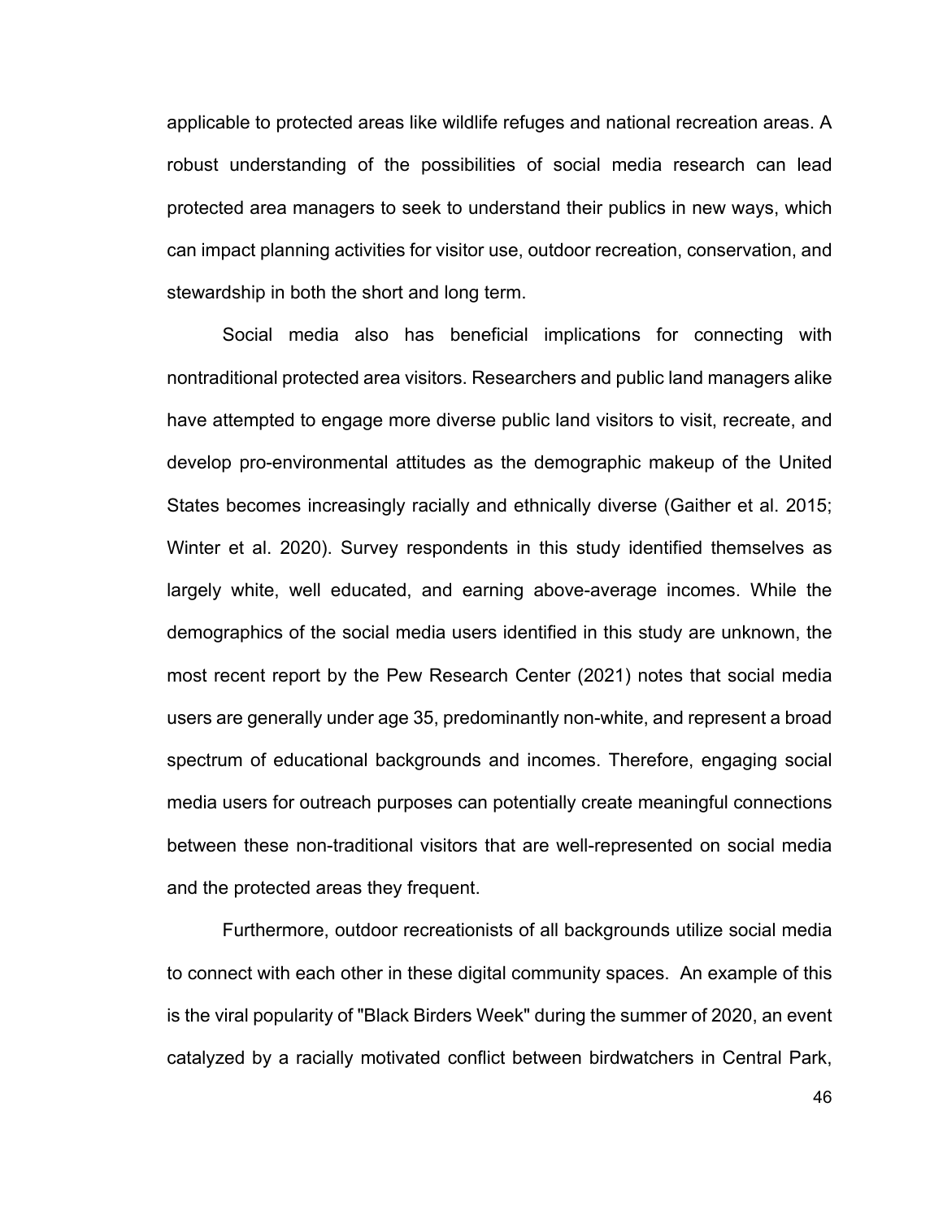applicable to protected areas like wildlife refuges and national recreation areas. A robust understanding of the possibilities of social media research can lead protected area managers to seek to understand their publics in new ways, which can impact planning activities for visitor use, outdoor recreation, conservation, and stewardship in both the short and long term.

Social media also has beneficial implications for connecting with nontraditional protected area visitors. Researchers and public land managers alike have attempted to engage more diverse public land visitors to visit, recreate, and develop pro-environmental attitudes as the demographic makeup of the United States becomes increasingly racially and ethnically diverse (Gaither et al. 2015; Winter et al. 2020). Survey respondents in this study identified themselves as largely white, well educated, and earning above-average incomes. While the demographics of the social media users identified in this study are unknown, the most recent report by the Pew Research Center (2021) notes that social media users are generally under age 35, predominantly non-white, and represent a broad spectrum of educational backgrounds and incomes. Therefore, engaging social media users for outreach purposes can potentially create meaningful connections between these non-traditional visitors that are well-represented on social media and the protected areas they frequent.

Furthermore, outdoor recreationists of all backgrounds utilize social media to connect with each other in these digital community spaces. An example of this is the viral popularity of "Black Birders Week" during the summer of 2020, an event catalyzed by a racially motivated conflict between birdwatchers in Central Park,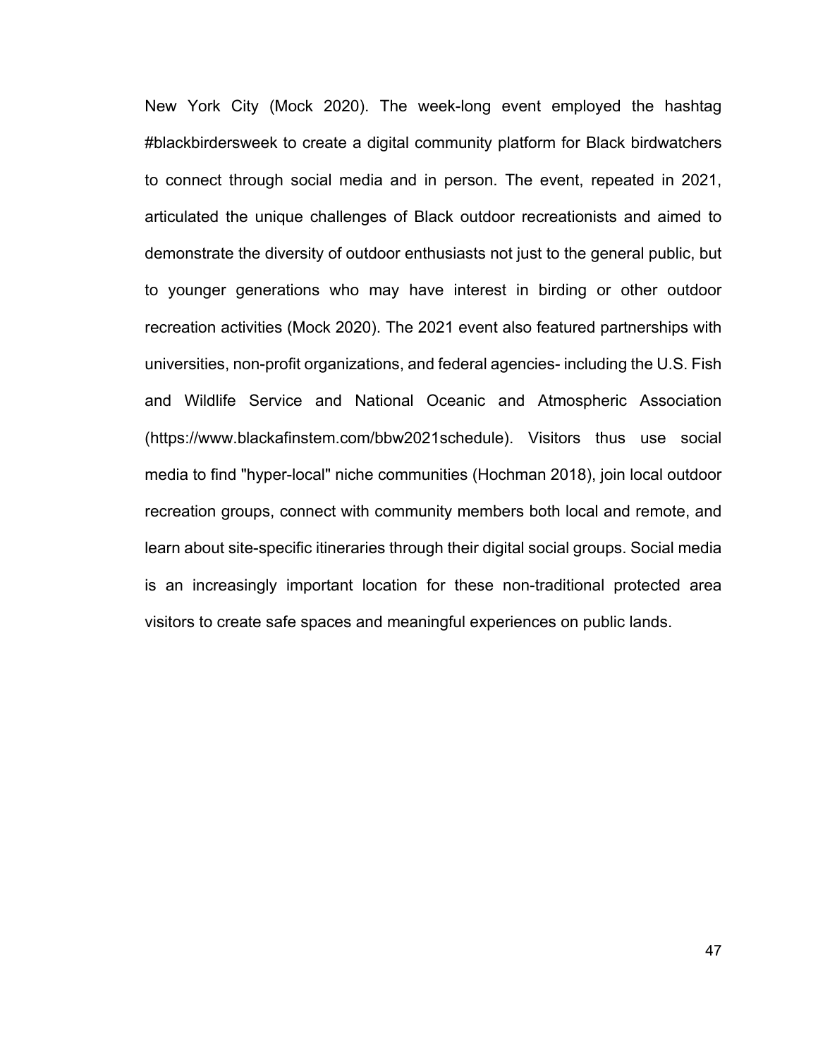New York City (Mock 2020). The week-long event employed the hashtag #blackbirdersweek to create a digital community platform for Black birdwatchers to connect through social media and in person. The event, repeated in 2021, articulated the unique challenges of Black outdoor recreationists and aimed to demonstrate the diversity of outdoor enthusiasts not just to the general public, but to younger generations who may have interest in birding or other outdoor recreation activities (Mock 2020). The 2021 event also featured partnerships with universities, non-profit organizations, and federal agencies- including the U.S. Fish and Wildlife Service and National Oceanic and Atmospheric Association (https://www.blackafinstem.com/bbw2021schedule). Visitors thus use social media to find "hyper-local" niche communities (Hochman 2018), join local outdoor recreation groups, connect with community members both local and remote, and learn about site-specific itineraries through their digital social groups. Social media is an increasingly important location for these non-traditional protected area visitors to create safe spaces and meaningful experiences on public lands.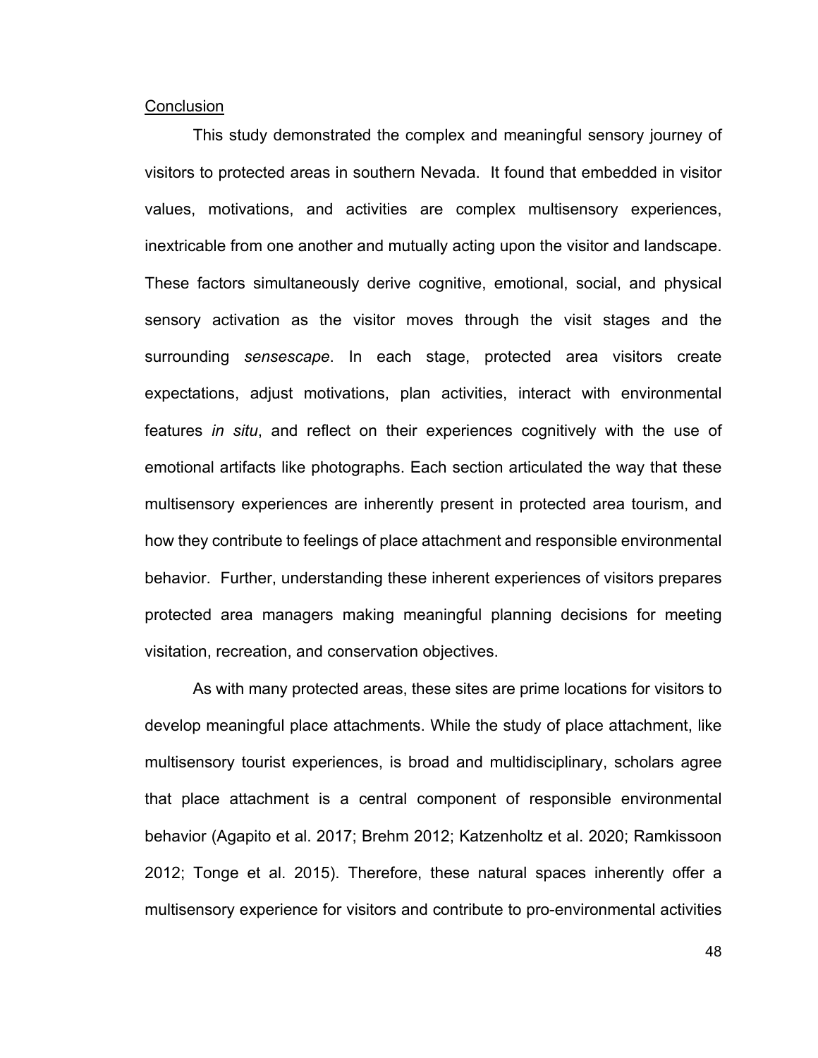## Conclusion

This study demonstrated the complex and meaningful sensory journey of visitors to protected areas in southern Nevada. It found that embedded in visitor values, motivations, and activities are complex multisensory experiences, inextricable from one another and mutually acting upon the visitor and landscape. These factors simultaneously derive cognitive, emotional, social, and physical sensory activation as the visitor moves through the visit stages and the surrounding *sensescape*. In each stage, protected area visitors create expectations, adjust motivations, plan activities, interact with environmental features *in situ*, and reflect on their experiences cognitively with the use of emotional artifacts like photographs. Each section articulated the way that these multisensory experiences are inherently present in protected area tourism, and how they contribute to feelings of place attachment and responsible environmental behavior. Further, understanding these inherent experiences of visitors prepares protected area managers making meaningful planning decisions for meeting visitation, recreation, and conservation objectives.

As with many protected areas, these sites are prime locations for visitors to develop meaningful place attachments. While the study of place attachment, like multisensory tourist experiences, is broad and multidisciplinary, scholars agree that place attachment is a central component of responsible environmental behavior (Agapito et al. 2017; Brehm 2012; Katzenholtz et al. 2020; Ramkissoon 2012; Tonge et al. 2015). Therefore, these natural spaces inherently offer a multisensory experience for visitors and contribute to pro-environmental activities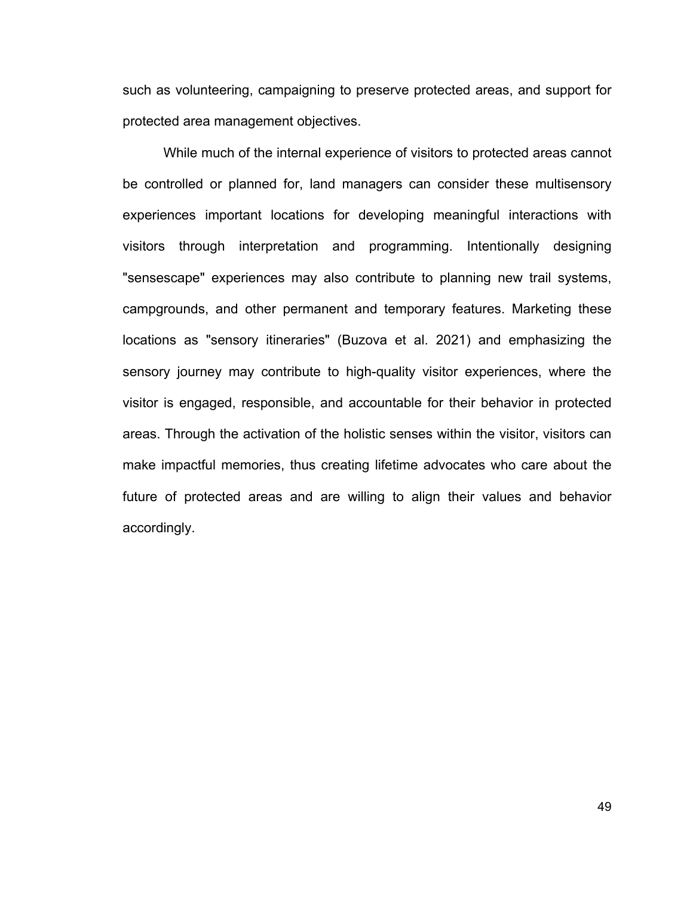such as volunteering, campaigning to preserve protected areas, and support for protected area management objectives.

While much of the internal experience of visitors to protected areas cannot be controlled or planned for, land managers can consider these multisensory experiences important locations for developing meaningful interactions with visitors through interpretation and programming. Intentionally designing "sensescape" experiences may also contribute to planning new trail systems, campgrounds, and other permanent and temporary features. Marketing these locations as "sensory itineraries" (Buzova et al. 2021) and emphasizing the sensory journey may contribute to high-quality visitor experiences, where the visitor is engaged, responsible, and accountable for their behavior in protected areas. Through the activation of the holistic senses within the visitor, visitors can make impactful memories, thus creating lifetime advocates who care about the future of protected areas and are willing to align their values and behavior accordingly.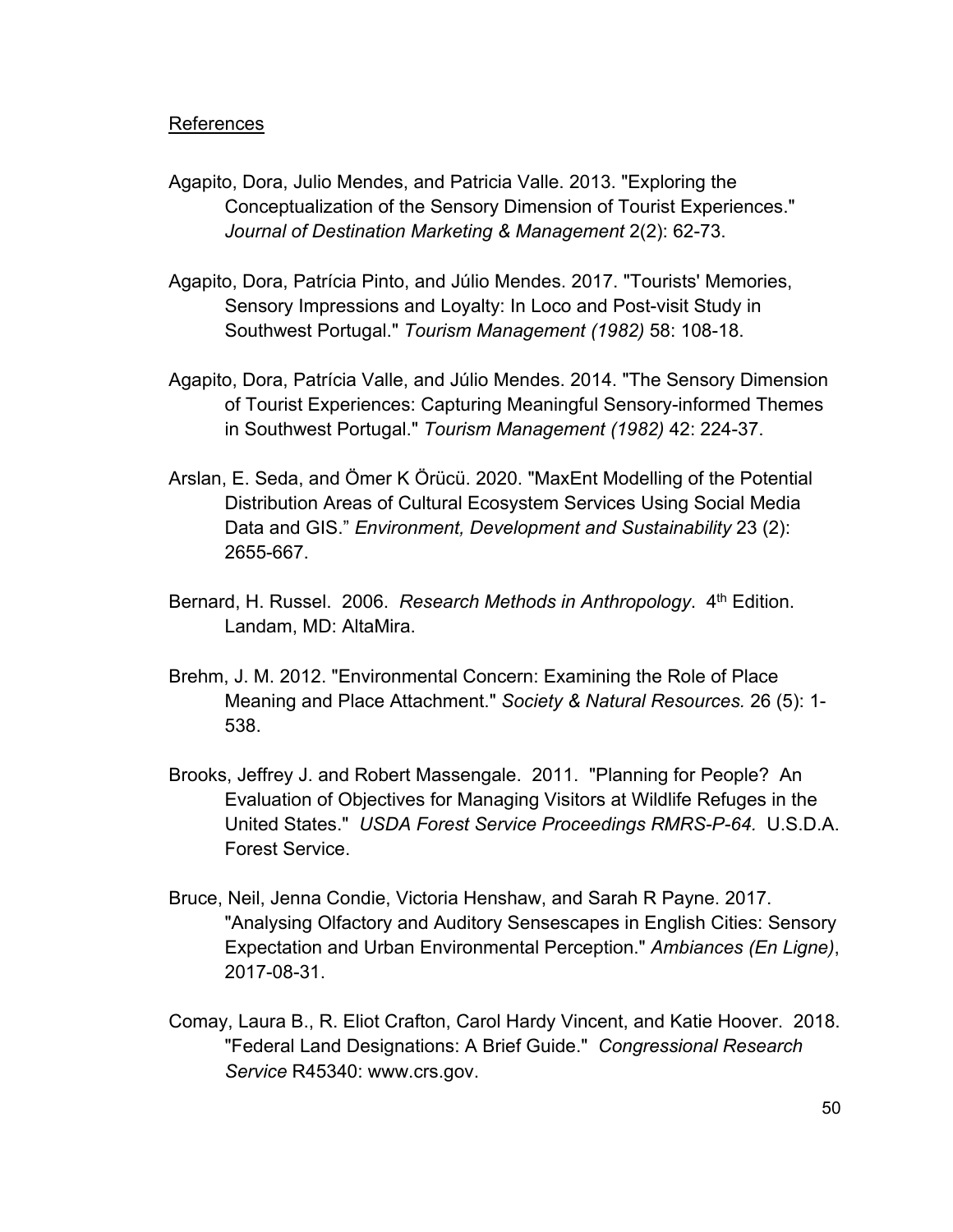References

Agapito, Dora, Julio Mendes, and Patricia Valle. 2013. "Exploring the Conceptualization of the Sensory Dimension of Tourist Experiences." *Journal of Destination Marketing & Management* 2(2): 62-73.

Agapito, Dora, Patrícia Pinto, and Júlio Mendes. 2017. "Tourists' Memories, Sensory Impressions and Loyalty: In Loco and Post-visit Study in Southwest Portugal." *Tourism Management (1982)* 58: 108-18.

Agapito, Dora, Patrícia Valle, and Júlio Mendes. 2014. "The Sensory Dimension of Tourist Experiences: Capturing Meaningful Sensory-informed Themes in Southwest Portugal." *Tourism Management (1982)* 42: 224-37.

Arslan, E. Seda, and Ömer K Örücü. 2020. "MaxEnt Modelling of the Potential Distribution Areas of Cultural Ecosystem Services Using Social Media Data and GIS." *Environment, Development and Sustainability* 23 (2): 2655-667.

Bernard, H. Russel. 2006. *Research Methods in Anthropology*. 4th Edition. Landam, MD: AltaMira.

Brehm, J. M. 2012. "Environmental Concern: Examining the Role of Place Meaning and Place Attachment." *Society & Natural Resources.* 26 (5): 1-538.

Brooks, Jeffrey J. and Robert Massengale. 2011. "Planning for People? An Evaluation of Objectives for Managing Visitors at Wildlife Refuges in the United States." *USDA Forest Service Proceedings RMRS-P-64.* U.S.D.A. Forest Service.

Bruce, Neil, Jenna Condie, Victoria Henshaw, and Sarah R Payne. 2017. "Analysing Olfactory and Auditory Sensescapes in English Cities: Sensory Expectation and Urban Environmental Perception." *Ambiances (En Ligne)*, 2017-08-31.

Comay, Laura B., R. Eliot Crafton, Carol Hardy Vincent, and Katie Hoover. 2018. "Federal Land Designations: A Brief Guide." *Congressional Research Service* R45340: www.crs.gov.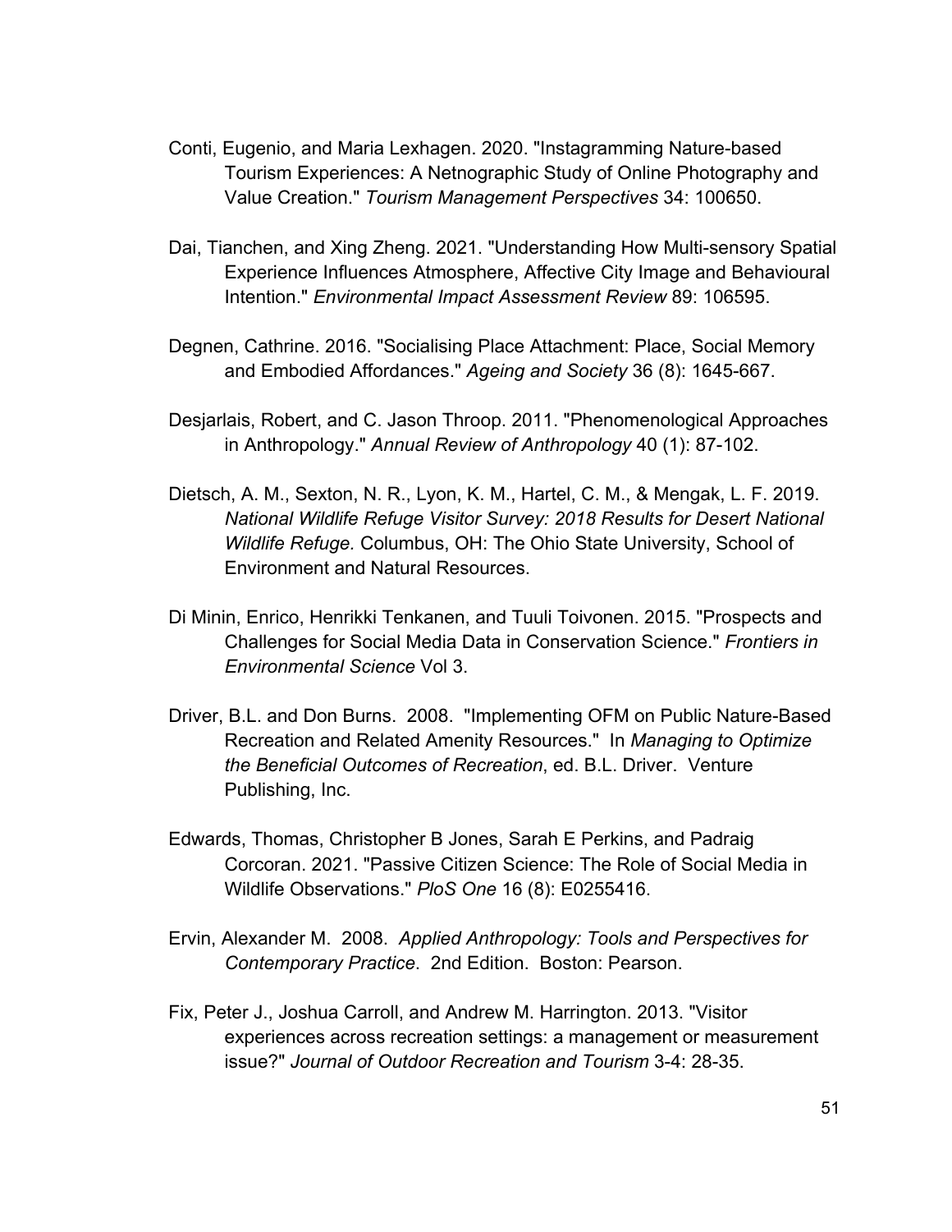Conti, Eugenio, and Maria Lexhagen. 2020. "Instagramming Nature-based Tourism Experiences: A Netnographic Study of Online Photography and Value Creation." *Tourism Management Perspectives* 34: 100650.

Dai, Tianchen, and Xing Zheng. 2021. "Understanding How Multi-sensory Spatial Experience Influences Atmosphere, Affective City Image and Behavioural Intention." *Environmental Impact Assessment Review* 89: 106595.

Degnen, Cathrine. 2016. "Socialising Place Attachment: Place, Social Memory and Embodied Affordances." *Ageing and Society* 36 (8): 1645-667.

Desjarlais, Robert, and C. Jason Throop. 2011. "Phenomenological Approaches in Anthropology." *Annual Review of Anthropology* 40 (1): 87-102.

Dietsch, A. M., Sexton, N. R., Lyon, K. M., Hartel, C. M., & Mengak, L. F. 2019. *National Wildlife Refuge Visitor Survey: 2018 Results for Desert National Wildlife Refuge.* Columbus, OH: The Ohio State University, School of Environment and Natural Resources.

Di Minin, Enrico, Henrikki Tenkanen, and Tuuli Toivonen. 2015. "Prospects and Challenges for Social Media Data in Conservation Science." *Frontiers in Environmental Science* Vol 3.

Driver, B.L. and Don Burns. 2008. "Implementing OFM on Public Nature-Based Recreation and Related Amenity Resources." In *Managing to Optimize the Beneficial Outcomes of Recreation*, ed. B.L. Driver. Venture Publishing, Inc.

Edwards, Thomas, Christopher B Jones, Sarah E Perkins, and Padraig Corcoran. 2021. "Passive Citizen Science: The Role of Social Media in Wildlife Observations." *PloS One* 16 (8): E0255416.

Ervin, Alexander M. 2008. *Applied Anthropology: Tools and Perspectives for Contemporary Practice*. 2nd Edition. Boston: Pearson.

Fix, Peter J., Joshua Carroll, and Andrew M. Harrington. 2013. "Visitor experiences across recreation settings: a management or measurement issue?" *Journal of Outdoor Recreation and Tourism* 3-4: 28-35.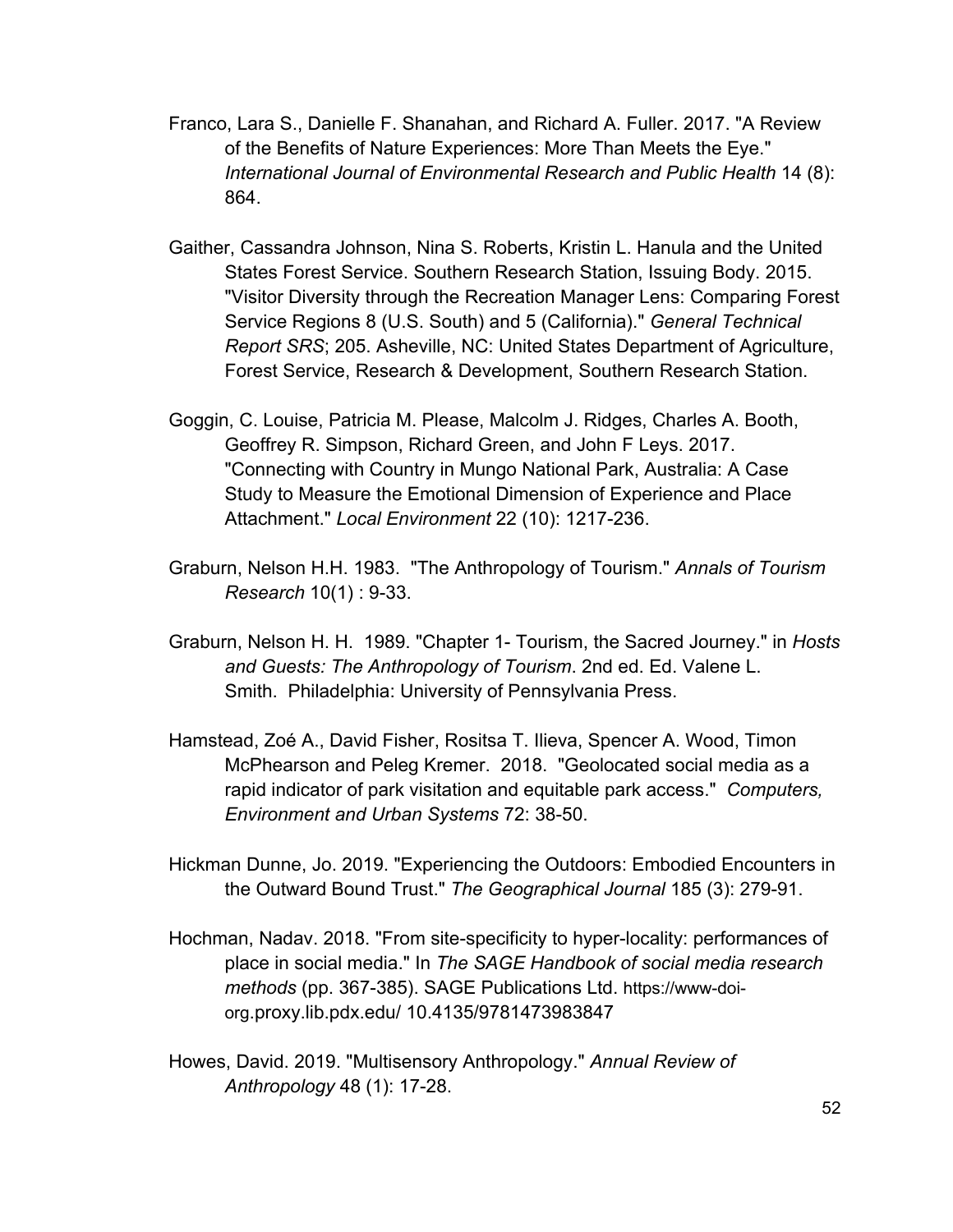Franco, Lara S., Danielle F. Shanahan, and Richard A. Fuller. 2017. "A Review of the Benefits of Nature Experiences: More Than Meets the Eye." *International Journal of Environmental Research and Public Health* 14 (8): 864.

Gaither, Cassandra Johnson, Nina S. Roberts, Kristin L. Hanula and the United States Forest Service. Southern Research Station, Issuing Body. 2015. "Visitor Diversity through the Recreation Manager Lens: Comparing Forest Service Regions 8 (U.S. South) and 5 (California)." *General Technical Report SRS*; 205. Asheville, NC: United States Department of Agriculture, Forest Service, Research & Development, Southern Research Station.

Goggin, C. Louise, Patricia M. Please, Malcolm J. Ridges, Charles A. Booth, Geoffrey R. Simpson, Richard Green, and John F Leys. 2017. "Connecting with Country in Mungo National Park, Australia: A Case Study to Measure the Emotional Dimension of Experience and Place Attachment." *Local Environment* 22 (10): 1217-236.

Graburn, Nelson H.H. 1983. "The Anthropology of Tourism." *Annals of Tourism Research* 10(1) : 9-33.

Graburn, Nelson H. H. 1989. "Chapter 1- Tourism, the Sacred Journey." in *Hosts and Guests: The Anthropology of Tourism*. 2nd ed. Ed. Valene L. Smith. Philadelphia: University of Pennsylvania Press.

Hamstead, Zoé A., David Fisher, Rositsa T. Ilieva, Spencer A. Wood, Timon McPhearson and Peleg Kremer. 2018. "Geolocated social media as a rapid indicator of park visitation and equitable park access." *Computers, Environment and Urban Systems* 72: 38-50.

Hickman Dunne, Jo. 2019. "Experiencing the Outdoors: Embodied Encounters in the Outward Bound Trust." *The Geographical Journal* 185 (3): 279-91.

Hochman, Nadav. 2018. "From site-specificity to hyper-locality: performances of place in social media." In *The SAGE Handbook of social media research methods* (pp. 367-385). SAGE Publications Ltd. https://www-doi-org.proxy.lib.pdx.edu/ 10.4135/9781473983847

Howes, David. 2019. "Multisensory Anthropology." *Annual Review of Anthropology* 48 (1): 17-28.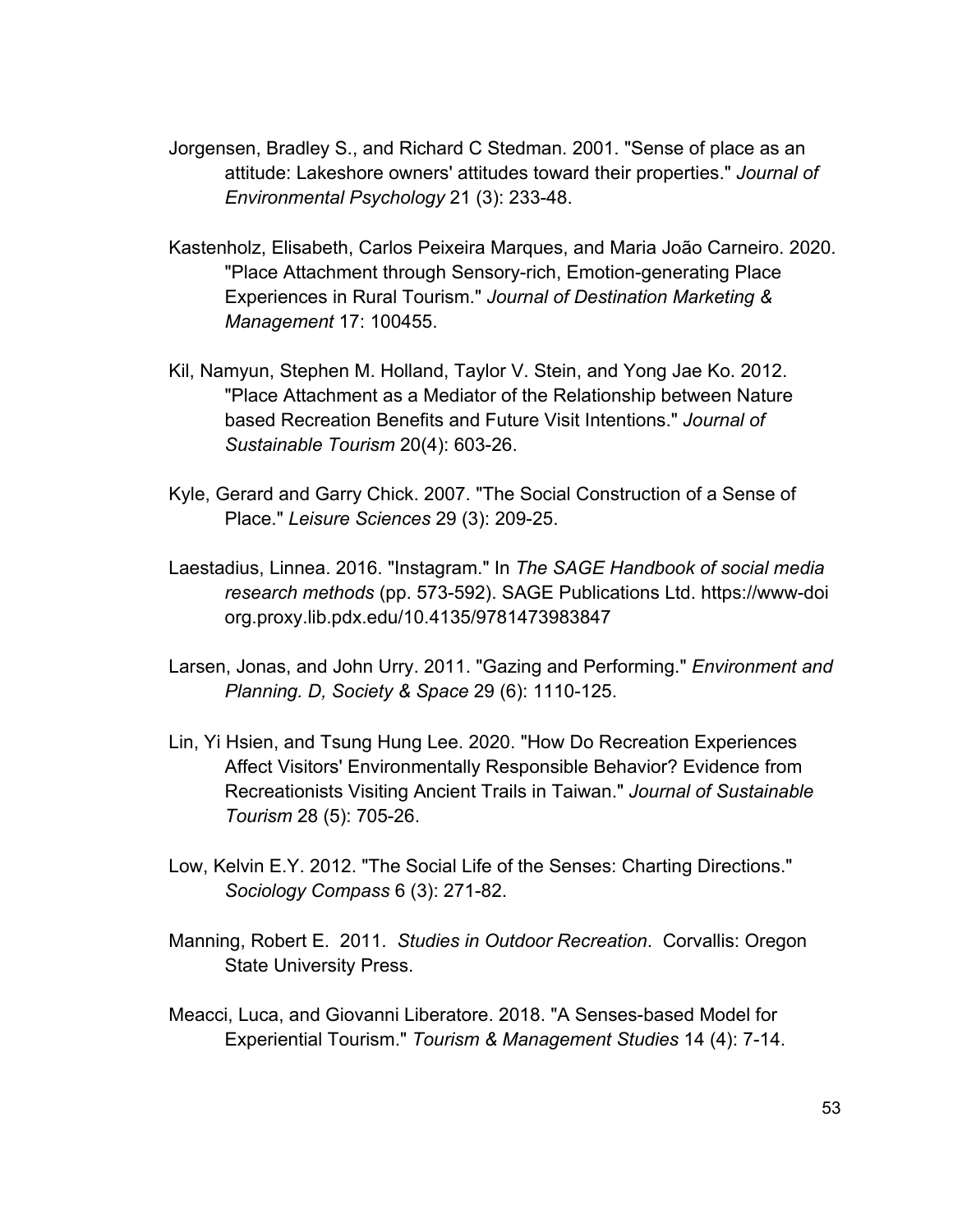Jorgensen, Bradley S., and Richard C Stedman. 2001. "Sense of place as an attitude: Lakeshore owners' attitudes toward their properties." *Journal of Environmental Psychology* 21 (3): 233-48.

Kastenholz, Elisabeth, Carlos Peixeira Marques, and Maria João Carneiro. 2020. "Place Attachment through Sensory-rich, Emotion-generating Place Experiences in Rural Tourism." *Journal of Destination Marketing & Management* 17: 100455.

Kil, Namyun, Stephen M. Holland, Taylor V. Stein, and Yong Jae Ko. 2012. "Place Attachment as a Mediator of the Relationship between Nature based Recreation Benefits and Future Visit Intentions." *Journal of Sustainable Tourism* 20(4): 603-26.

Kyle, Gerard and Garry Chick. 2007. "The Social Construction of a Sense of Place." *Leisure Sciences* 29 (3): 209-25.

Laestadius, Linnea. 2016. "Instagram." In *The SAGE Handbook of social media research methods* (pp. 573-592). SAGE Publications Ltd. https://www-doi org.proxy.lib.pdx.edu/10.4135/9781473983847

Larsen, Jonas, and John Urry. 2011. "Gazing and Performing." *Environment and Planning. D, Society & Space* 29 (6): 1110-125.

Lin, Yi Hsien, and Tsung Hung Lee. 2020. "How Do Recreation Experiences Affect Visitors' Environmentally Responsible Behavior? Evidence from Recreationists Visiting Ancient Trails in Taiwan." *Journal of Sustainable Tourism* 28 (5): 705-26.

Low, Kelvin E.Y. 2012. "The Social Life of the Senses: Charting Directions." *Sociology Compass* 6 (3): 271-82.

Manning, Robert E. 2011. *Studies in Outdoor Recreation*. Corvallis: Oregon State University Press.

Meacci, Luca, and Giovanni Liberatore. 2018. "A Senses-based Model for Experiential Tourism." *Tourism & Management Studies* 14 (4): 7-14.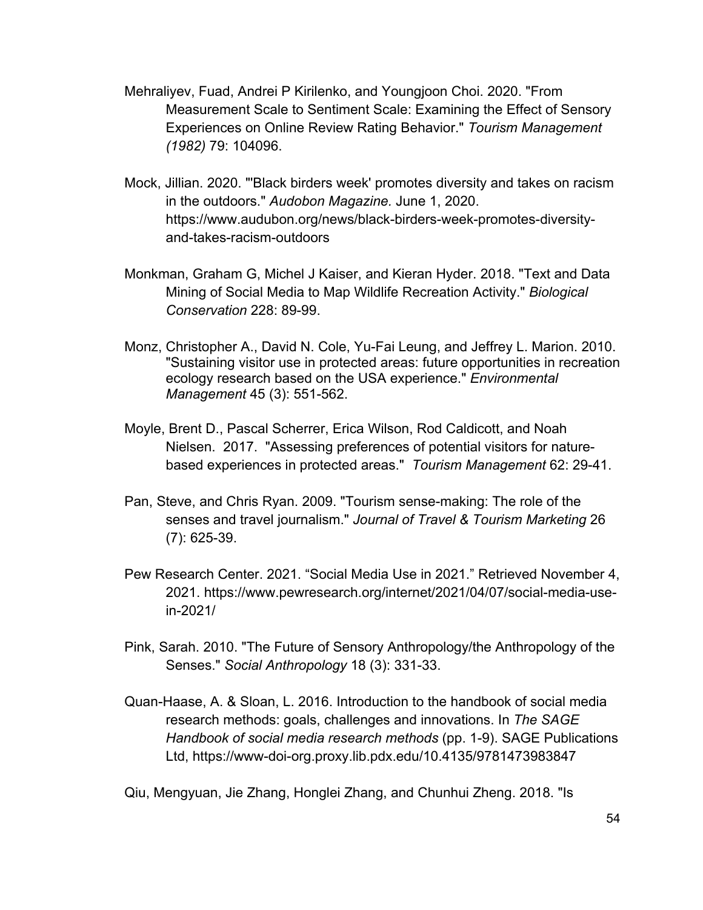Mehraliyev, Fuad, Andrei P Kirilenko, and Youngjoon Choi. 2020. "From Measurement Scale to Sentiment Scale: Examining the Effect of Sensory Experiences on Online Review Rating Behavior." *Tourism Management (1982)* 79: 104096.

Mock, Jillian. 2020. "'Black birders week' promotes diversity and takes on racism in the outdoors." *Audobon Magazine.* June 1, 2020. https://www.audubon.org/news/black-birders-week-promotes-diversity-and-takes-racism-outdoors

Monkman, Graham G, Michel J Kaiser, and Kieran Hyder. 2018. "Text and Data Mining of Social Media to Map Wildlife Recreation Activity." *Biological Conservation* 228: 89-99.

Monz, Christopher A., David N. Cole, Yu-Fai Leung, and Jeffrey L. Marion. 2010. "Sustaining visitor use in protected areas: future opportunities in recreation ecology research based on the USA experience." *Environmental Management* 45 (3): 551-562.

Moyle, Brent D., Pascal Scherrer, Erica Wilson, Rod Caldicott, and Noah Nielsen. 2017. "Assessing preferences of potential visitors for nature-based experiences in protected areas." *Tourism Management* 62: 29-41.

Pan, Steve, and Chris Ryan. 2009. "Tourism sense-making: The role of the senses and travel journalism." *Journal of Travel & Tourism Marketing* 26 (7): 625-39.

Pew Research Center. 2021. "Social Media Use in 2021." Retrieved November 4, 2021. https://www.pewresearch.org/internet/2021/04/07/social-media-use-in-2021/

Pink, Sarah. 2010. "The Future of Sensory Anthropology/the Anthropology of the Senses." *Social Anthropology* 18 (3): 331-33.

Quan-Haase, A. & Sloan, L. 2016. Introduction to the handbook of social media research methods: goals, challenges and innovations. In *The SAGE Handbook of social media research methods* (pp. 1-9). SAGE Publications Ltd, https://www-doi-org.proxy.lib.pdx.edu/10.4135/9781473983847

Qiu, Mengyuan, Jie Zhang, Honglei Zhang, and Chunhui Zheng. 2018. "Is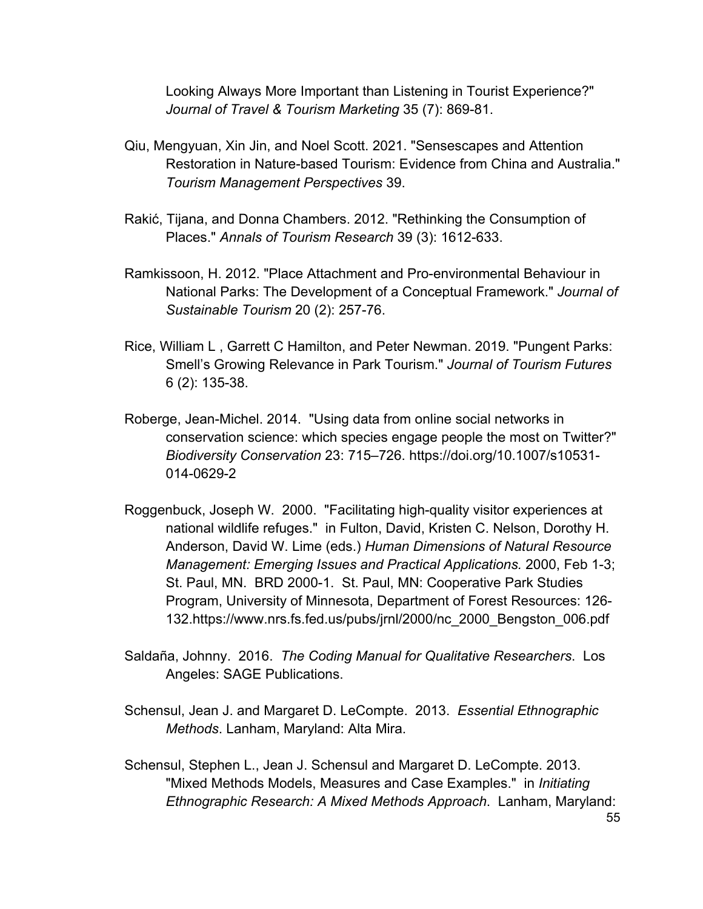Looking Always More Important than Listening in Tourist Experience?" *Journal of Travel & Tourism Marketing* 35 (7): 869-81.

Qiu, Mengyuan, Xin Jin, and Noel Scott. 2021. "Sensescapes and Attention Restoration in Nature-based Tourism: Evidence from China and Australia." *Tourism Management Perspectives* 39.

Rakić, Tijana, and Donna Chambers. 2012. "Rethinking the Consumption of Places." *Annals of Tourism Research* 39 (3): 1612-633.

Ramkissoon, H. 2012. "Place Attachment and Pro-environmental Behaviour in National Parks: The Development of a Conceptual Framework." *Journal of Sustainable Tourism* 20 (2): 257-76.

Rice, William L , Garrett C Hamilton, and Peter Newman. 2019. "Pungent Parks: Smell's Growing Relevance in Park Tourism." *Journal of Tourism Futures* 6 (2): 135-38.

Roberge, Jean-Michel. 2014. "Using data from online social networks in conservation science: which species engage people the most on Twitter?" *Biodiversity Conservation* 23: 715–726. https://doi.org/10.1007/s10531-014-0629-2

Roggenbuck, Joseph W. 2000. "Facilitating high-quality visitor experiences at national wildlife refuges." in Fulton, David, Kristen C. Nelson, Dorothy H. Anderson, David W. Lime (eds.) *Human Dimensions of Natural Resource Management: Emerging Issues and Practical Applications.* 2000, Feb 1-3; St. Paul, MN. BRD 2000-1. St. Paul, MN: Cooperative Park Studies Program, University of Minnesota, Department of Forest Resources: 126-132.https://www.nrs.fs.fed.us/pubs/jrnl/2000/nc_2000_Bengston_006.pdf

Saldaña, Johnny. 2016. *The Coding Manual for Qualitative Researchers*. Los Angeles: SAGE Publications.

Schensul, Jean J. and Margaret D. LeCompte. 2013. *Essential Ethnographic Methods*. Lanham, Maryland: Alta Mira.

Schensul, Stephen L., Jean J. Schensul and Margaret D. LeCompte. 2013. "Mixed Methods Models, Measures and Case Examples." in *Initiating Ethnographic Research: A Mixed Methods Approach*. Lanham, Maryland: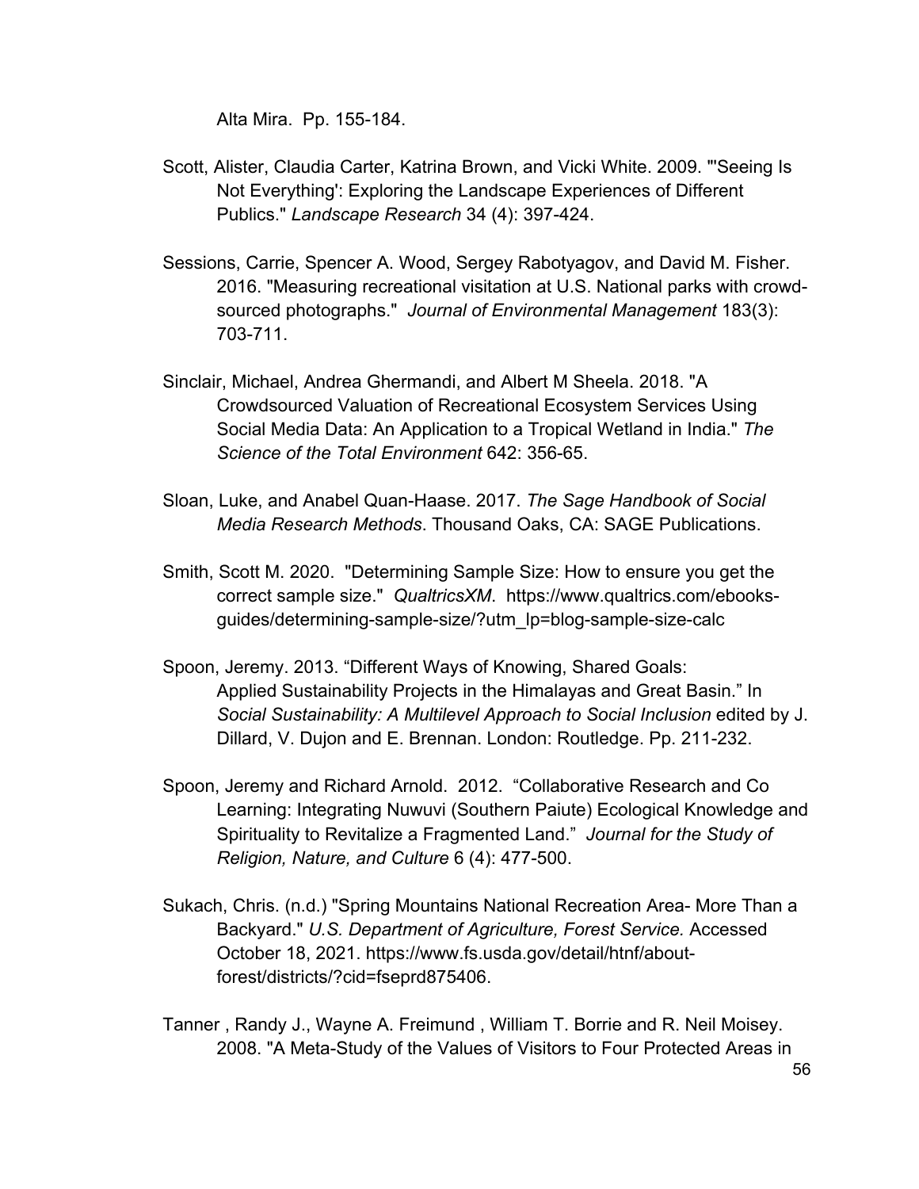Alta Mira. Pp. 155-184.

Scott, Alister, Claudia Carter, Katrina Brown, and Vicki White. 2009. "'Seeing Is Not Everything': Exploring the Landscape Experiences of Different Publics." *Landscape Research* 34 (4): 397-424.

Sessions, Carrie, Spencer A. Wood, Sergey Rabotyagov, and David M. Fisher. 2016. "Measuring recreational visitation at U.S. National parks with crowd-sourced photographs." *Journal of Environmental Management* 183(3): 703-711.

Sinclair, Michael, Andrea Ghermandi, and Albert M Sheela. 2018. "A Crowdsourced Valuation of Recreational Ecosystem Services Using Social Media Data: An Application to a Tropical Wetland in India." *The Science of the Total Environment* 642: 356-65.

Sloan, Luke, and Anabel Quan-Haase. 2017. *The Sage Handbook of Social Media Research Methods*. Thousand Oaks, CA: SAGE Publications.

Smith, Scott M. 2020. "Determining Sample Size: How to ensure you get the correct sample size." *QualtricsXM*. https://www.qualtrics.com/ebooks-guides/determining-sample-size/?utm_lp=blog-sample-size-calc

Spoon, Jeremy. 2013. "Different Ways of Knowing, Shared Goals: Applied Sustainability Projects in the Himalayas and Great Basin." In *Social Sustainability: A Multilevel Approach to Social Inclusion* edited by J. Dillard, V. Dujon and E. Brennan. London: Routledge. Pp. 211-232.

Spoon, Jeremy and Richard Arnold. 2012. "Collaborative Research and Co Learning: Integrating Nuwuvi (Southern Paiute) Ecological Knowledge and Spirituality to Revitalize a Fragmented Land." *Journal for the Study of Religion, Nature, and Culture* 6 (4): 477-500.

Sukach, Chris. (n.d.) "Spring Mountains National Recreation Area- More Than a Backyard." *U.S. Department of Agriculture, Forest Service.* Accessed October 18, 2021. https://www.fs.usda.gov/detail/htnf/about-forest/districts/?cid=fseprd875406.

Tanner , Randy J., Wayne A. Freimund , William T. Borrie and R. Neil Moisey. 2008. "A Meta-Study of the Values of Visitors to Four Protected Areas in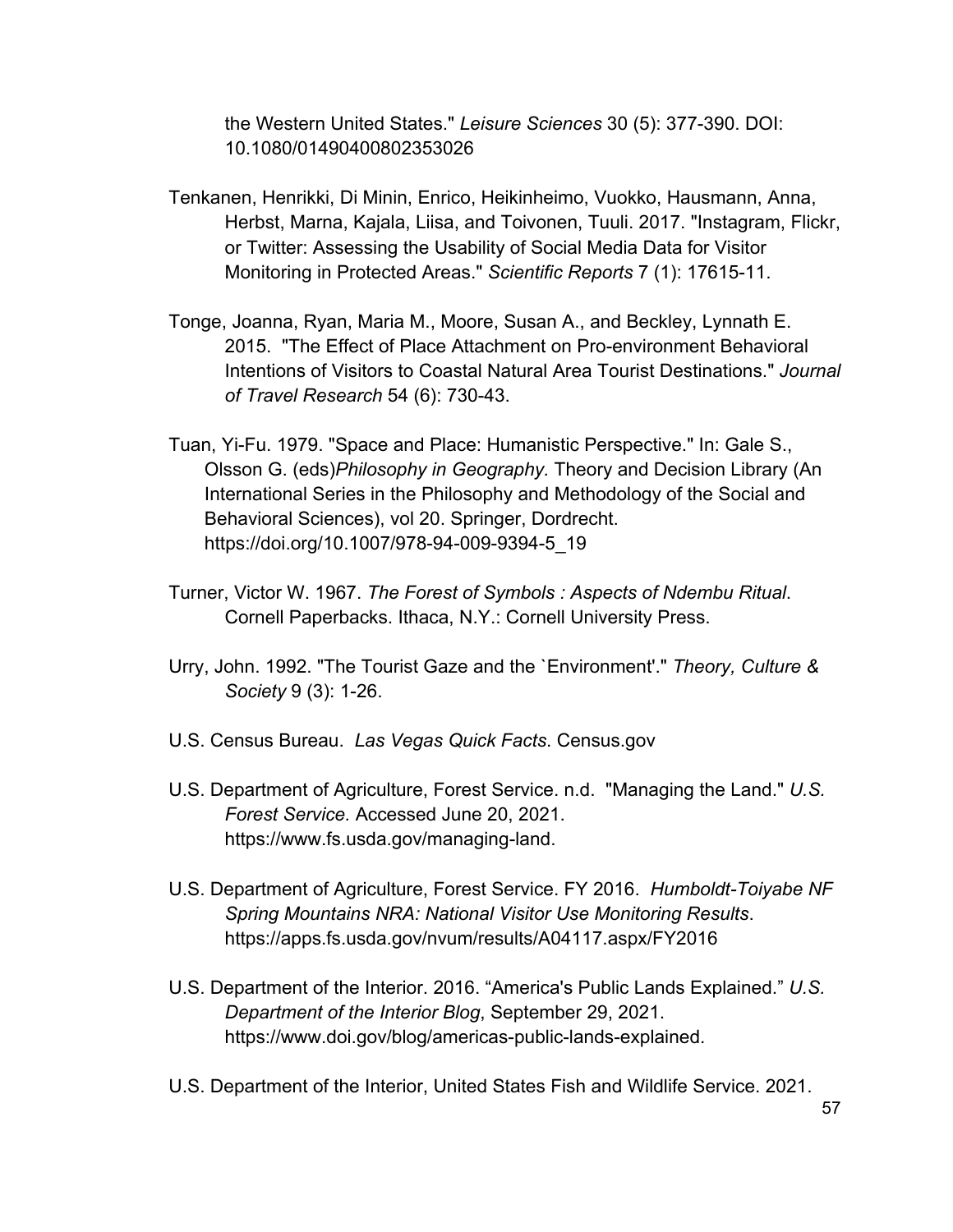the Western United States." *Leisure Sciences* 30 (5): 377-390. DOI: 10.1080/01490400802353026

Tenkanen, Henrikki, Di Minin, Enrico, Heikinheimo, Vuokko, Hausmann, Anna, Herbst, Marna, Kajala, Liisa, and Toivonen, Tuuli. 2017. "Instagram, Flickr, or Twitter: Assessing the Usability of Social Media Data for Visitor Monitoring in Protected Areas." *Scientific Reports* 7 (1): 17615-11.

Tonge, Joanna, Ryan, Maria M., Moore, Susan A., and Beckley, Lynnath E. 2015. "The Effect of Place Attachment on Pro-environment Behavioral Intentions of Visitors to Coastal Natural Area Tourist Destinations." *Journal of Travel Research* 54 (6): 730-43.

Tuan, Yi-Fu. 1979. "Space and Place: Humanistic Perspective." In: Gale S., Olsson G. (eds)*Philosophy in Geography.* Theory and Decision Library (An International Series in the Philosophy and Methodology of the Social and Behavioral Sciences), vol 20. Springer, Dordrecht. https://doi.org/10.1007/978-94-009-9394-5_19

Turner, Victor W. 1967. *The Forest of Symbols : Aspects of Ndembu Ritual*. Cornell Paperbacks. Ithaca, N.Y.: Cornell University Press.

Urry, John. 1992. "The Tourist Gaze and the `Environment'." *Theory, Culture & Society* 9 (3): 1-26.

U.S. Census Bureau. *Las Vegas Quick Facts*. Census.gov

U.S. Department of Agriculture, Forest Service. n.d. "Managing the Land." *U.S. Forest Service.* Accessed June 20, 2021. https://www.fs.usda.gov/managing-land.

U.S. Department of Agriculture, Forest Service. FY 2016. *Humboldt-Toiyabe NF Spring Mountains NRA: National Visitor Use Monitoring Results*. https://apps.fs.usda.gov/nvum/results/A04117.aspx/FY2016

U.S. Department of the Interior. 2016. "America's Public Lands Explained." *U.S. Department of the Interior Blog*, September 29, 2021. https://www.doi.gov/blog/americas-public-lands-explained.

U.S. Department of the Interior, United States Fish and Wildlife Service. 2021.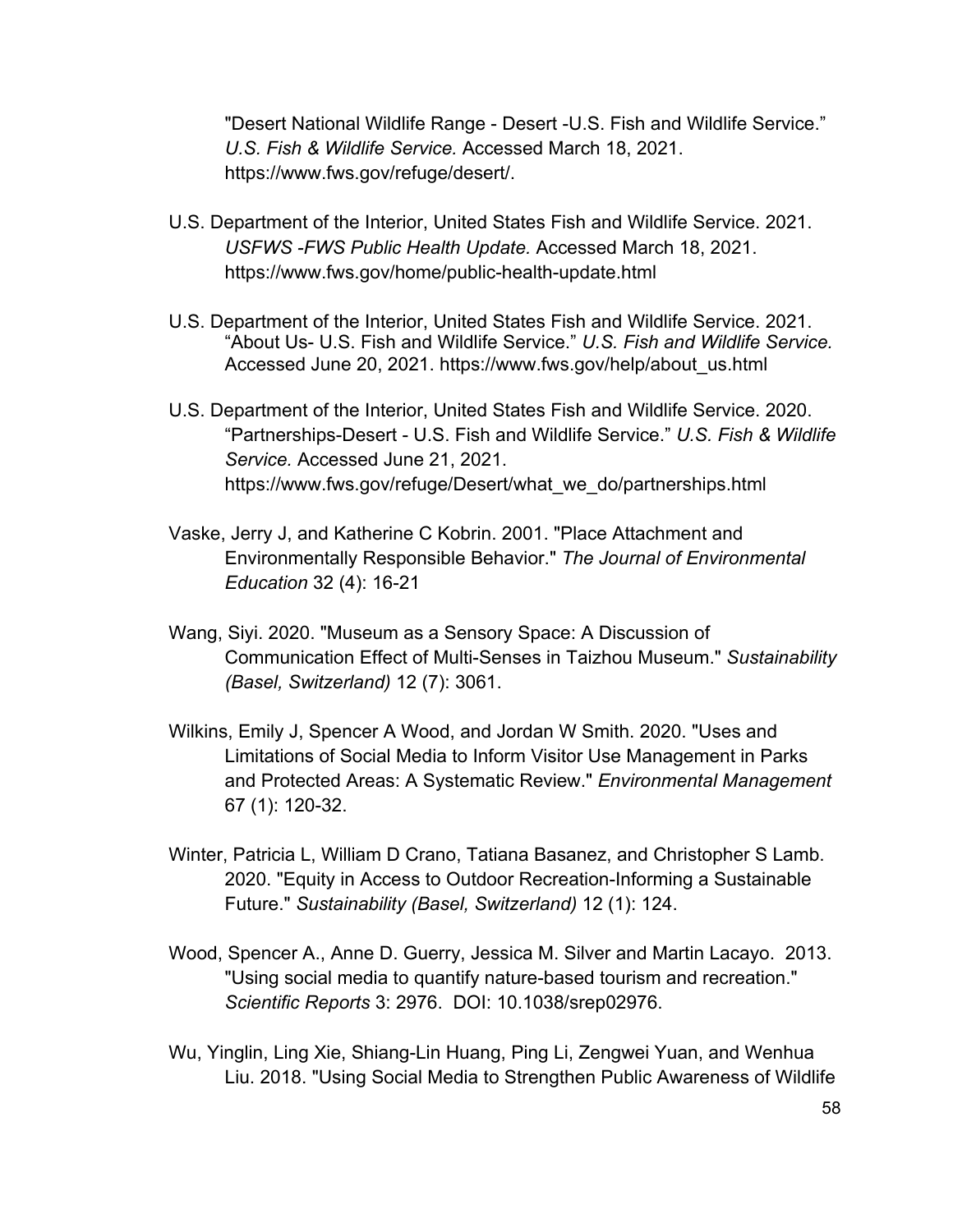"Desert National Wildlife Range - Desert -U.S. Fish and Wildlife Service." *U.S. Fish & Wildlife Service.* Accessed March 18, 2021. https://www.fws.gov/refuge/desert/.

U.S. Department of the Interior, United States Fish and Wildlife Service. 2021. *USFWS -FWS Public Health Update.* Accessed March 18, 2021. https://www.fws.gov/home/public-health-update.html

U.S. Department of the Interior, United States Fish and Wildlife Service. 2021. "About Us- U.S. Fish and Wildlife Service." *U.S. Fish and Wildlife Service.* Accessed June 20, 2021. https://www.fws.gov/help/about_us.html

U.S. Department of the Interior, United States Fish and Wildlife Service. 2020. "Partnerships-Desert - U.S. Fish and Wildlife Service." *U.S. Fish & Wildlife Service.* Accessed June 21, 2021. https://www.fws.gov/refuge/Desert/what_we_do/partnerships.html

Vaske, Jerry J, and Katherine C Kobrin. 2001. "Place Attachment and Environmentally Responsible Behavior." *The Journal of Environmental Education* 32 (4): 16-21

Wang, Siyi. 2020. "Museum as a Sensory Space: A Discussion of Communication Effect of Multi-Senses in Taizhou Museum." *Sustainability (Basel, Switzerland)* 12 (7): 3061.

Wilkins, Emily J, Spencer A Wood, and Jordan W Smith. 2020. "Uses and Limitations of Social Media to Inform Visitor Use Management in Parks and Protected Areas: A Systematic Review." *Environmental Management* 67 (1): 120-32.

Winter, Patricia L, William D Crano, Tatiana Basanez, and Christopher S Lamb. 2020. "Equity in Access to Outdoor Recreation-Informing a Sustainable Future." *Sustainability (Basel, Switzerland)* 12 (1): 124.

Wood, Spencer A., Anne D. Guerry, Jessica M. Silver and Martin Lacayo. 2013. "Using social media to quantify nature-based tourism and recreation." *Scientific Reports* 3: 2976. DOI: 10.1038/srep02976.

Wu, Yinglin, Ling Xie, Shiang-Lin Huang, Ping Li, Zengwei Yuan, and Wenhua Liu. 2018. "Using Social Media to Strengthen Public Awareness of Wildlife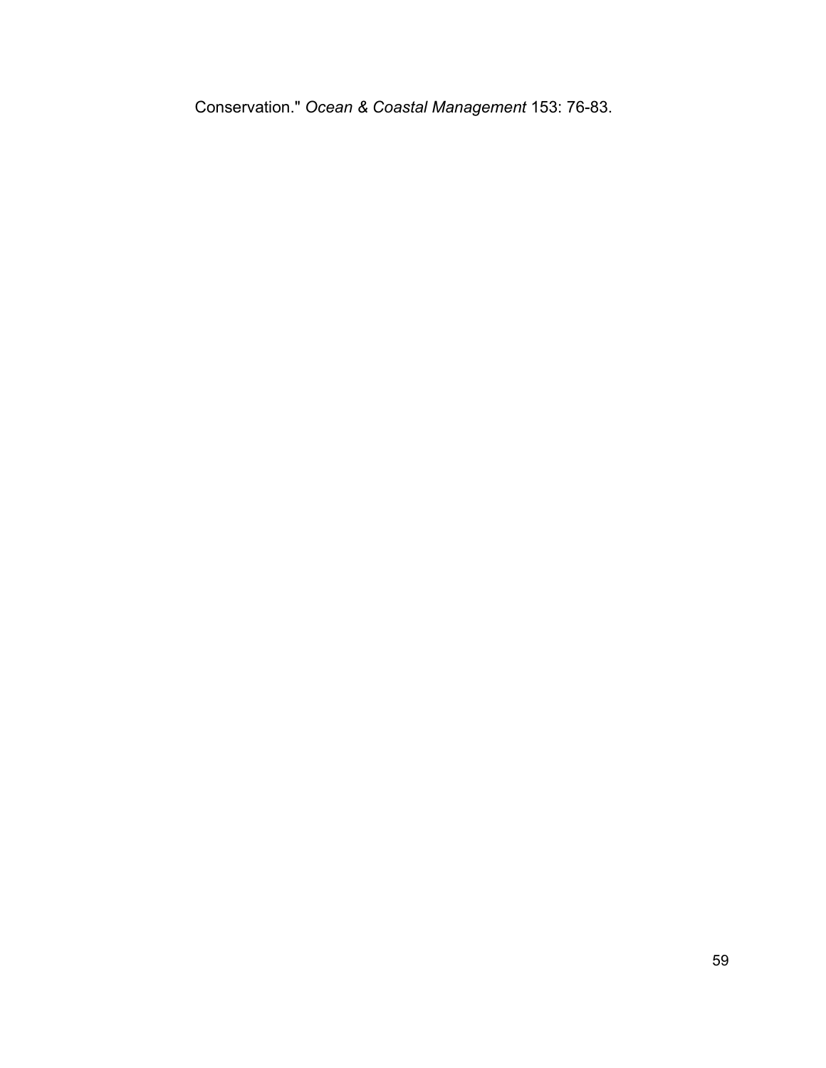Conservation." *Ocean & Coastal Management* 153: 76-83.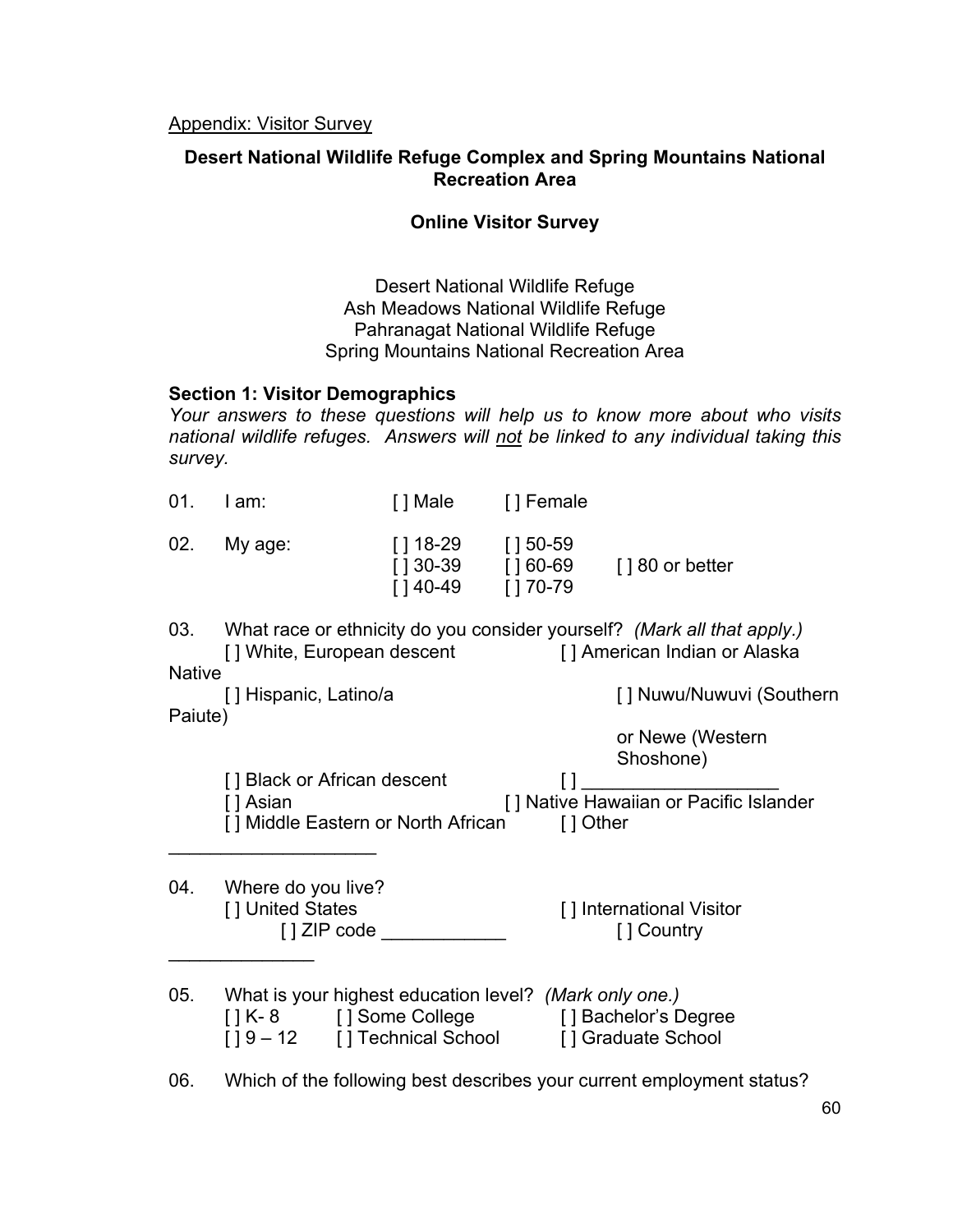Appendix: Visitor Survey

**Desert National Wildlife Refuge Complex and Spring Mountains National Recreation Area**

**Online Visitor Survey**

Desert National Wildlife Refuge
Ash Meadows National Wildlife Refuge
Pahranagat National Wildlife Refuge
Spring Mountains National Recreation Area

**Section 1: Visitor Demographics**

*Your answers to these questions will help us to know more about who visits national wildlife refuges. Answers will not be linked to any individual taking this survey.*

01. I am: [ ] Male [ ] Female

02. My age:
[ ] 18-29
[ ] 30-39
[ ] 40-49
[ ] 50-59
[ ] 60-69
[ ] 70-79
[ ] 80 or better

03. What race or ethnicity do you consider yourself? *(Mark all that apply.)*
[ ] White, European descent
[ ] Hispanic, Latino/a
[ ] Black or African descent
[ ] Asian
[ ] Middle Eastern or North African
[ ] American Indian or Alaska Native
[ ] Nuwu/Nuwuvi (Southern Paiute) or Newe (Western Shoshone)
[ ] ___________________
[ ] Native Hawaiian or Pacific Islander
[ ] Other ____________________

04. Where do you live?
[ ] United States
[ ] ZIP code ____________
[ ] International Visitor
[ ] Country ______________

05. What is your highest education level? *(Mark only one.)*
[ ] K- 8
[ ] 9 – 12
[ ] Some College
[ ] Technical School
[ ] Bachelor's Degree
[ ] Graduate School

06. Which of the following best describes your current employment status?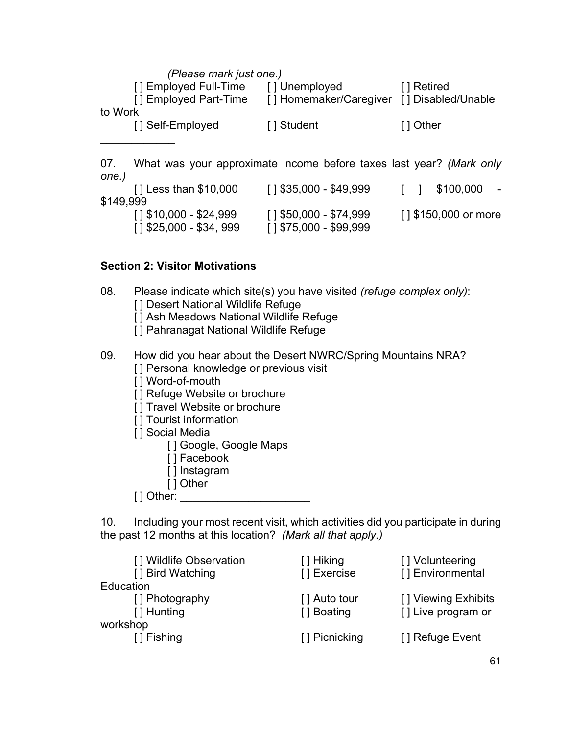*(Please mark just one.)*

[ ] Employed Full-Time [ ] Unemployed [ ] Retired
[ ] Employed Part-Time [ ] Homemaker/Caregiver [ ] Disabled/Unable to Work
[ ] Self-Employed [ ] Student [ ] Other ____________

07. What was your approximate income before taxes last year? *(Mark only one.)*

[ ] Less than $10,000 [ ] $35,000 - $49,999 [ ] $100,000 - $149,999
[ ] $10,000 - $24,999 [ ] $50,000 - $74,999 [ ] $150,000 or more
[ ] $25,000 - $34, 999 [ ] $75,000 - $99,999

### Section 2: Visitor Motivations

08. Please indicate which site(s) you have visited *(refuge complex only)*:
    - [ ] Desert National Wildlife Refuge
    - [ ] Ash Meadows National Wildlife Refuge
    - [ ] Pahranagat National Wildlife Refuge

09. How did you hear about the Desert NWRC/Spring Mountains NRA?
    - [ ] Personal knowledge or previous visit
    - [ ] Word-of-mouth
    - [ ] Refuge Website or brochure
    - [ ] Travel Website or brochure
    - [ ] Tourist information
    - [ ] Social Media
        - [ ] Google, Google Maps
        - [ ] Facebook
        - [ ] Instagram
        - [ ] Other
    - [ ] Other: ____________________

10. Including your most recent visit, which activities did you participate in during the past 12 months at this location? *(Mark all that apply.)*

[ ] Wildlife Observation [ ] Hiking [ ] Volunteering
[ ] Bird Watching [ ] Exercise [ ] Environmental Education
[ ] Photography [ ] Auto tour [ ] Viewing Exhibits
[ ] Hunting [ ] Boating [ ] Live program or workshop
[ ] Fishing [ ] Picnicking [ ] Refuge Event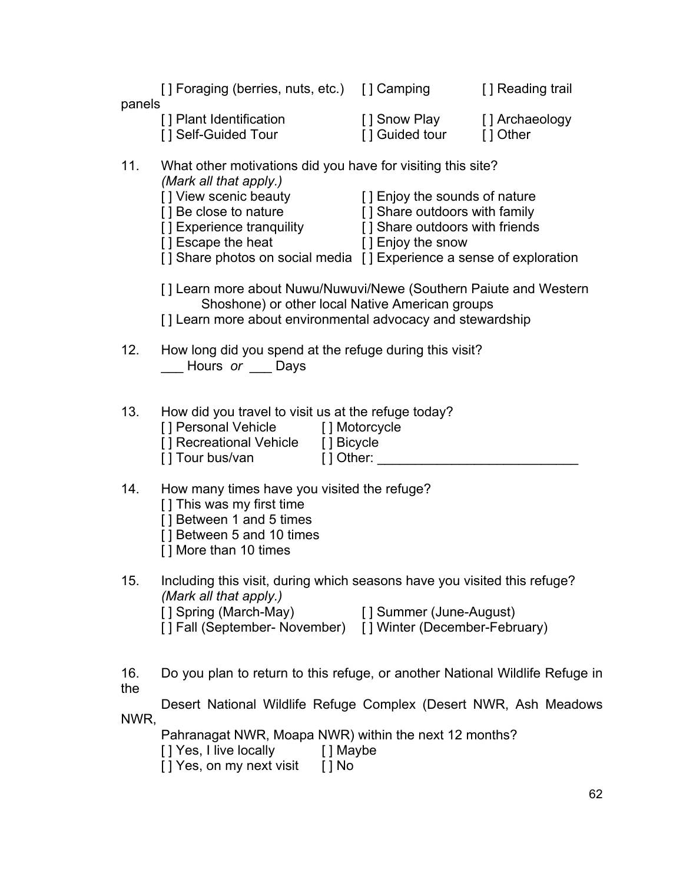[ ] Foraging (berries, nuts, etc.) [ ] Camping [ ] Reading trail panels
[ ] Plant Identification [ ] Snow Play [ ] Archaeology
[ ] Self-Guided Tour [ ] Guided tour [ ] Other

11. What other motivations did you have for visiting this site?
*(Mark all that apply.)*
[ ] View scenic beauty [ ] Enjoy the sounds of nature
[ ] Be close to nature [ ] Share outdoors with family
[ ] Experience tranquility [ ] Share outdoors with friends
[ ] Escape the heat [ ] Enjoy the snow
[ ] Share photos on social media [ ] Experience a sense of exploration

[ ] Learn more about Nuwu/Nuwuvi/Newe (Southern Paiute and Western Shoshone) or other local Native American groups
[ ] Learn more about environmental advocacy and stewardship

12. How long did you spend at the refuge during this visit?
___ Hours *or* ___ Days

13. How did you travel to visit us at the refuge today?
[ ] Personal Vehicle [ ] Motorcycle
[ ] Recreational Vehicle [ ] Bicycle
[ ] Tour bus/van [ ] Other: ___________________________

14. How many times have you visited the refuge?
[ ] This was my first time
[ ] Between 1 and 5 times
[ ] Between 5 and 10 times
[ ] More than 10 times

15. Including this visit, during which seasons have you visited this refuge?
*(Mark all that apply.)*
[ ] Spring (March-May) [ ] Summer (June-August)
[ ] Fall (September- November) [ ] Winter (December-February)

16. Do you plan to return to this refuge, or another National Wildlife Refuge in the Desert National Wildlife Refuge Complex (Desert NWR, Ash Meadows NWR, Pahranagat NWR, Moapa NWR) within the next 12 months?
[ ] Yes, I live locally [ ] Maybe
[ ] Yes, on my next visit [ ] No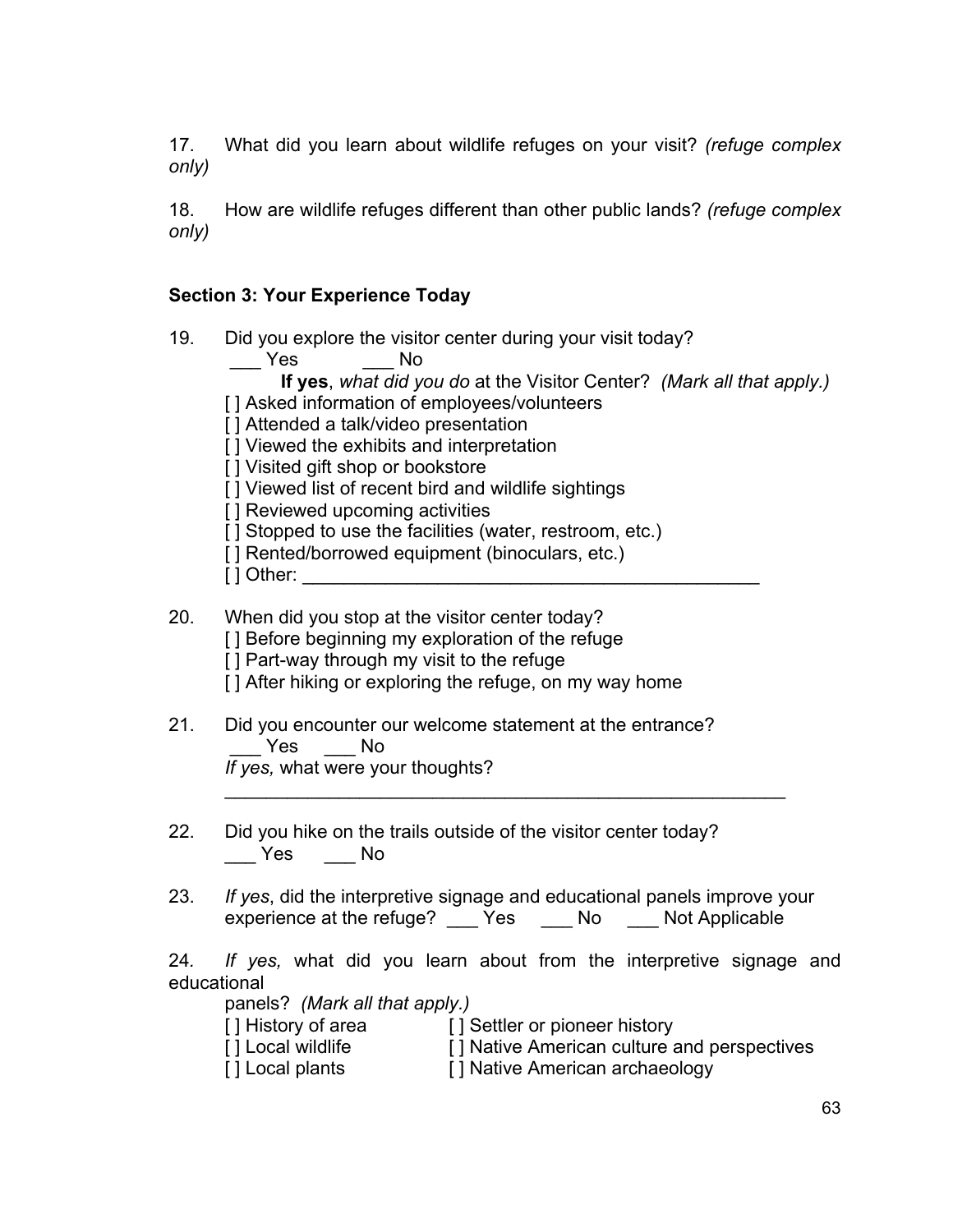17. What did you learn about wildlife refuges on your visit? *(refuge complex only)*

18. How are wildlife refuges different than other public lands? *(refuge complex only)*

**Section 3: Your Experience Today**

19. Did you explore the visitor center during your visit today?
 ___ Yes ___ No
 **If yes**, *what did you do* at the Visitor Center? *(Mark all that apply.)*
 [ ] Asked information of employees/volunteers
 [ ] Attended a talk/video presentation
 [ ] Viewed the exhibits and interpretation
 [ ] Visited gift shop or bookstore
 [ ] Viewed list of recent bird and wildlife sightings
 [ ] Reviewed upcoming activities
 [ ] Stopped to use the facilities (water, restroom, etc.)
 [ ] Rented/borrowed equipment (binoculars, etc.)
 [ ] Other: _______________________________________________

20. When did you stop at the visitor center today?
 [ ] Before beginning my exploration of the refuge
 [ ] Part-way through my visit to the refuge
 [ ] After hiking or exploring the refuge, on my way home

21. Did you encounter our welcome statement at the entrance?
 ___ Yes ___ No
 *If yes,* what were your thoughts?
 ___________________________________________________________

22. Did you hike on the trails outside of the visitor center today?
 ___ Yes ___ No

23. *If yes*, did the interpretive signage and educational panels improve your experience at the refuge? ___ Yes ___ No ___ Not Applicable

24. *If yes,* what did you learn about from the interpretive signage and educational panels? *(Mark all that apply.)*
 [ ] History of area [ ] Settler or pioneer history
 [ ] Local wildlife [ ] Native American culture and perspectives
 [ ] Local plants [ ] Native American archaeology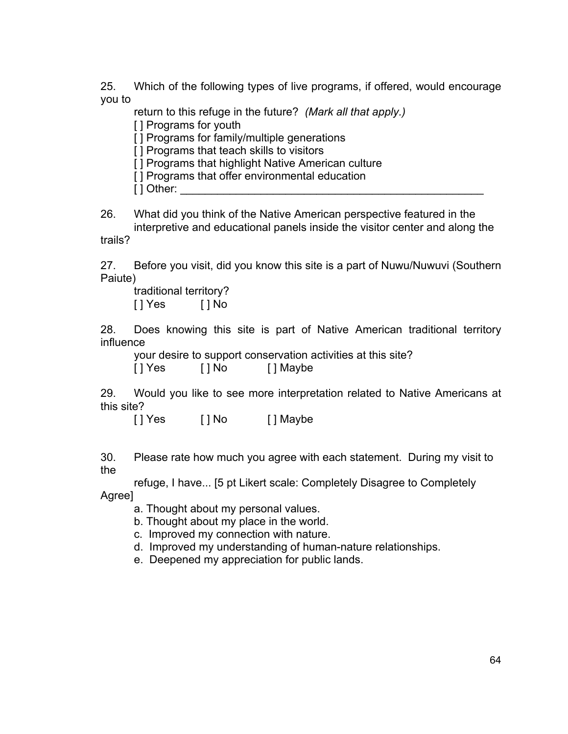25. Which of the following types of live programs, if offered, would encourage you to return to this refuge in the future? *(Mark all that apply.)*

[ ] Programs for youth
[ ] Programs for family/multiple generations
[ ] Programs that teach skills to visitors
[ ] Programs that highlight Native American culture
[ ] Programs that offer environmental education
[ ] Other: ___________________________________________________

26. What did you think of the Native American perspective featured in the interpretive and educational panels inside the visitor center and along the trails?

27. Before you visit, did you know this site is a part of Nuwu/Nuwuvi (Southern Paiute) traditional territory?

[ ] Yes [ ] No

28. Does knowing this site is part of Native American traditional territory influence your desire to support conservation activities at this site?

[ ] Yes [ ] No [ ] Maybe

29. Would you like to see more interpretation related to Native Americans at this site?

[ ] Yes [ ] No [ ] Maybe

30. Please rate how much you agree with each statement. During my visit to the refuge, I have... [5 pt Likert scale: Completely Disagree to Completely Agree]

a. Thought about my personal values.
b. Thought about my place in the world.
c. Improved my connection with nature.
d. Improved my understanding of human-nature relationships.
e. Deepened my appreciation for public lands.